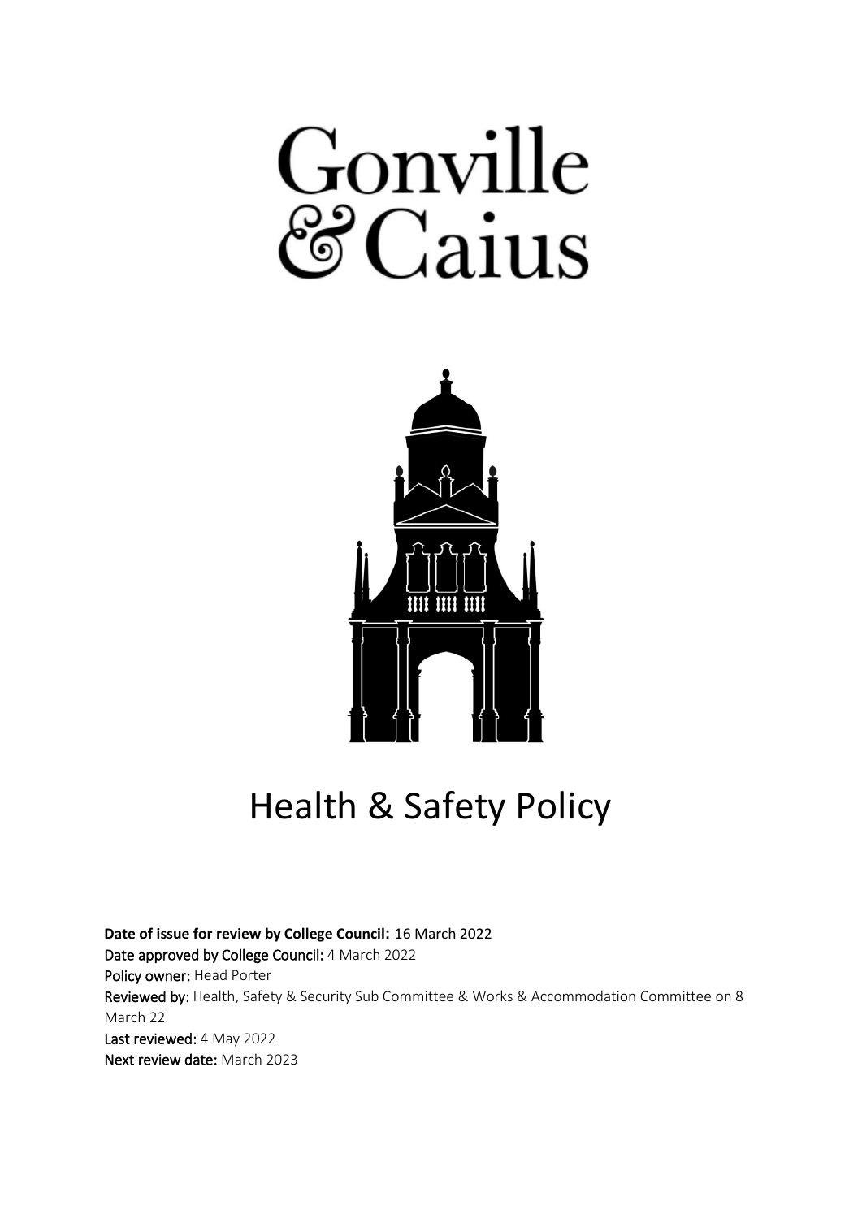# Gonville & Caius

# Health & Safety Policy

**Date of issue for review by College Council:** 16 March 2022
**Date approved by College Council:** 4 March 2022
**Policy owner:** Head Porter
**Reviewed by:** Health, Safety & Security Sub Committee & Works & Accommodation Committee on 8 March 22
**Last reviewed:** 4 May 2022
**Next review date:** March 2023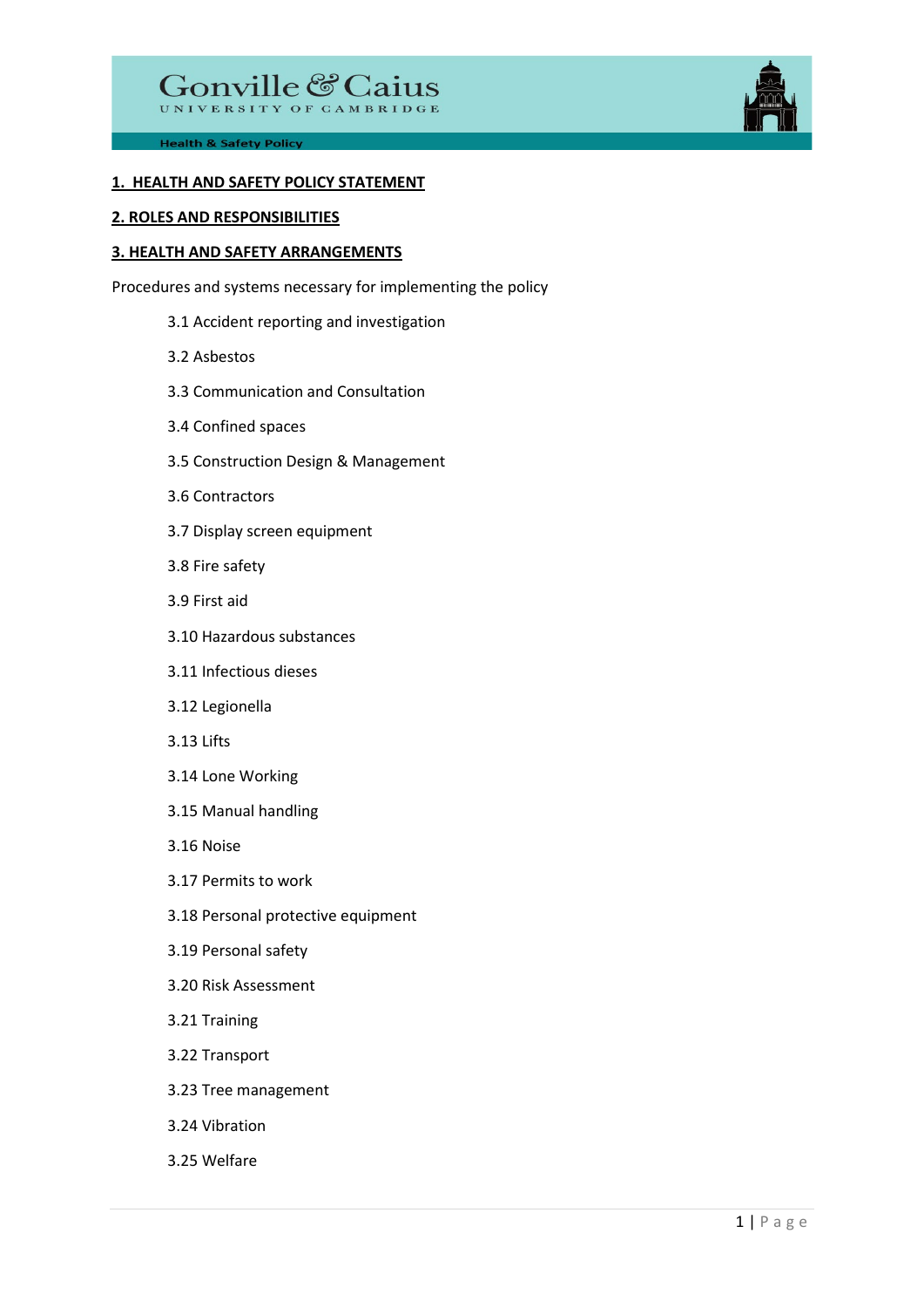**1. HEALTH AND SAFETY POLICY STATEMENT**

**2. ROLES AND RESPONSIBILITIES**

**3. HEALTH AND SAFETY ARRANGEMENTS**

Procedures and systems necessary for implementing the policy

- 3.1 Accident reporting and investigation
- 3.2 Asbestos
- 3.3 Communication and Consultation
- 3.4 Confined spaces
- 3.5 Construction Design & Management
- 3.6 Contractors
- 3.7 Display screen equipment
- 3.8 Fire safety
- 3.9 First aid
- 3.10 Hazardous substances
- 3.11 Infectious dieses
- 3.12 Legionella
- 3.13 Lifts
- 3.14 Lone Working
- 3.15 Manual handling
- 3.16 Noise
- 3.17 Permits to work
- 3.18 Personal protective equipment
- 3.19 Personal safety
- 3.20 Risk Assessment
- 3.21 Training
- 3.22 Transport
- 3.23 Tree management
- 3.24 Vibration
- 3.25 Welfare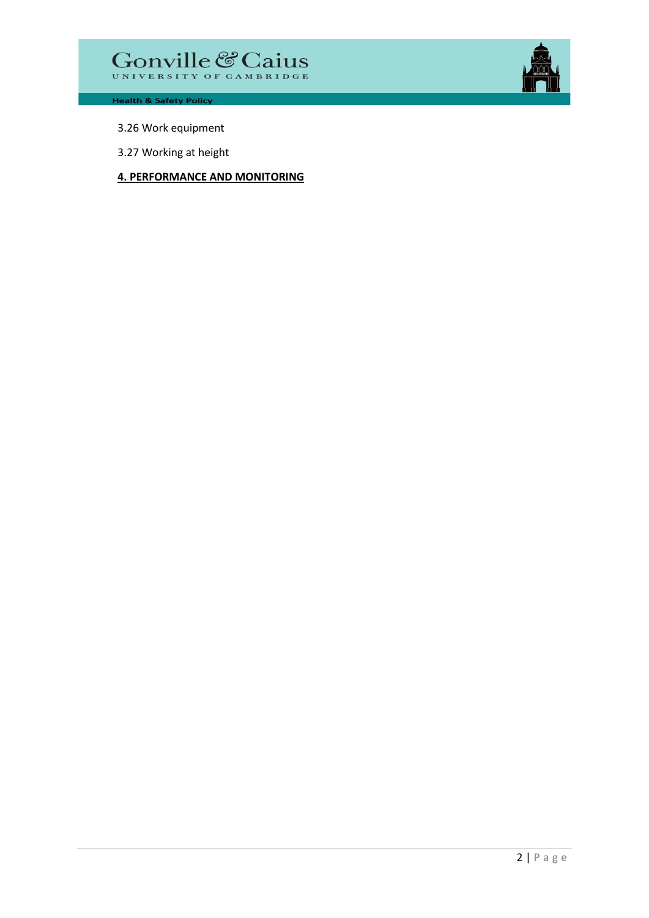3.26 Work equipment

3.27 Working at height

**4. PERFORMANCE AND MONITORING**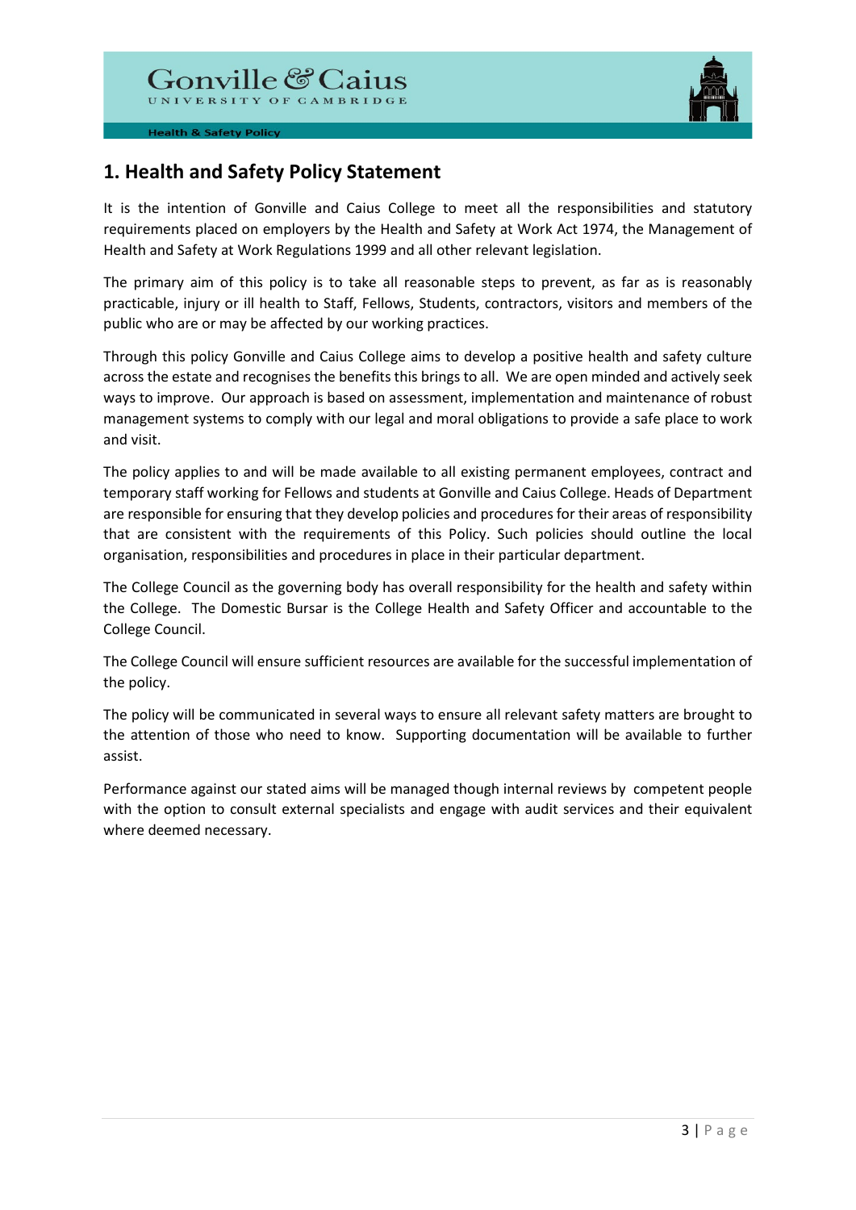## 1. Health and Safety Policy Statement

It is the intention of Gonville and Caius College to meet all the responsibilities and statutory requirements placed on employers by the Health and Safety at Work Act 1974, the Management of Health and Safety at Work Regulations 1999 and all other relevant legislation.

The primary aim of this policy is to take all reasonable steps to prevent, as far as is reasonably practicable, injury or ill health to Staff, Fellows, Students, contractors, visitors and members of the public who are or may be affected by our working practices.

Through this policy Gonville and Caius College aims to develop a positive health and safety culture across the estate and recognises the benefits this brings to all. We are open minded and actively seek ways to improve. Our approach is based on assessment, implementation and maintenance of robust management systems to comply with our legal and moral obligations to provide a safe place to work and visit.

The policy applies to and will be made available to all existing permanent employees, contract and temporary staff working for Fellows and students at Gonville and Caius College. Heads of Department are responsible for ensuring that they develop policies and procedures for their areas of responsibility that are consistent with the requirements of this Policy. Such policies should outline the local organisation, responsibilities and procedures in place in their particular department.

The College Council as the governing body has overall responsibility for the health and safety within the College. The Domestic Bursar is the College Health and Safety Officer and accountable to the College Council.

The College Council will ensure sufficient resources are available for the successful implementation of the policy.

The policy will be communicated in several ways to ensure all relevant safety matters are brought to the attention of those who need to know. Supporting documentation will be available to further assist.

Performance against our stated aims will be managed though internal reviews by competent people with the option to consult external specialists and engage with audit services and their equivalent where deemed necessary.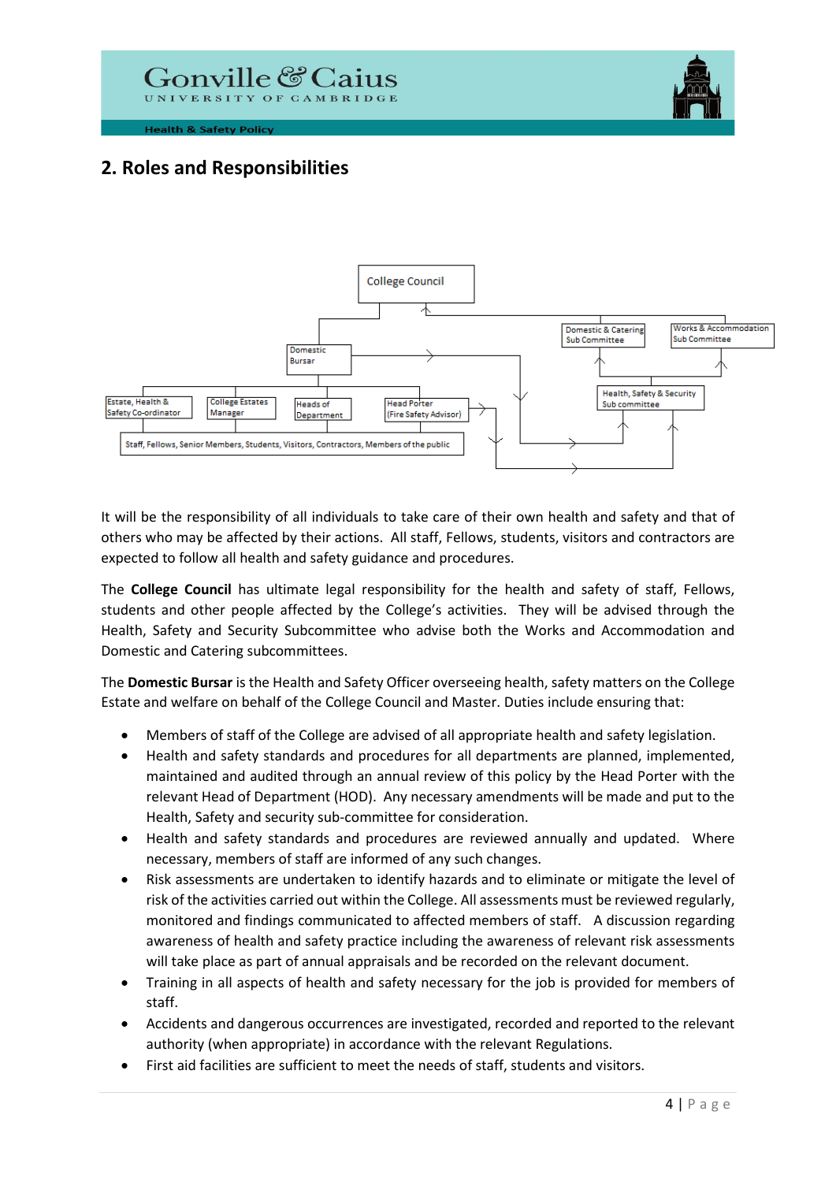## 2. Roles and Responsibilities

College Council

Domestic Bursar

Domestic & Catering Sub Committee

Works & Accommodation Sub Committee

Health, Safety & Security Sub committee

Estate, Health & Safety Co-ordinator

College Estates Manager

Heads of Department

Head Porter (Fire Safety Advisor)

Staff, Fellows, Senior Members, Students, Visitors, Contractors, Members of the public

It will be the responsibility of all individuals to take care of their own health and safety and that of others who may be affected by their actions. All staff, Fellows, students, visitors and contractors are expected to follow all health and safety guidance and procedures.

The **College Council** has ultimate legal responsibility for the health and safety of staff, Fellows, students and other people affected by the College's activities. They will be advised through the Health, Safety and Security Subcommittee who advise both the Works and Accommodation and Domestic and Catering subcommittees.

The **Domestic Bursar** is the Health and Safety Officer overseeing health, safety matters on the College Estate and welfare on behalf of the College Council and Master. Duties include ensuring that:

- Members of staff of the College are advised of all appropriate health and safety legislation.
- Health and safety standards and procedures for all departments are planned, implemented, maintained and audited through an annual review of this policy by the Head Porter with the relevant Head of Department (HOD). Any necessary amendments will be made and put to the Health, Safety and security sub-committee for consideration.
- Health and safety standards and procedures are reviewed annually and updated. Where necessary, members of staff are informed of any such changes.
- Risk assessments are undertaken to identify hazards and to eliminate or mitigate the level of risk of the activities carried out within the College. All assessments must be reviewed regularly, monitored and findings communicated to affected members of staff. A discussion regarding awareness of health and safety practice including the awareness of relevant risk assessments will take place as part of annual appraisals and be recorded on the relevant document.
- Training in all aspects of health and safety necessary for the job is provided for members of staff.
- Accidents and dangerous occurrences are investigated, recorded and reported to the relevant authority (when appropriate) in accordance with the relevant Regulations.
- First aid facilities are sufficient to meet the needs of staff, students and visitors.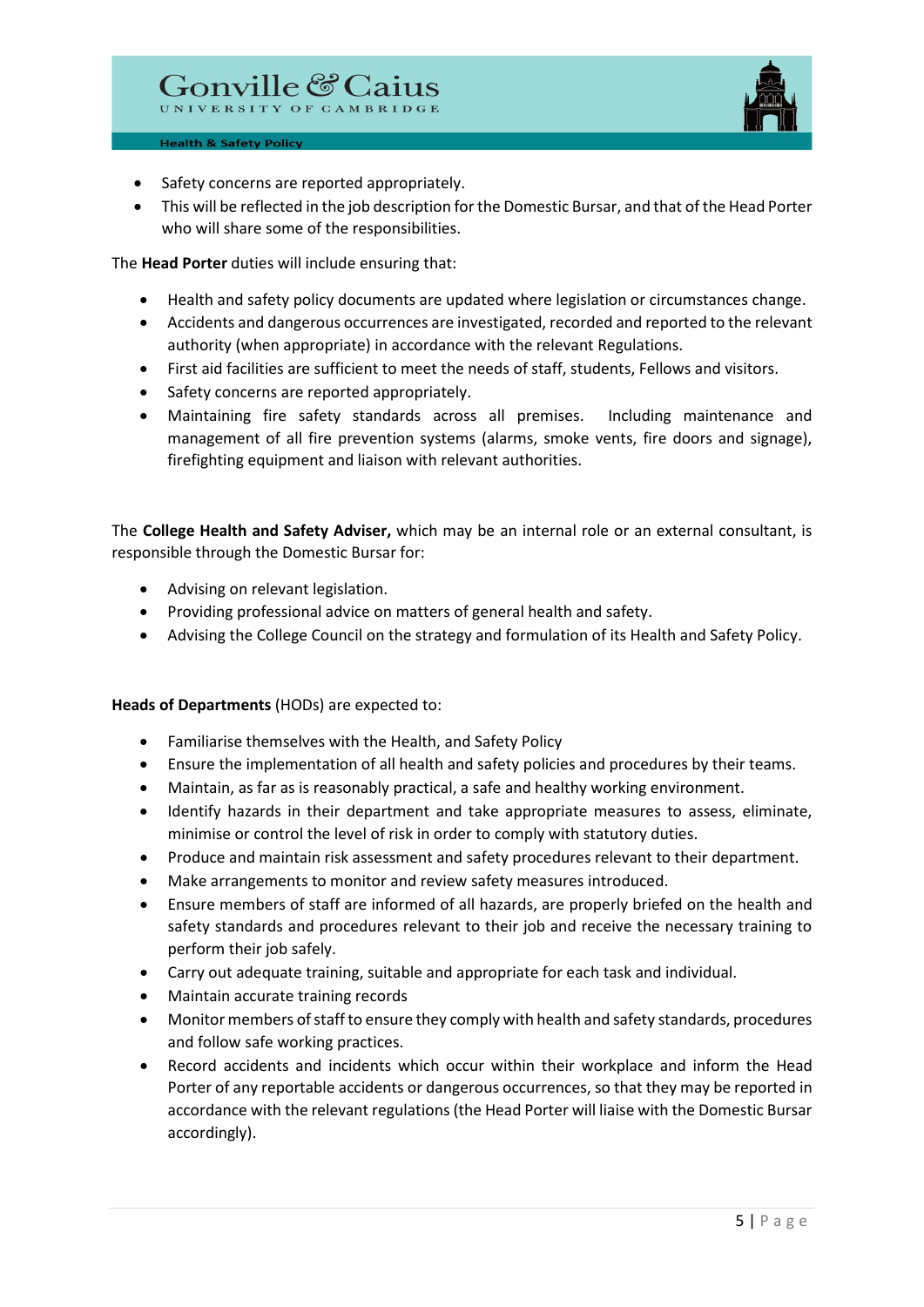- Safety concerns are reported appropriately.
- This will be reflected in the job description for the Domestic Bursar, and that of the Head Porter who will share some of the responsibilities.

The **Head Porter** duties will include ensuring that:

- Health and safety policy documents are updated where legislation or circumstances change.
- Accidents and dangerous occurrences are investigated, recorded and reported to the relevant authority (when appropriate) in accordance with the relevant Regulations.
- First aid facilities are sufficient to meet the needs of staff, students, Fellows and visitors.
- Safety concerns are reported appropriately.
- Maintaining fire safety standards across all premises. Including maintenance and management of all fire prevention systems (alarms, smoke vents, fire doors and signage), firefighting equipment and liaison with relevant authorities.

The **College Health and Safety Adviser,** which may be an internal role or an external consultant, is responsible through the Domestic Bursar for:

- Advising on relevant legislation.
- Providing professional advice on matters of general health and safety.
- Advising the College Council on the strategy and formulation of its Health and Safety Policy.

**Heads of Departments** (HODs) are expected to:

- Familiarise themselves with the Health, and Safety Policy
- Ensure the implementation of all health and safety policies and procedures by their teams.
- Maintain, as far as is reasonably practical, a safe and healthy working environment.
- Identify hazards in their department and take appropriate measures to assess, eliminate, minimise or control the level of risk in order to comply with statutory duties.
- Produce and maintain risk assessment and safety procedures relevant to their department.
- Make arrangements to monitor and review safety measures introduced.
- Ensure members of staff are informed of all hazards, are properly briefed on the health and safety standards and procedures relevant to their job and receive the necessary training to perform their job safely.
- Carry out adequate training, suitable and appropriate for each task and individual.
- Maintain accurate training records
- Monitor members of staff to ensure they comply with health and safety standards, procedures and follow safe working practices.
- Record accidents and incidents which occur within their workplace and inform the Head Porter of any reportable accidents or dangerous occurrences, so that they may be reported in accordance with the relevant regulations (the Head Porter will liaise with the Domestic Bursar accordingly).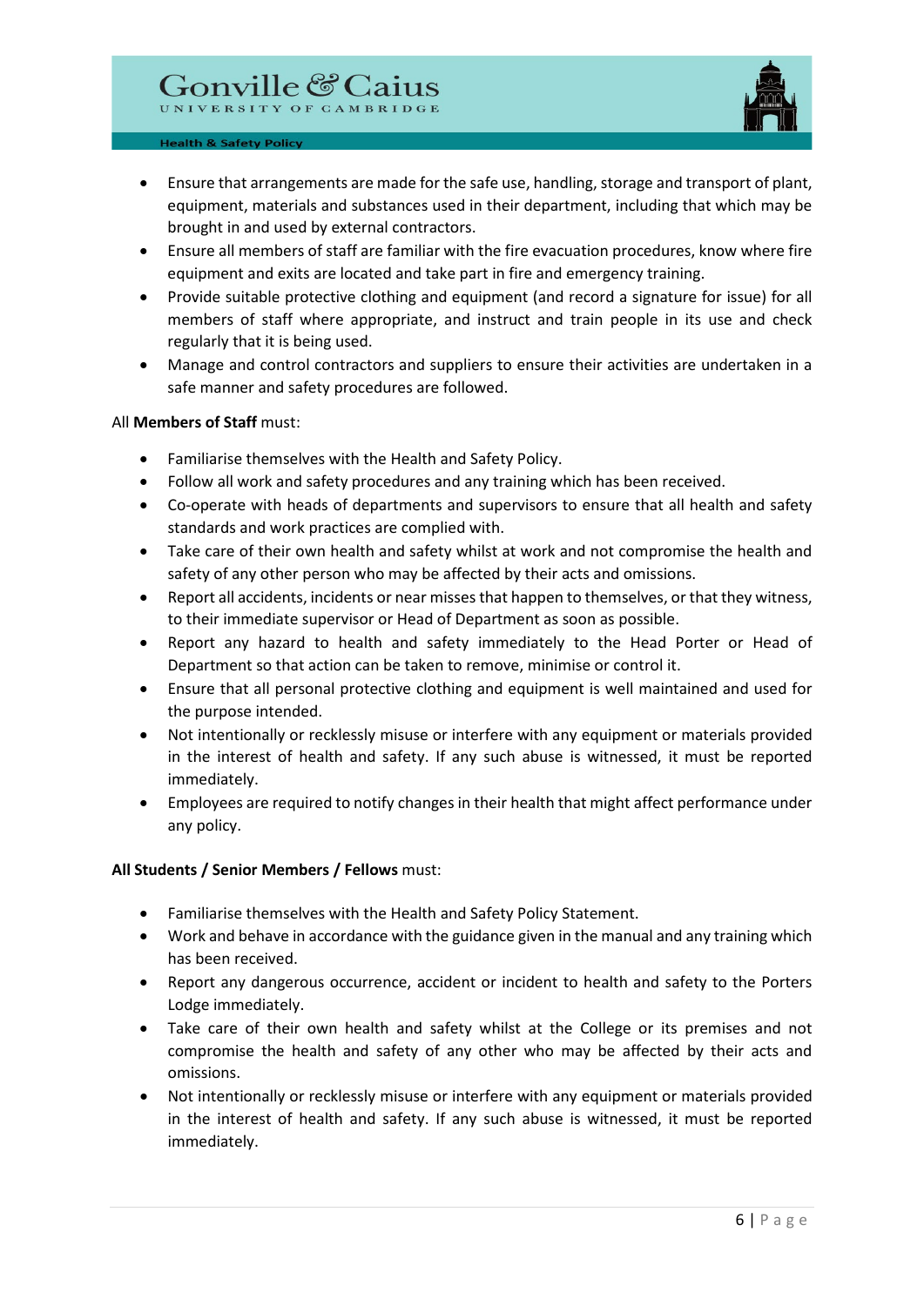- Ensure that arrangements are made for the safe use, handling, storage and transport of plant, equipment, materials and substances used in their department, including that which may be brought in and used by external contractors.
- Ensure all members of staff are familiar with the fire evacuation procedures, know where fire equipment and exits are located and take part in fire and emergency training.
- Provide suitable protective clothing and equipment (and record a signature for issue) for all members of staff where appropriate, and instruct and train people in its use and check regularly that it is being used.
- Manage and control contractors and suppliers to ensure their activities are undertaken in a safe manner and safety procedures are followed.

All **Members of Staff** must:

- Familiarise themselves with the Health and Safety Policy.
- Follow all work and safety procedures and any training which has been received.
- Co-operate with heads of departments and supervisors to ensure that all health and safety standards and work practices are complied with.
- Take care of their own health and safety whilst at work and not compromise the health and safety of any other person who may be affected by their acts and omissions.
- Report all accidents, incidents or near misses that happen to themselves, or that they witness, to their immediate supervisor or Head of Department as soon as possible.
- Report any hazard to health and safety immediately to the Head Porter or Head of Department so that action can be taken to remove, minimise or control it.
- Ensure that all personal protective clothing and equipment is well maintained and used for the purpose intended.
- Not intentionally or recklessly misuse or interfere with any equipment or materials provided in the interest of health and safety. If any such abuse is witnessed, it must be reported immediately.
- Employees are required to notify changes in their health that might affect performance under any policy.

**All Students / Senior Members / Fellows** must:

- Familiarise themselves with the Health and Safety Policy Statement.
- Work and behave in accordance with the guidance given in the manual and any training which has been received.
- Report any dangerous occurrence, accident or incident to health and safety to the Porters Lodge immediately.
- Take care of their own health and safety whilst at the College or its premises and not compromise the health and safety of any other who may be affected by their acts and omissions.
- Not intentionally or recklessly misuse or interfere with any equipment or materials provided in the interest of health and safety. If any such abuse is witnessed, it must be reported immediately.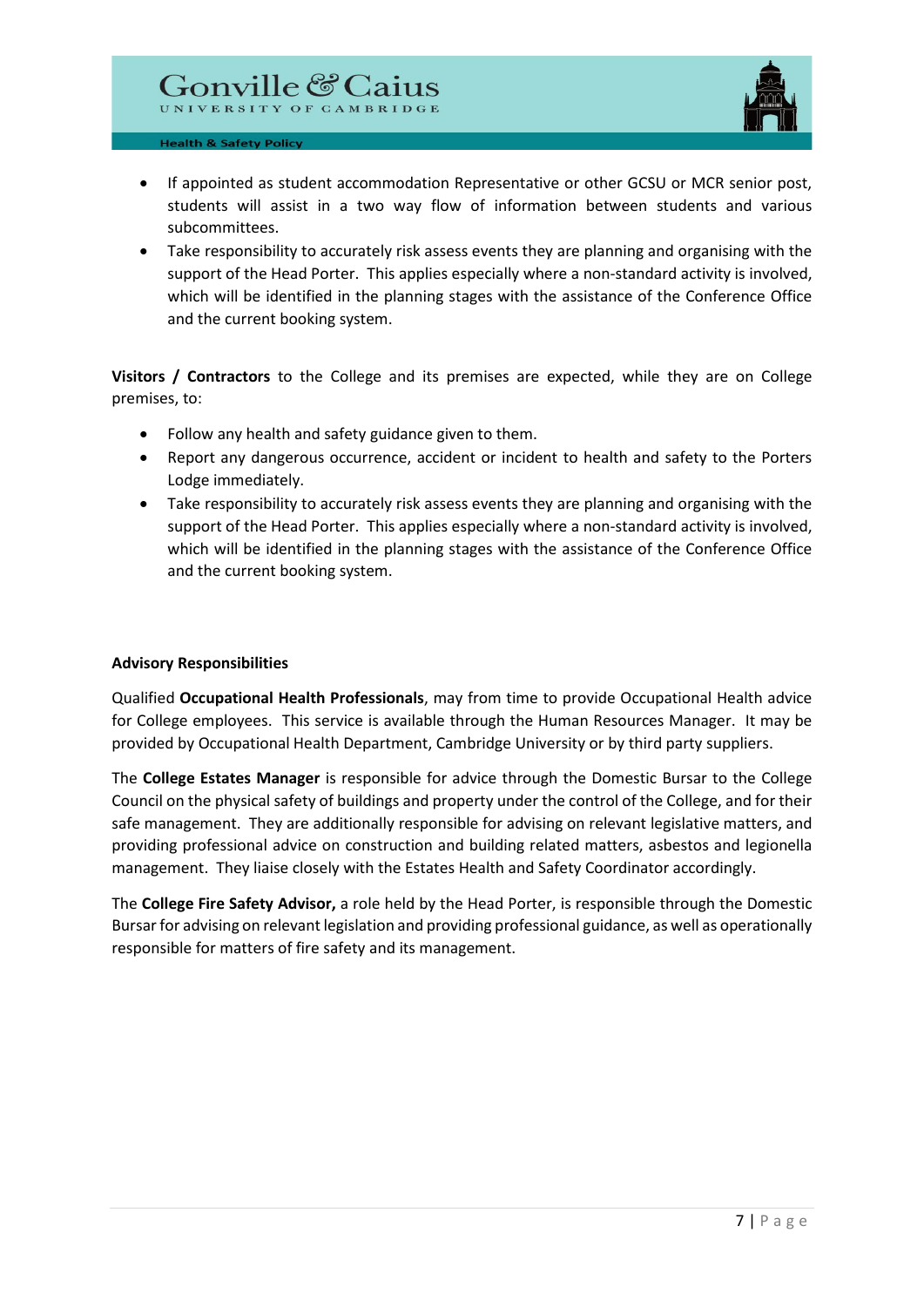- If appointed as student accommodation Representative or other GCSU or MCR senior post, students will assist in a two way flow of information between students and various subcommittees.
- Take responsibility to accurately risk assess events they are planning and organising with the support of the Head Porter. This applies especially where a non-standard activity is involved, which will be identified in the planning stages with the assistance of the Conference Office and the current booking system.

**Visitors / Contractors** to the College and its premises are expected, while they are on College premises, to:

- Follow any health and safety guidance given to them.
- Report any dangerous occurrence, accident or incident to health and safety to the Porters Lodge immediately.
- Take responsibility to accurately risk assess events they are planning and organising with the support of the Head Porter. This applies especially where a non-standard activity is involved, which will be identified in the planning stages with the assistance of the Conference Office and the current booking system.

**Advisory Responsibilities**

Qualified **Occupational Health Professionals**, may from time to provide Occupational Health advice for College employees. This service is available through the Human Resources Manager. It may be provided by Occupational Health Department, Cambridge University or by third party suppliers.

The **College Estates Manager** is responsible for advice through the Domestic Bursar to the College Council on the physical safety of buildings and property under the control of the College, and for their safe management. They are additionally responsible for advising on relevant legislative matters, and providing professional advice on construction and building related matters, asbestos and legionella management. They liaise closely with the Estates Health and Safety Coordinator accordingly.

The **College Fire Safety Advisor,** a role held by the Head Porter, is responsible through the Domestic Bursar for advising on relevant legislation and providing professional guidance, as well as operationally responsible for matters of fire safety and its management.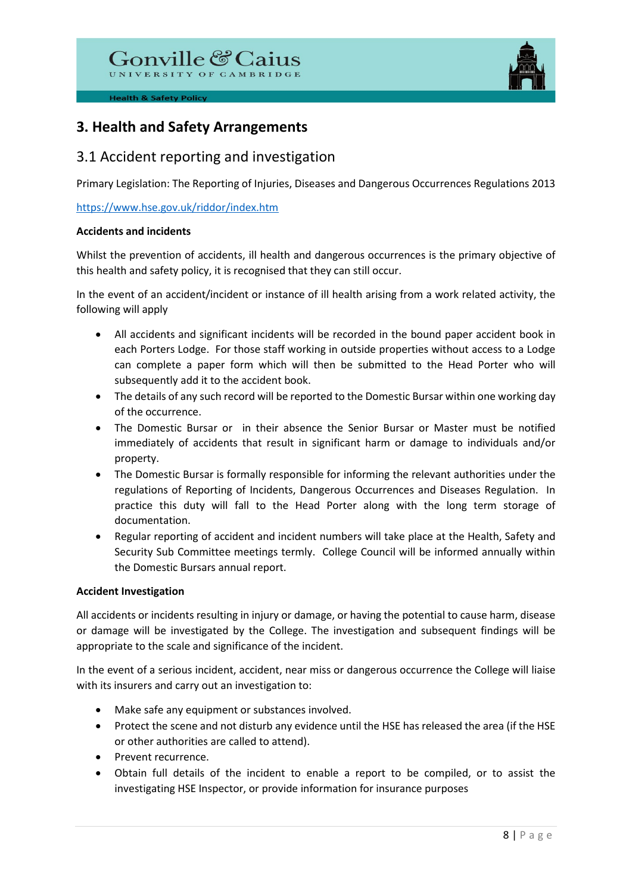# 3. Health and Safety Arrangements

## 3.1 Accident reporting and investigation

Primary Legislation: The Reporting of Injuries, Diseases and Dangerous Occurrences Regulations 2013

https://www.hse.gov.uk/riddor/index.htm

**Accidents and incidents**

Whilst the prevention of accidents, ill health and dangerous occurrences is the primary objective of this health and safety policy, it is recognised that they can still occur.

In the event of an accident/incident or instance of ill health arising from a work related activity, the following will apply

- All accidents and significant incidents will be recorded in the bound paper accident book in each Porters Lodge. For those staff working in outside properties without access to a Lodge can complete a paper form which will then be submitted to the Head Porter who will subsequently add it to the accident book.
- The details of any such record will be reported to the Domestic Bursar within one working day of the occurrence.
- The Domestic Bursar or in their absence the Senior Bursar or Master must be notified immediately of accidents that result in significant harm or damage to individuals and/or property.
- The Domestic Bursar is formally responsible for informing the relevant authorities under the regulations of Reporting of Incidents, Dangerous Occurrences and Diseases Regulation. In practice this duty will fall to the Head Porter along with the long term storage of documentation.
- Regular reporting of accident and incident numbers will take place at the Health, Safety and Security Sub Committee meetings termly. College Council will be informed annually within the Domestic Bursars annual report.

**Accident Investigation**

All accidents or incidents resulting in injury or damage, or having the potential to cause harm, disease or damage will be investigated by the College. The investigation and subsequent findings will be appropriate to the scale and significance of the incident.

In the event of a serious incident, accident, near miss or dangerous occurrence the College will liaise with its insurers and carry out an investigation to:

- Make safe any equipment or substances involved.
- Protect the scene and not disturb any evidence until the HSE has released the area (if the HSE or other authorities are called to attend).
- Prevent recurrence.
- Obtain full details of the incident to enable a report to be compiled, or to assist the investigating HSE Inspector, or provide information for insurance purposes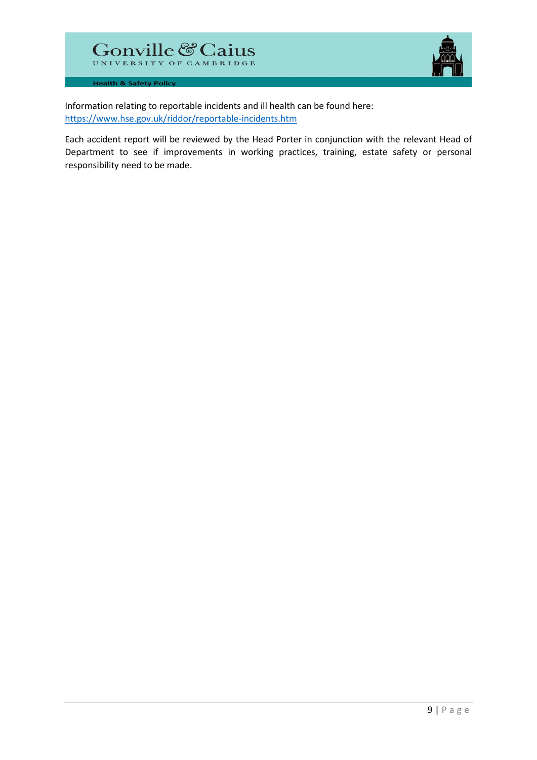Information relating to reportable incidents and ill health can be found here: https://www.hse.gov.uk/riddor/reportable-incidents.htm

Each accident report will be reviewed by the Head Porter in conjunction with the relevant Head of Department to see if improvements in working practices, training, estate safety or personal responsibility need to be made.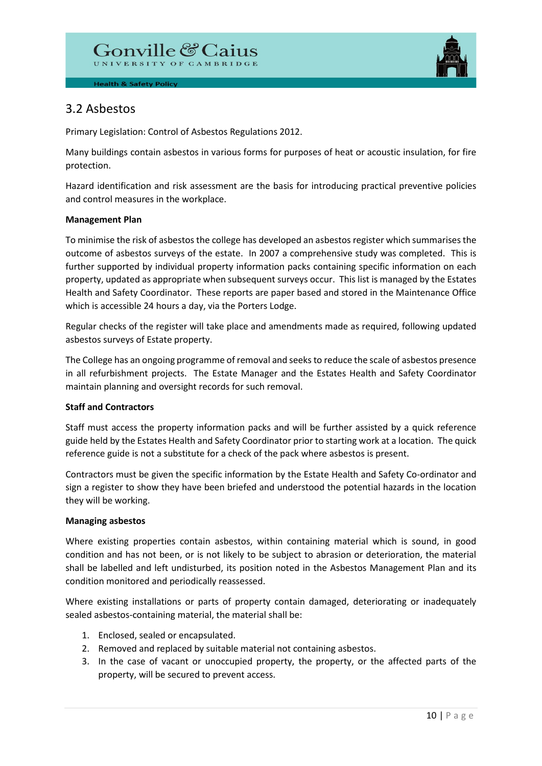## 3.2 Asbestos

Primary Legislation: Control of Asbestos Regulations 2012.

Many buildings contain asbestos in various forms for purposes of heat or acoustic insulation, for fire protection.

Hazard identification and risk assessment are the basis for introducing practical preventive policies and control measures in the workplace.

**Management Plan**

To minimise the risk of asbestos the college has developed an asbestos register which summarises the outcome of asbestos surveys of the estate. In 2007 a comprehensive study was completed. This is further supported by individual property information packs containing specific information on each property, updated as appropriate when subsequent surveys occur. This list is managed by the Estates Health and Safety Coordinator. These reports are paper based and stored in the Maintenance Office which is accessible 24 hours a day, via the Porters Lodge.

Regular checks of the register will take place and amendments made as required, following updated asbestos surveys of Estate property.

The College has an ongoing programme of removal and seeks to reduce the scale of asbestos presence in all refurbishment projects. The Estate Manager and the Estates Health and Safety Coordinator maintain planning and oversight records for such removal.

**Staff and Contractors**

Staff must access the property information packs and will be further assisted by a quick reference guide held by the Estates Health and Safety Coordinator prior to starting work at a location. The quick reference guide is not a substitute for a check of the pack where asbestos is present.

Contractors must be given the specific information by the Estate Health and Safety Co-ordinator and sign a register to show they have been briefed and understood the potential hazards in the location they will be working.

**Managing asbestos**

Where existing properties contain asbestos, within containing material which is sound, in good condition and has not been, or is not likely to be subject to abrasion or deterioration, the material shall be labelled and left undisturbed, its position noted in the Asbestos Management Plan and its condition monitored and periodically reassessed.

Where existing installations or parts of property contain damaged, deteriorating or inadequately sealed asbestos-containing material, the material shall be:

1. Enclosed, sealed or encapsulated.
2. Removed and replaced by suitable material not containing asbestos.
3. In the case of vacant or unoccupied property, the property, or the affected parts of the property, will be secured to prevent access.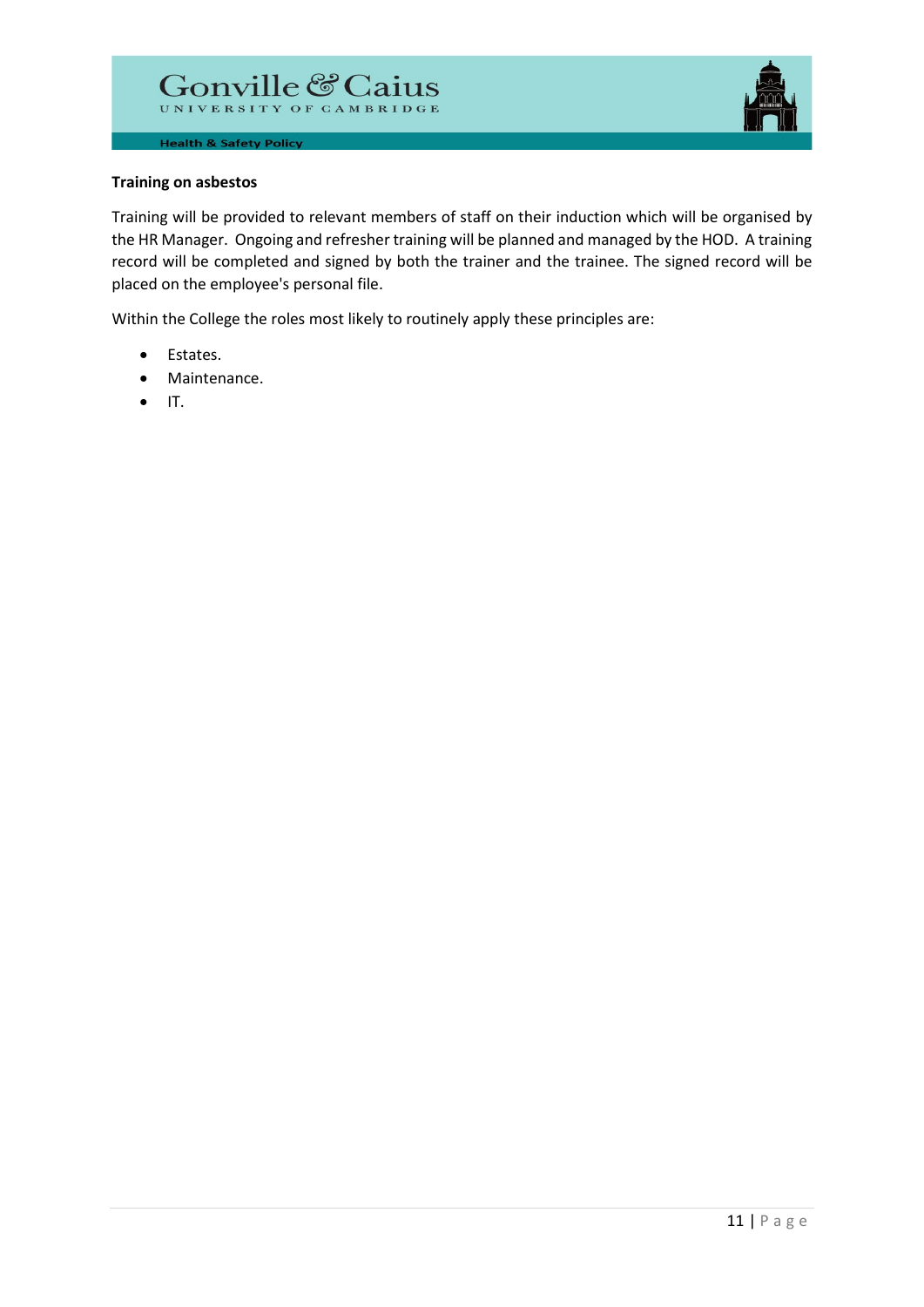**Training on asbestos**

Training will be provided to relevant members of staff on their induction which will be organised by the HR Manager. Ongoing and refresher training will be planned and managed by the HOD. A training record will be completed and signed by both the trainer and the trainee. The signed record will be placed on the employee's personal file.

Within the College the roles most likely to routinely apply these principles are:

- Estates.
- Maintenance.
- IT.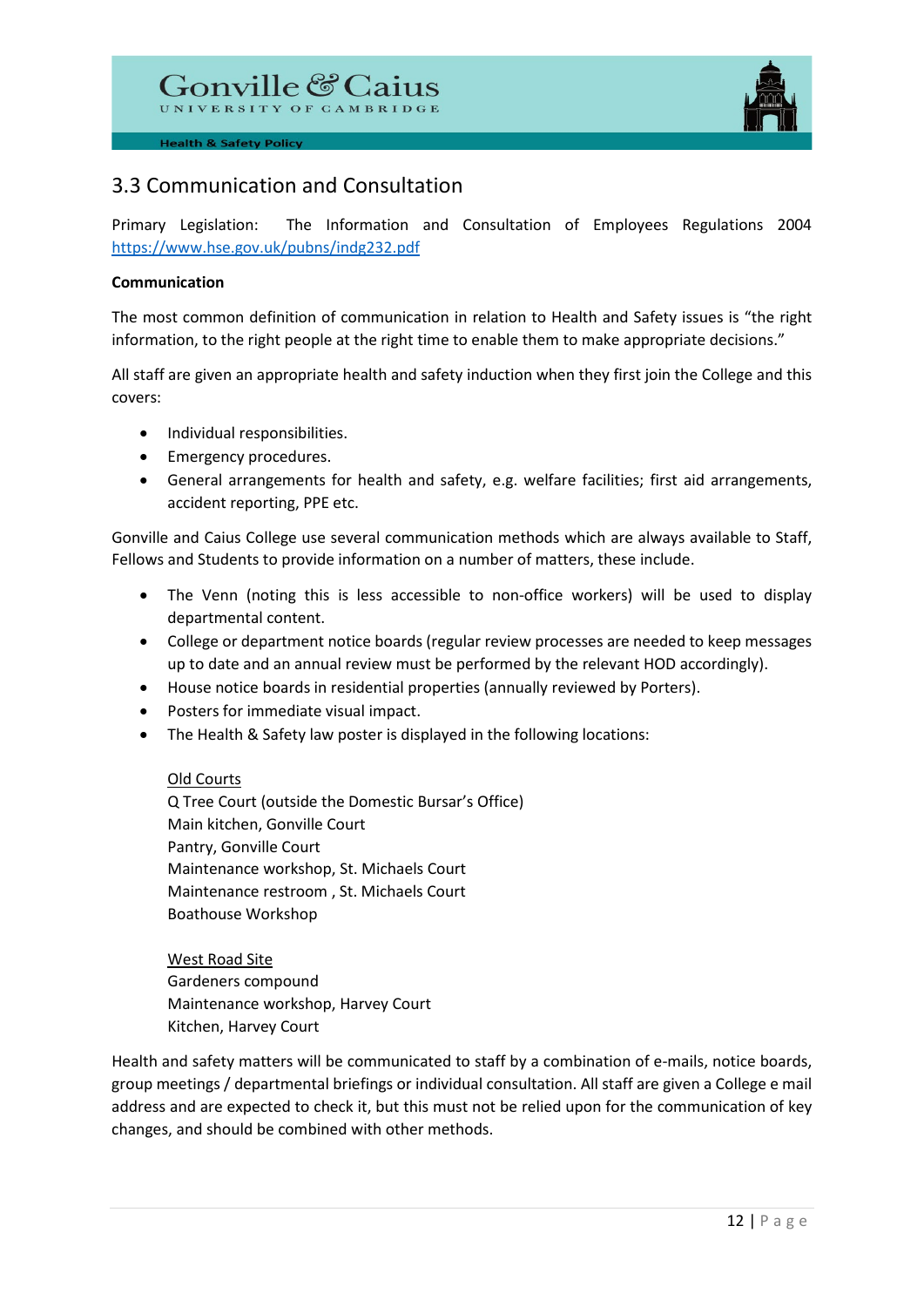## 3.3 Communication and Consultation

Primary Legislation: The Information and Consultation of Employees Regulations 2004 https://www.hse.gov.uk/pubns/indg232.pdf

**Communication**

The most common definition of communication in relation to Health and Safety issues is "the right information, to the right people at the right time to enable them to make appropriate decisions."

All staff are given an appropriate health and safety induction when they first join the College and this covers:

- Individual responsibilities.
- Emergency procedures.
- General arrangements for health and safety, e.g. welfare facilities; first aid arrangements, accident reporting, PPE etc.

Gonville and Caius College use several communication methods which are always available to Staff, Fellows and Students to provide information on a number of matters, these include.

- The Venn (noting this is less accessible to non-office workers) will be used to display departmental content.
- College or department notice boards (regular review processes are needed to keep messages up to date and an annual review must be performed by the relevant HOD accordingly).
- House notice boards in residential properties (annually reviewed by Porters).
- Posters for immediate visual impact.
- The Health & Safety law poster is displayed in the following locations:

  Old Courts
  Q Tree Court (outside the Domestic Bursar's Office)
  Main kitchen, Gonville Court
  Pantry, Gonville Court
  Maintenance workshop, St. Michaels Court
  Maintenance restroom , St. Michaels Court
  Boathouse Workshop

  West Road Site
  Gardeners compound
  Maintenance workshop, Harvey Court
  Kitchen, Harvey Court

Health and safety matters will be communicated to staff by a combination of e-mails, notice boards, group meetings / departmental briefings or individual consultation. All staff are given a College e mail address and are expected to check it, but this must not be relied upon for the communication of key changes, and should be combined with other methods.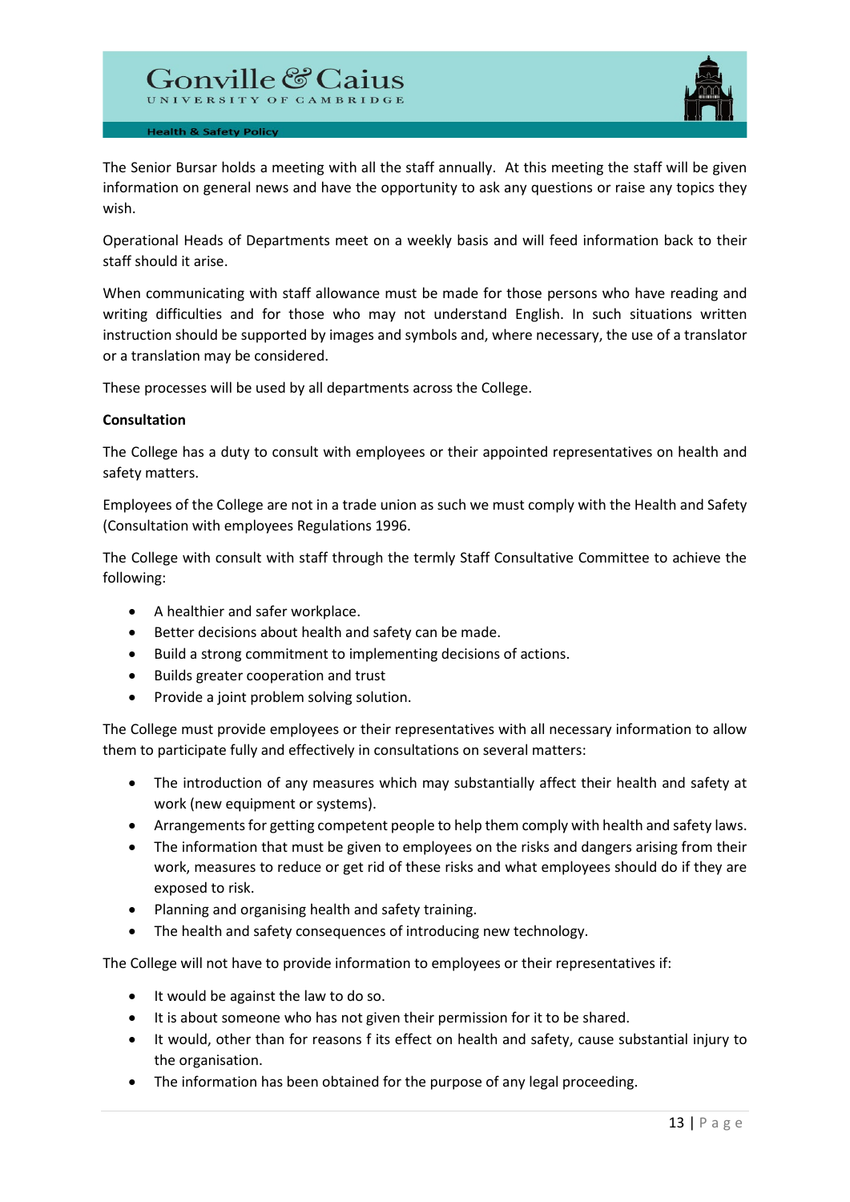The Senior Bursar holds a meeting with all the staff annually. At this meeting the staff will be given information on general news and have the opportunity to ask any questions or raise any topics they wish.

Operational Heads of Departments meet on a weekly basis and will feed information back to their staff should it arise.

When communicating with staff allowance must be made for those persons who have reading and writing difficulties and for those who may not understand English. In such situations written instruction should be supported by images and symbols and, where necessary, the use of a translator or a translation may be considered.

These processes will be used by all departments across the College.

**Consultation**

The College has a duty to consult with employees or their appointed representatives on health and safety matters.

Employees of the College are not in a trade union as such we must comply with the Health and Safety (Consultation with employees Regulations 1996.

The College with consult with staff through the termly Staff Consultative Committee to achieve the following:

- A healthier and safer workplace.
- Better decisions about health and safety can be made.
- Build a strong commitment to implementing decisions of actions.
- Builds greater cooperation and trust
- Provide a joint problem solving solution.

The College must provide employees or their representatives with all necessary information to allow them to participate fully and effectively in consultations on several matters:

- The introduction of any measures which may substantially affect their health and safety at work (new equipment or systems).
- Arrangements for getting competent people to help them comply with health and safety laws.
- The information that must be given to employees on the risks and dangers arising from their work, measures to reduce or get rid of these risks and what employees should do if they are exposed to risk.
- Planning and organising health and safety training.
- The health and safety consequences of introducing new technology.

The College will not have to provide information to employees or their representatives if:

- It would be against the law to do so.
- It is about someone who has not given their permission for it to be shared.
- It would, other than for reasons f its effect on health and safety, cause substantial injury to the organisation.
- The information has been obtained for the purpose of any legal proceeding.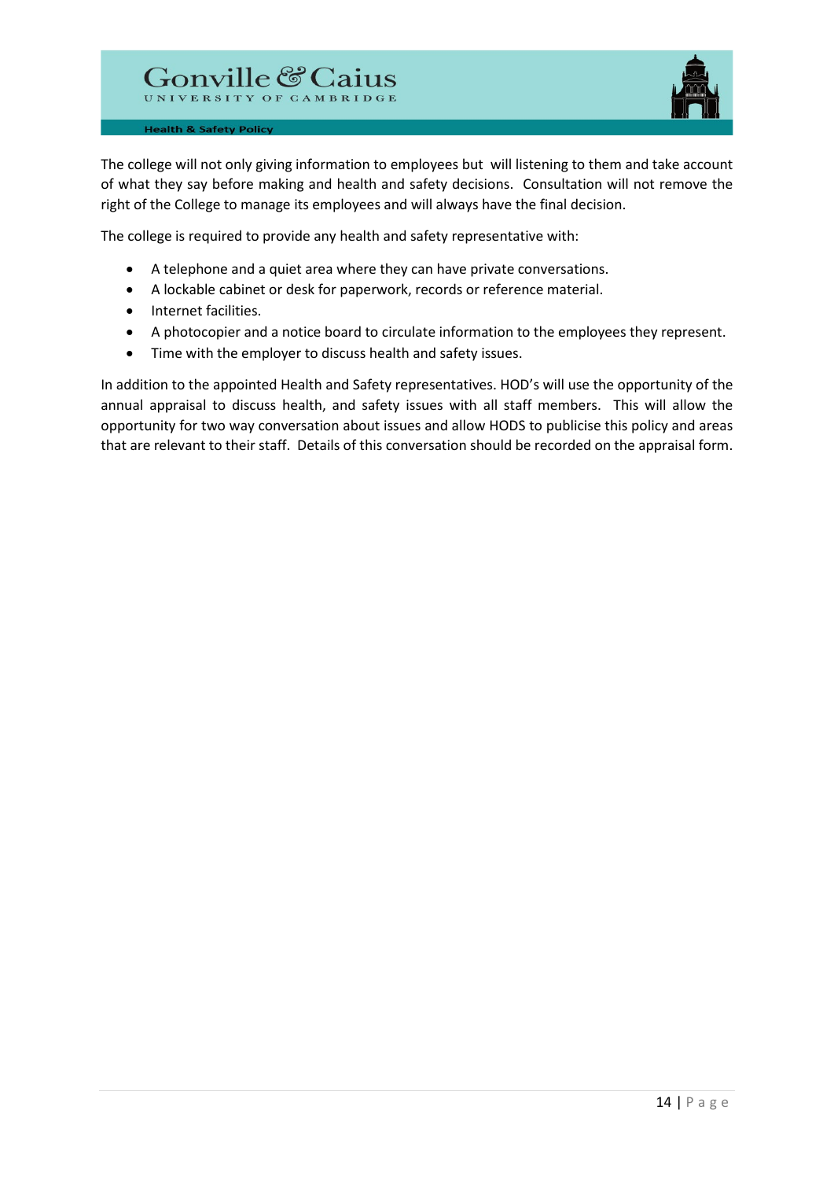The college will not only giving information to employees but will listening to them and take account of what they say before making and health and safety decisions. Consultation will not remove the right of the College to manage its employees and will always have the final decision.

The college is required to provide any health and safety representative with:

- A telephone and a quiet area where they can have private conversations.
- A lockable cabinet or desk for paperwork, records or reference material.
- Internet facilities.
- A photocopier and a notice board to circulate information to the employees they represent.
- Time with the employer to discuss health and safety issues.

In addition to the appointed Health and Safety representatives. HOD's will use the opportunity of the annual appraisal to discuss health, and safety issues with all staff members. This will allow the opportunity for two way conversation about issues and allow HODS to publicise this policy and areas that are relevant to their staff. Details of this conversation should be recorded on the appraisal form.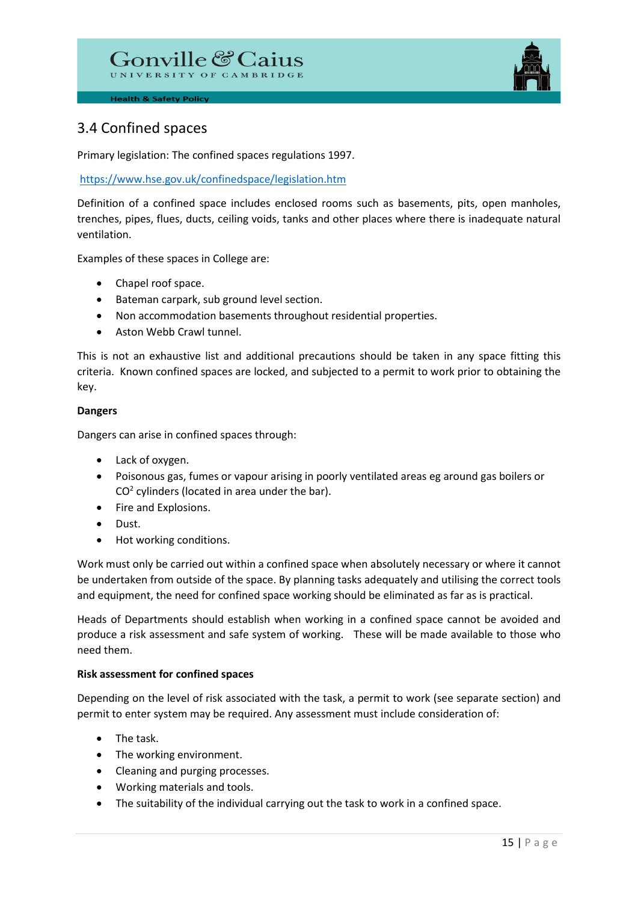## 3.4 Confined spaces

Primary legislation: The confined spaces regulations 1997.

https://www.hse.gov.uk/confinedspace/legislation.htm

Definition of a confined space includes enclosed rooms such as basements, pits, open manholes, trenches, pipes, flues, ducts, ceiling voids, tanks and other places where there is inadequate natural ventilation.

Examples of these spaces in College are:

- Chapel roof space.
- Bateman carpark, sub ground level section.
- Non accommodation basements throughout residential properties.
- Aston Webb Crawl tunnel.

This is not an exhaustive list and additional precautions should be taken in any space fitting this criteria. Known confined spaces are locked, and subjected to a permit to work prior to obtaining the key.

**Dangers**

Dangers can arise in confined spaces through:

- Lack of oxygen.
- Poisonous gas, fumes or vapour arising in poorly ventilated areas eg around gas boilers or $CO^2$ cylinders (located in area under the bar).
- Fire and Explosions.
- Dust.
- Hot working conditions.

Work must only be carried out within a confined space when absolutely necessary or where it cannot be undertaken from outside of the space. By planning tasks adequately and utilising the correct tools and equipment, the need for confined space working should be eliminated as far as is practical.

Heads of Departments should establish when working in a confined space cannot be avoided and produce a risk assessment and safe system of working. These will be made available to those who need them.

**Risk assessment for confined spaces**

Depending on the level of risk associated with the task, a permit to work (see separate section) and permit to enter system may be required. Any assessment must include consideration of:

- The task.
- The working environment.
- Cleaning and purging processes.
- Working materials and tools.
- The suitability of the individual carrying out the task to work in a confined space.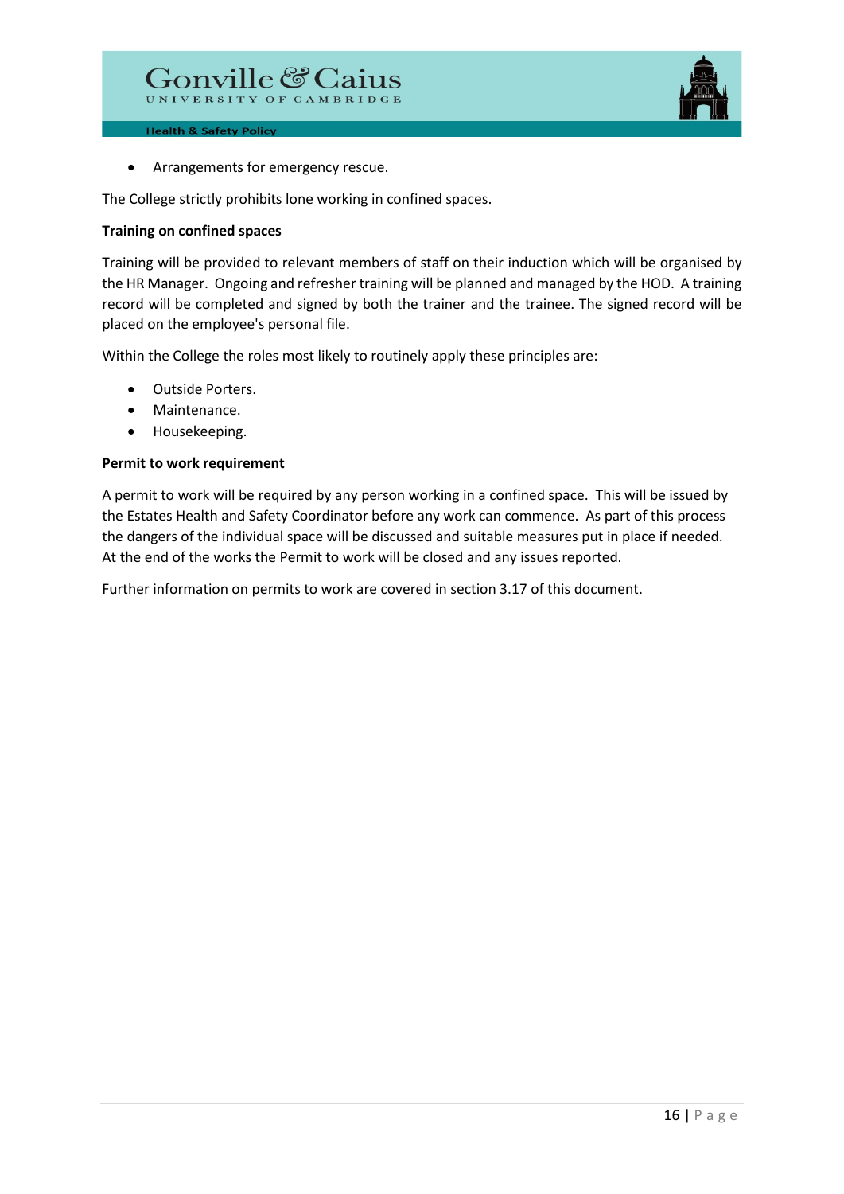- Arrangements for emergency rescue.

The College strictly prohibits lone working in confined spaces.

**Training on confined spaces**

Training will be provided to relevant members of staff on their induction which will be organised by the HR Manager. Ongoing and refresher training will be planned and managed by the HOD. A training record will be completed and signed by both the trainer and the trainee. The signed record will be placed on the employee's personal file.

Within the College the roles most likely to routinely apply these principles are:

- Outside Porters.
- Maintenance.
- Housekeeping.

**Permit to work requirement**

A permit to work will be required by any person working in a confined space. This will be issued by the Estates Health and Safety Coordinator before any work can commence. As part of this process the dangers of the individual space will be discussed and suitable measures put in place if needed. At the end of the works the Permit to work will be closed and any issues reported.

Further information on permits to work are covered in section 3.17 of this document.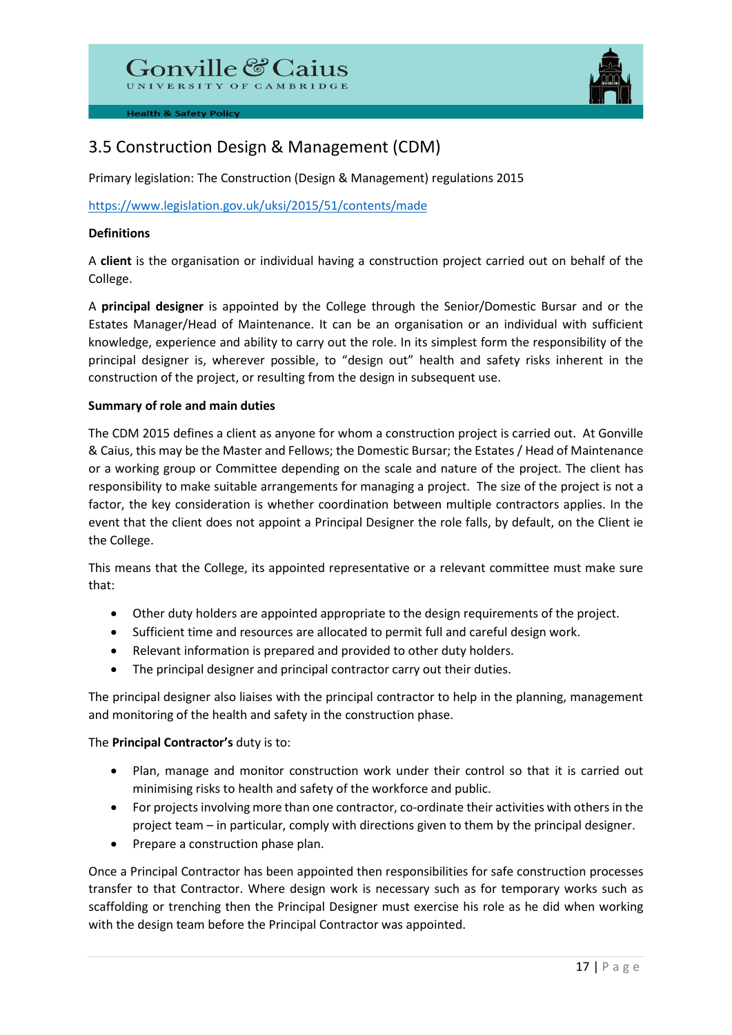## 3.5 Construction Design & Management (CDM)

Primary legislation: The Construction (Design & Management) regulations 2015

https://www.legislation.gov.uk/uksi/2015/51/contents/made

**Definitions**

A **client** is the organisation or individual having a construction project carried out on behalf of the College.

A **principal designer** is appointed by the College through the Senior/Domestic Bursar and or the Estates Manager/Head of Maintenance. It can be an organisation or an individual with sufficient knowledge, experience and ability to carry out the role. In its simplest form the responsibility of the principal designer is, wherever possible, to "design out" health and safety risks inherent in the construction of the project, or resulting from the design in subsequent use.

**Summary of role and main duties**

The CDM 2015 defines a client as anyone for whom a construction project is carried out. At Gonville & Caius, this may be the Master and Fellows; the Domestic Bursar; the Estates / Head of Maintenance or a working group or Committee depending on the scale and nature of the project. The client has responsibility to make suitable arrangements for managing a project. The size of the project is not a factor, the key consideration is whether coordination between multiple contractors applies. In the event that the client does not appoint a Principal Designer the role falls, by default, on the Client ie the College.

This means that the College, its appointed representative or a relevant committee must make sure that:

- Other duty holders are appointed appropriate to the design requirements of the project.
- Sufficient time and resources are allocated to permit full and careful design work.
- Relevant information is prepared and provided to other duty holders.
- The principal designer and principal contractor carry out their duties.

The principal designer also liaises with the principal contractor to help in the planning, management and monitoring of the health and safety in the construction phase.

The **Principal Contractor's** duty is to:

- Plan, manage and monitor construction work under their control so that it is carried out minimising risks to health and safety of the workforce and public.
- For projects involving more than one contractor, co-ordinate their activities with others in the project team – in particular, comply with directions given to them by the principal designer.
- Prepare a construction phase plan.

Once a Principal Contractor has been appointed then responsibilities for safe construction processes transfer to that Contractor. Where design work is necessary such as for temporary works such as scaffolding or trenching then the Principal Designer must exercise his role as he did when working with the design team before the Principal Contractor was appointed.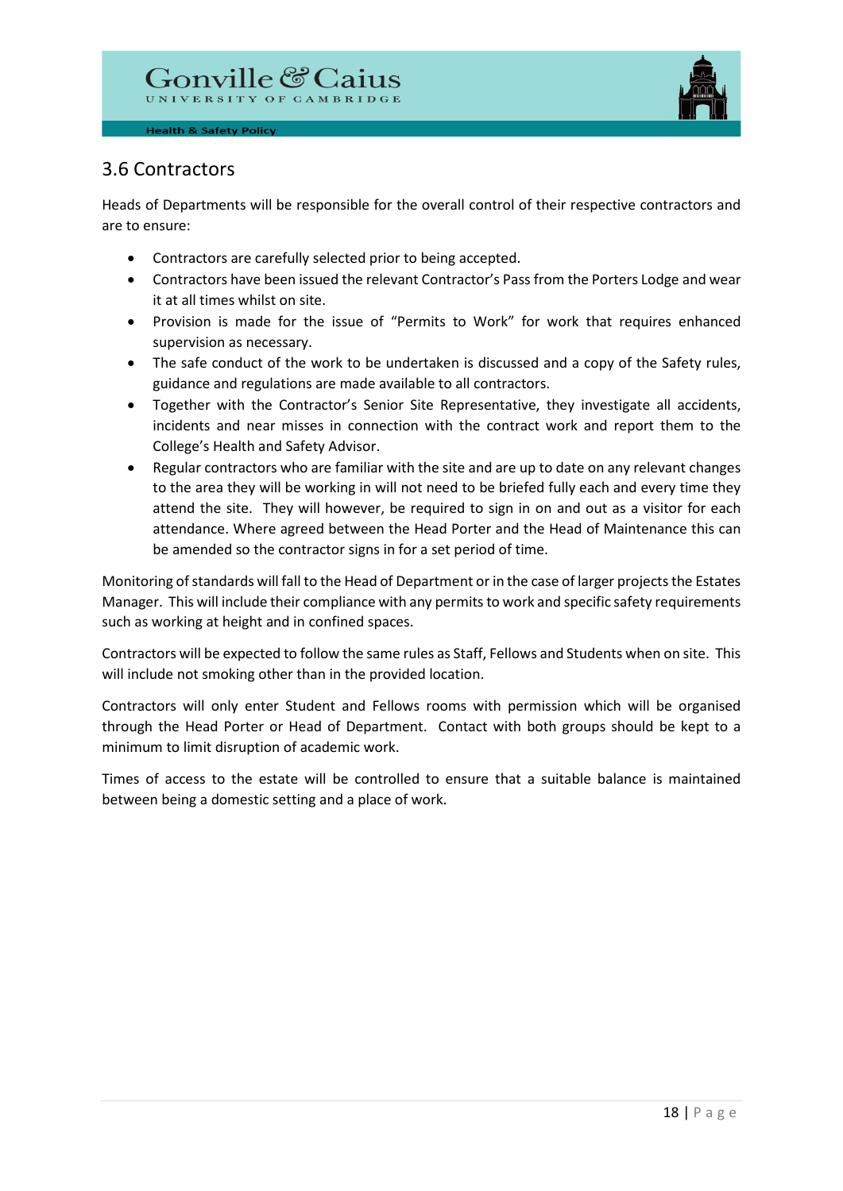## 3.6 Contractors

Heads of Departments will be responsible for the overall control of their respective contractors and are to ensure:

- Contractors are carefully selected prior to being accepted.
- Contractors have been issued the relevant Contractor's Pass from the Porters Lodge and wear it at all times whilst on site.
- Provision is made for the issue of "Permits to Work" for work that requires enhanced supervision as necessary.
- The safe conduct of the work to be undertaken is discussed and a copy of the Safety rules, guidance and regulations are made available to all contractors.
- Together with the Contractor's Senior Site Representative, they investigate all accidents, incidents and near misses in connection with the contract work and report them to the College's Health and Safety Advisor.
- Regular contractors who are familiar with the site and are up to date on any relevant changes to the area they will be working in will not need to be briefed fully each and every time they attend the site. They will however, be required to sign in on and out as a visitor for each attendance. Where agreed between the Head Porter and the Head of Maintenance this can be amended so the contractor signs in for a set period of time.

Monitoring of standards will fall to the Head of Department or in the case of larger projects the Estates Manager. This will include their compliance with any permits to work and specific safety requirements such as working at height and in confined spaces.

Contractors will be expected to follow the same rules as Staff, Fellows and Students when on site. This will include not smoking other than in the provided location.

Contractors will only enter Student and Fellows rooms with permission which will be organised through the Head Porter or Head of Department. Contact with both groups should be kept to a minimum to limit disruption of academic work.

Times of access to the estate will be controlled to ensure that a suitable balance is maintained between being a domestic setting and a place of work.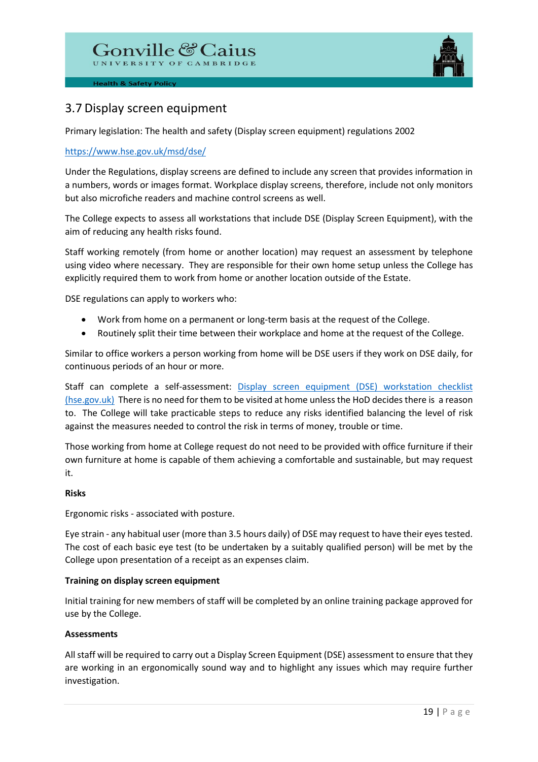## 3.7 Display screen equipment

Primary legislation: The health and safety (Display screen equipment) regulations 2002

[https://www.hse.gov.uk/msd/dse/](https://www.hse.gov.uk/msd/dse/)

Under the Regulations, display screens are defined to include any screen that provides information in a numbers, words or images format. Workplace display screens, therefore, include not only monitors but also microfiche readers and machine control screens as well.

The College expects to assess all workstations that include DSE (Display Screen Equipment), with the aim of reducing any health risks found.

Staff working remotely (from home or another location) may request an assessment by telephone using video where necessary. They are responsible for their own home setup unless the College has explicitly required them to work from home or another location outside of the Estate.

DSE regulations can apply to workers who:

- Work from home on a permanent or long-term basis at the request of the College.
- Routinely split their time between their workplace and home at the request of the College.

Similar to office workers a person working from home will be DSE users if they work on DSE daily, for continuous periods of an hour or more.

Staff can complete a self-assessment: [Display screen equipment (DSE) workstation checklist (hse.gov.uk)](https://www.hse.gov.uk) There is no need for them to be visited at home unless the HoD decides there is a reason to. The College will take practicable steps to reduce any risks identified balancing the level of risk against the measures needed to control the risk in terms of money, trouble or time.

Those working from home at College request do not need to be provided with office furniture if their own furniture at home is capable of them achieving a comfortable and sustainable, but may request it.

**Risks**

Ergonomic risks - associated with posture.

Eye strain - any habitual user (more than 3.5 hours daily) of DSE may request to have their eyes tested. The cost of each basic eye test (to be undertaken by a suitably qualified person) will be met by the College upon presentation of a receipt as an expenses claim.

**Training on display screen equipment**

Initial training for new members of staff will be completed by an online training package approved for use by the College.

**Assessments**

All staff will be required to carry out a Display Screen Equipment (DSE) assessment to ensure that they are working in an ergonomically sound way and to highlight any issues which may require further investigation.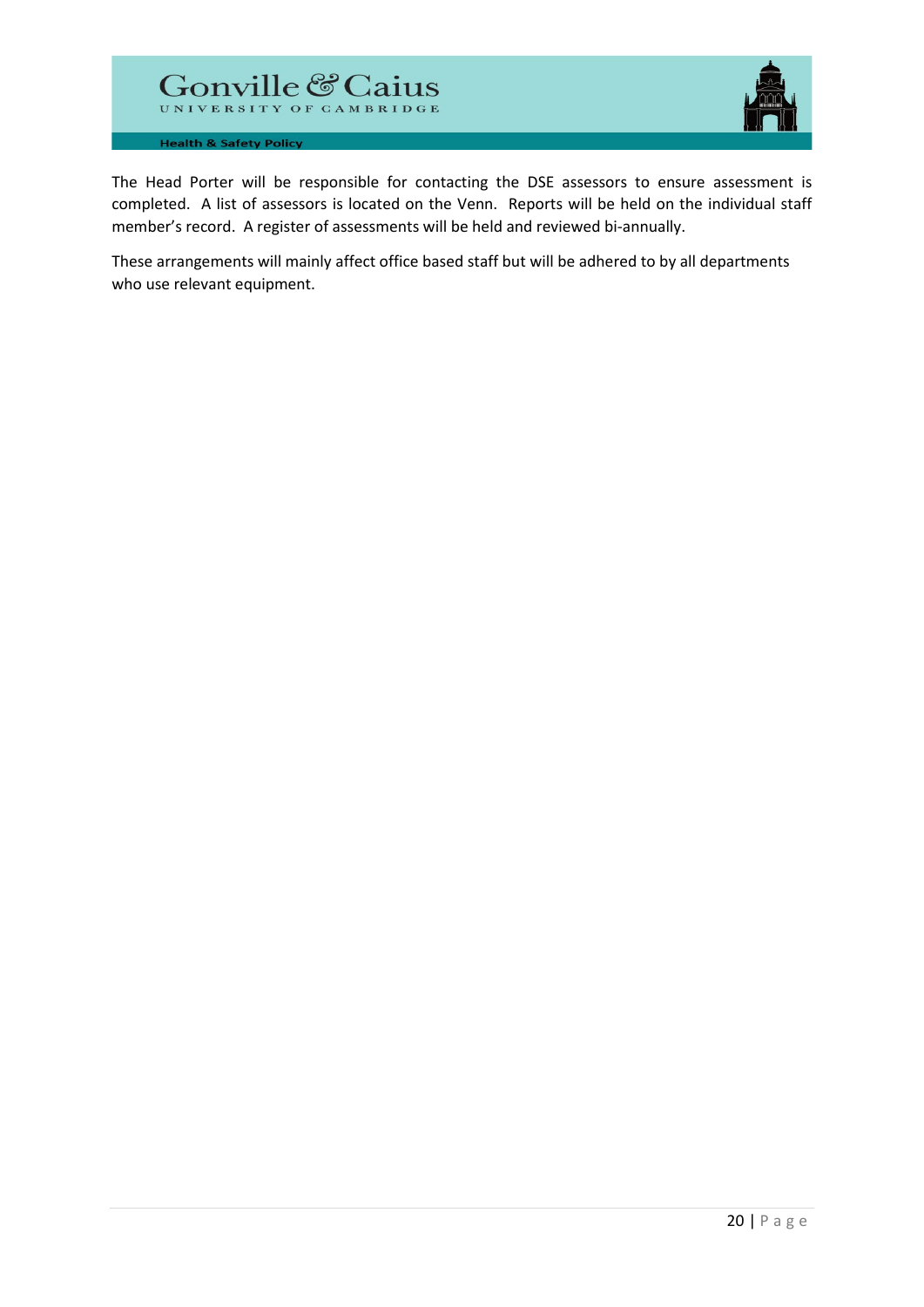The Head Porter will be responsible for contacting the DSE assessors to ensure assessment is completed. A list of assessors is located on the Venn. Reports will be held on the individual staff member's record. A register of assessments will be held and reviewed bi-annually.

These arrangements will mainly affect office based staff but will be adhered to by all departments who use relevant equipment.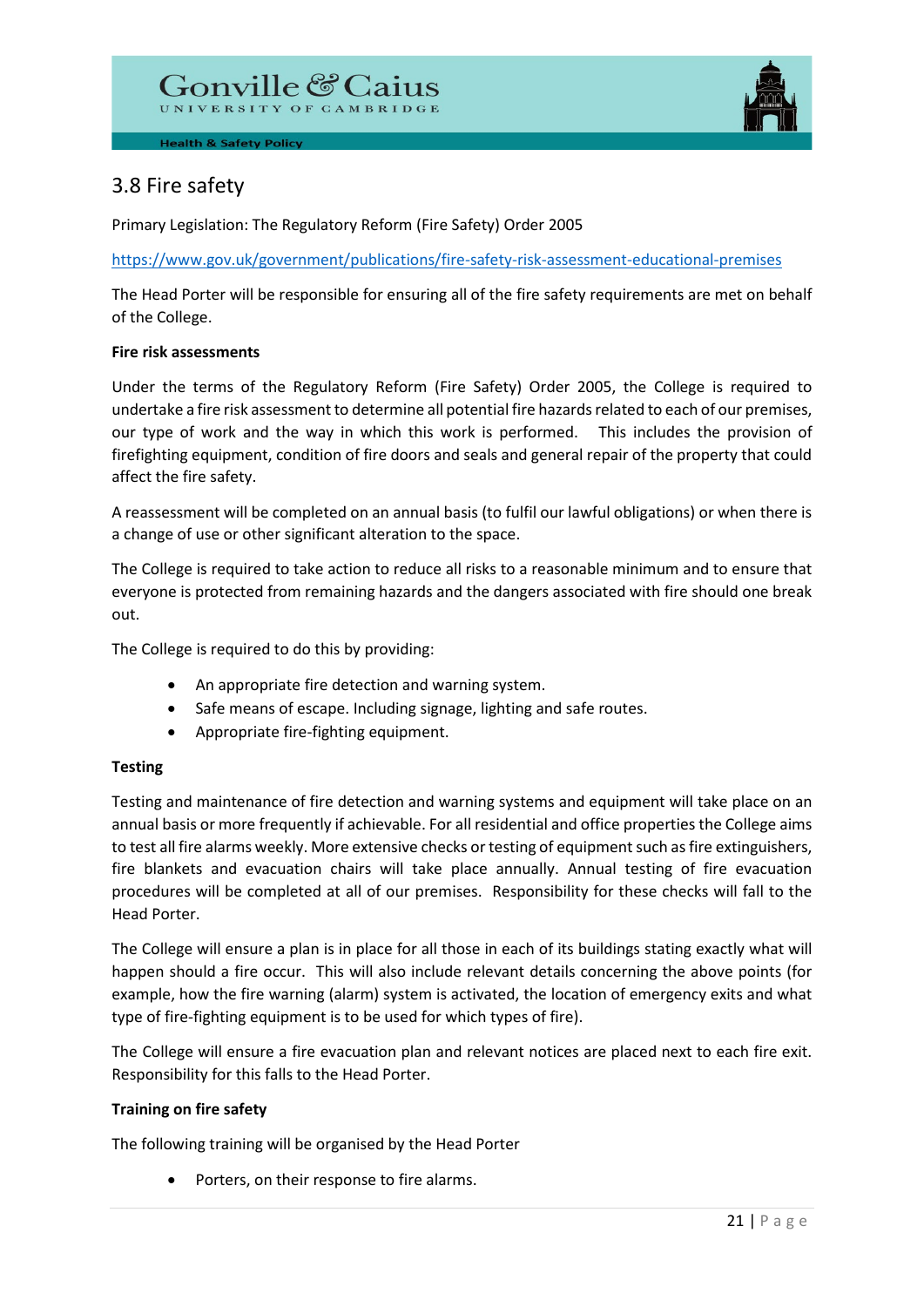## 3.8 Fire safety

Primary Legislation: The Regulatory Reform (Fire Safety) Order 2005

https://www.gov.uk/government/publications/fire-safety-risk-assessment-educational-premises

The Head Porter will be responsible for ensuring all of the fire safety requirements are met on behalf of the College.

**Fire risk assessments**

Under the terms of the Regulatory Reform (Fire Safety) Order 2005, the College is required to undertake a fire risk assessment to determine all potential fire hazards related to each of our premises, our type of work and the way in which this work is performed. This includes the provision of firefighting equipment, condition of fire doors and seals and general repair of the property that could affect the fire safety.

A reassessment will be completed on an annual basis (to fulfil our lawful obligations) or when there is a change of use or other significant alteration to the space.

The College is required to take action to reduce all risks to a reasonable minimum and to ensure that everyone is protected from remaining hazards and the dangers associated with fire should one break out.

The College is required to do this by providing:

- An appropriate fire detection and warning system.
- Safe means of escape. Including signage, lighting and safe routes.
- Appropriate fire-fighting equipment.

**Testing**

Testing and maintenance of fire detection and warning systems and equipment will take place on an annual basis or more frequently if achievable. For all residential and office properties the College aims to test all fire alarms weekly. More extensive checks or testing of equipment such as fire extinguishers, fire blankets and evacuation chairs will take place annually. Annual testing of fire evacuation procedures will be completed at all of our premises. Responsibility for these checks will fall to the Head Porter.

The College will ensure a plan is in place for all those in each of its buildings stating exactly what will happen should a fire occur. This will also include relevant details concerning the above points (for example, how the fire warning (alarm) system is activated, the location of emergency exits and what type of fire-fighting equipment is to be used for which types of fire).

The College will ensure a fire evacuation plan and relevant notices are placed next to each fire exit. Responsibility for this falls to the Head Porter.

**Training on fire safety**

The following training will be organised by the Head Porter

- Porters, on their response to fire alarms.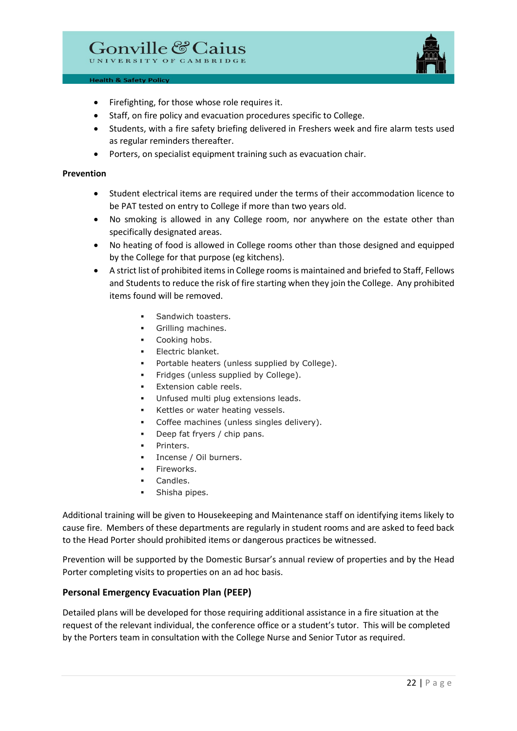- Firefighting, for those whose role requires it.
- Staff, on fire policy and evacuation procedures specific to College.
- Students, with a fire safety briefing delivered in Freshers week and fire alarm tests used as regular reminders thereafter.
- Porters, on specialist equipment training such as evacuation chair.

**Prevention**

- Student electrical items are required under the terms of their accommodation licence to be PAT tested on entry to College if more than two years old.
- No smoking is allowed in any College room, nor anywhere on the estate other than specifically designated areas.
- No heating of food is allowed in College rooms other than those designed and equipped by the College for that purpose (eg kitchens).
- A strict list of prohibited items in College rooms is maintained and briefed to Staff, Fellows and Students to reduce the risk of fire starting when they join the College. Any prohibited items found will be removed.
    - Sandwich toasters.
    - Grilling machines.
    - Cooking hobs.
    - Electric blanket.
    - Portable heaters (unless supplied by College).
    - Fridges (unless supplied by College).
    - Extension cable reels.
    - Unfused multi plug extensions leads.
    - Kettles or water heating vessels.
    - Coffee machines (unless singles delivery).
    - Deep fat fryers / chip pans.
    - Printers.
    - Incense / Oil burners.
    - Fireworks.
    - Candles.
    - Shisha pipes.

Additional training will be given to Housekeeping and Maintenance staff on identifying items likely to cause fire. Members of these departments are regularly in student rooms and are asked to feed back to the Head Porter should prohibited items or dangerous practices be witnessed.

Prevention will be supported by the Domestic Bursar's annual review of properties and by the Head Porter completing visits to properties on an ad hoc basis.

### Personal Emergency Evacuation Plan (PEEP)

Detailed plans will be developed for those requiring additional assistance in a fire situation at the request of the relevant individual, the conference office or a student's tutor. This will be completed by the Porters team in consultation with the College Nurse and Senior Tutor as required.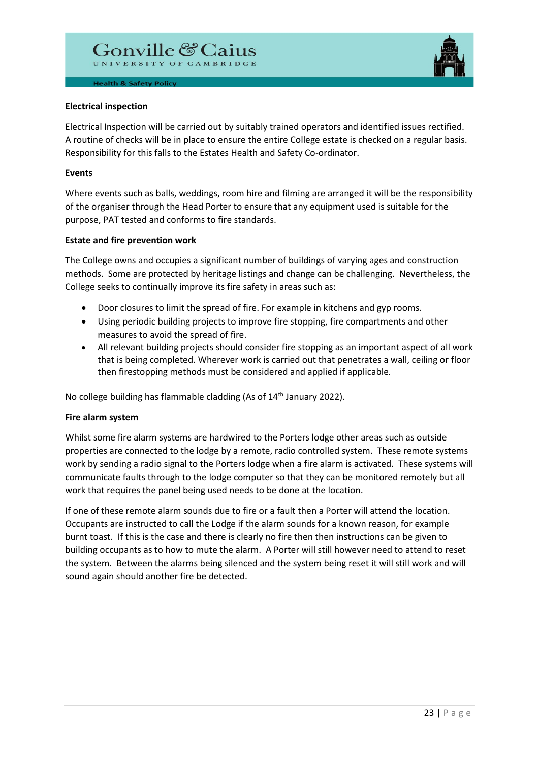**Electrical inspection**

Electrical Inspection will be carried out by suitably trained operators and identified issues rectified. A routine of checks will be in place to ensure the entire College estate is checked on a regular basis. Responsibility for this falls to the Estates Health and Safety Co-ordinator.

**Events**

Where events such as balls, weddings, room hire and filming are arranged it will be the responsibility of the organiser through the Head Porter to ensure that any equipment used is suitable for the purpose, PAT tested and conforms to fire standards.

**Estate and fire prevention work**

The College owns and occupies a significant number of buildings of varying ages and construction methods. Some are protected by heritage listings and change can be challenging. Nevertheless, the College seeks to continually improve its fire safety in areas such as:

- Door closures to limit the spread of fire. For example in kitchens and gyp rooms.
- Using periodic building projects to improve fire stopping, fire compartments and other measures to avoid the spread of fire.
- All relevant building projects should consider fire stopping as an important aspect of all work that is being completed. Wherever work is carried out that penetrates a wall, ceiling or floor then firestopping methods must be considered and applied if applicable.

No college building has flammable cladding (As of 14th January 2022).

**Fire alarm system**

Whilst some fire alarm systems are hardwired to the Porters lodge other areas such as outside properties are connected to the lodge by a remote, radio controlled system. These remote systems work by sending a radio signal to the Porters lodge when a fire alarm is activated. These systems will communicate faults through to the lodge computer so that they can be monitored remotely but all work that requires the panel being used needs to be done at the location.

If one of these remote alarm sounds due to fire or a fault then a Porter will attend the location. Occupants are instructed to call the Lodge if the alarm sounds for a known reason, for example burnt toast. If this is the case and there is clearly no fire then then instructions can be given to building occupants as to how to mute the alarm. A Porter will still however need to attend to reset the system. Between the alarms being silenced and the system being reset it will still work and will sound again should another fire be detected.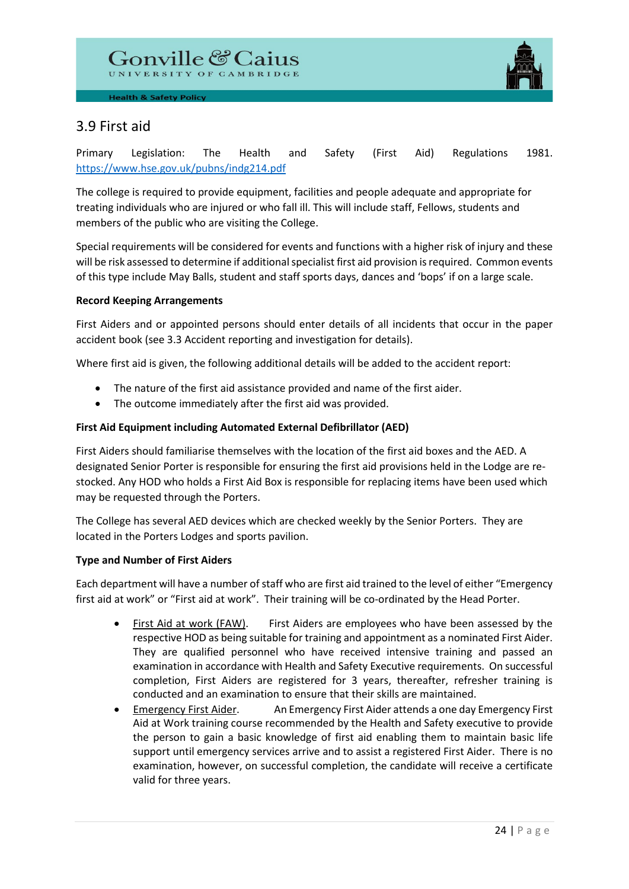## 3.9 First aid

Primary Legislation: The Health and Safety (First Aid) Regulations 1981. https://www.hse.gov.uk/pubns/indg214.pdf

The college is required to provide equipment, facilities and people adequate and appropriate for treating individuals who are injured or who fall ill. This will include staff, Fellows, students and members of the public who are visiting the College.

Special requirements will be considered for events and functions with a higher risk of injury and these will be risk assessed to determine if additional specialist first aid provision is required. Common events of this type include May Balls, student and staff sports days, dances and 'bops' if on a large scale.

**Record Keeping Arrangements**

First Aiders and or appointed persons should enter details of all incidents that occur in the paper accident book (see 3.3 Accident reporting and investigation for details).

Where first aid is given, the following additional details will be added to the accident report:

- The nature of the first aid assistance provided and name of the first aider.
- The outcome immediately after the first aid was provided.

**First Aid Equipment including Automated External Defibrillator (AED)**

First Aiders should familiarise themselves with the location of the first aid boxes and the AED. A designated Senior Porter is responsible for ensuring the first aid provisions held in the Lodge are re-stocked. Any HOD who holds a First Aid Box is responsible for replacing items have been used which may be requested through the Porters.

The College has several AED devices which are checked weekly by the Senior Porters. They are located in the Porters Lodges and sports pavilion.

**Type and Number of First Aiders**

Each department will have a number of staff who are first aid trained to the level of either "Emergency first aid at work" or "First aid at work". Their training will be co-ordinated by the Head Porter.

- First Aid at work (FAW). First Aiders are employees who have been assessed by the respective HOD as being suitable for training and appointment as a nominated First Aider. They are qualified personnel who have received intensive training and passed an examination in accordance with Health and Safety Executive requirements. On successful completion, First Aiders are registered for 3 years, thereafter, refresher training is conducted and an examination to ensure that their skills are maintained.
- Emergency First Aider. An Emergency First Aider attends a one day Emergency First Aid at Work training course recommended by the Health and Safety executive to provide the person to gain a basic knowledge of first aid enabling them to maintain basic life support until emergency services arrive and to assist a registered First Aider. There is no examination, however, on successful completion, the candidate will receive a certificate valid for three years.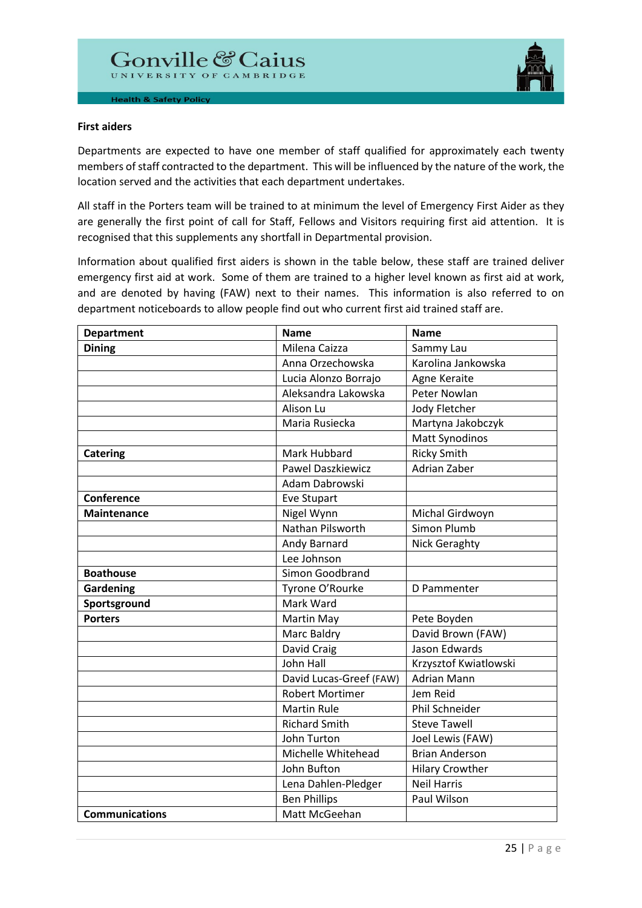**First aiders**

Departments are expected to have one member of staff qualified for approximately each twenty members of staff contracted to the department. This will be influenced by the nature of the work, the location served and the activities that each department undertakes.

All staff in the Porters team will be trained to at minimum the level of Emergency First Aider as they are generally the first point of call for Staff, Fellows and Visitors requiring first aid attention. It is recognised that this supplements any shortfall in Departmental provision.

Information about qualified first aiders is shown in the table below, these staff are trained deliver emergency first aid at work. Some of them are trained to a higher level known as first aid at work, and are denoted by having (FAW) next to their names. This information is also referred to on department noticeboards to allow people find out who current first aid trained staff are.

| Department | Name | Name |
|---|---|---|
| **Dining** | Milena Caizza | Sammy Lau |
| | Anna Orzechowska | Karolina Jankowska |
| | Lucia Alonzo Borrajo | Agne Keraite |
| | Aleksandra Lakowska | Peter Nowlan |
| | Alison Lu | Jody Fletcher |
| | Maria Rusiecka | Martyna Jakobczyk |
| | | Matt Synodinos |
| **Catering** | Mark Hubbard | Ricky Smith |
| | Pawel Daszkiewicz | Adrian Zaber |
| | Adam Dabrowski | |
| **Conference** | Eve Stupart | |
| **Maintenance** | Nigel Wynn | Michal Girdwoyn |
| | Nathan Pilsworth | Simon Plumb |
| | Andy Barnard | Nick Geraghty |
| | Lee Johnson | |
| **Boathouse** | Simon Goodbrand | |
| **Gardening** | Tyrone O'Rourke | D Pammenter |
| **Sportsground** | Mark Ward | |
| **Porters** | Martin May | Pete Boyden |
| | Marc Baldry | David Brown (FAW) |
| | David Craig | Jason Edwards |
| | John Hall | Krzysztof Kwiatlowski |
| | David Lucas-Greef (FAW) | Adrian Mann |
| | Robert Mortimer | Jem Reid |
| | Martin Rule | Phil Schneider |
| | Richard Smith | Steve Tawell |
| | John Turton | Joel Lewis (FAW) |
| | Michelle Whitehead | Brian Anderson |
| | John Bufton | Hilary Crowther |
| | Lena Dahlen-Pledger | Neil Harris |
| | Ben Phillips | Paul Wilson |
| **Communications** | Matt McGeehan | |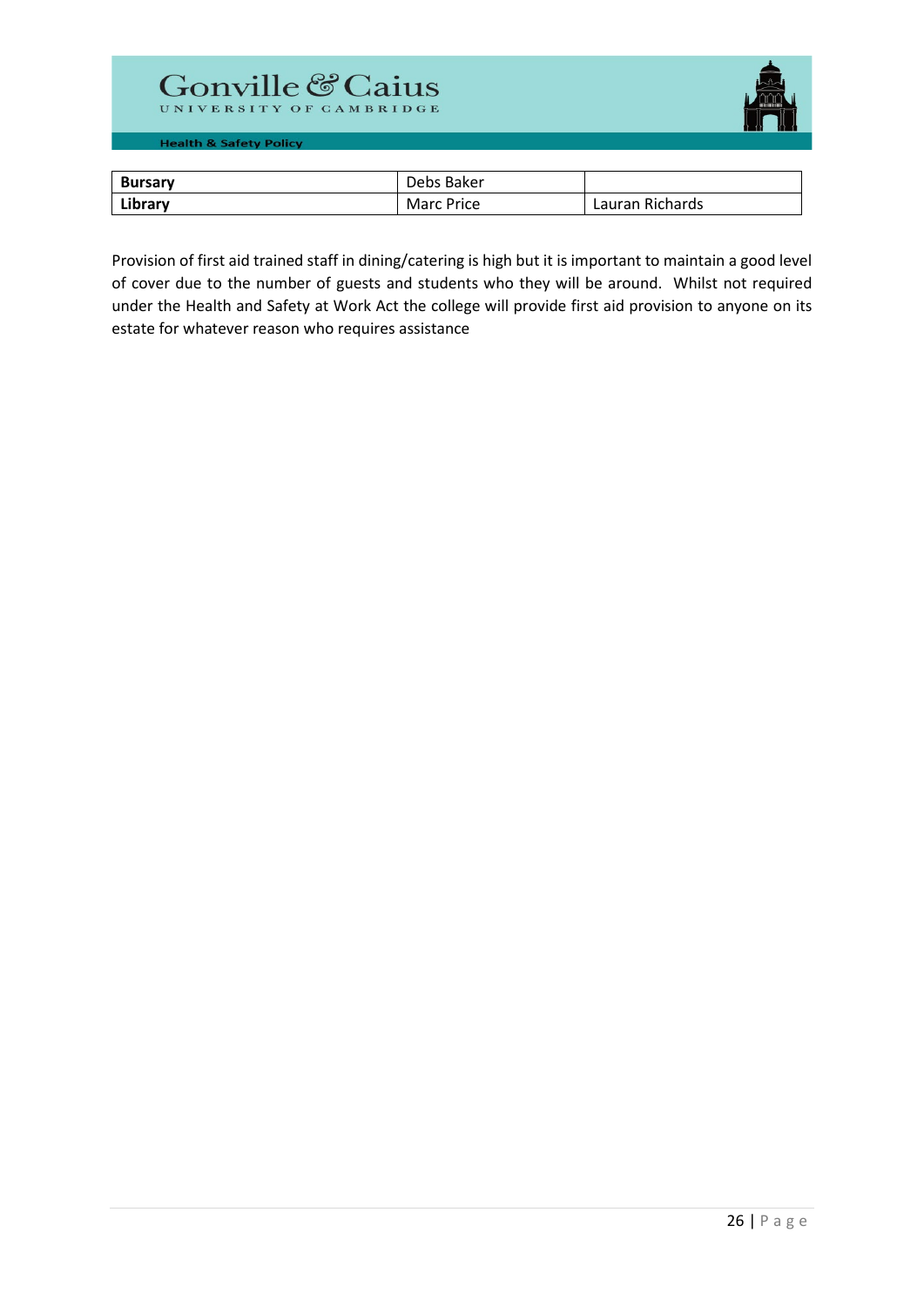| Bursary | Debs Baker | |
|---|---|---|
| Library | Marc Price | Lauran Richards |

Provision of first aid trained staff in dining/catering is high but it is important to maintain a good level of cover due to the number of guests and students who they will be around. Whilst not required under the Health and Safety at Work Act the college will provide first aid provision to anyone on its estate for whatever reason who requires assistance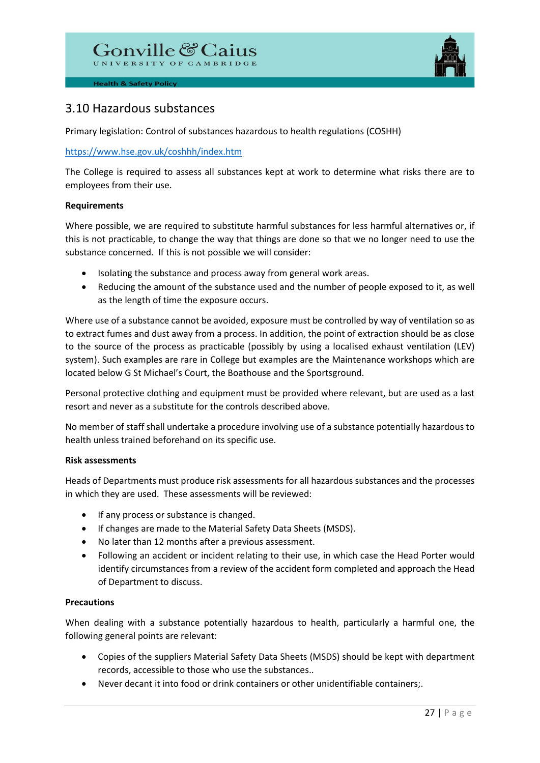## 3.10 Hazardous substances

Primary legislation: Control of substances hazardous to health regulations (COSHH)

https://www.hse.gov.uk/coshhh/index.htm

The College is required to assess all substances kept at work to determine what risks there are to employees from their use.

**Requirements**

Where possible, we are required to substitute harmful substances for less harmful alternatives or, if this is not practicable, to change the way that things are done so that we no longer need to use the substance concerned. If this is not possible we will consider:

- Isolating the substance and process away from general work areas.
- Reducing the amount of the substance used and the number of people exposed to it, as well as the length of time the exposure occurs.

Where use of a substance cannot be avoided, exposure must be controlled by way of ventilation so as to extract fumes and dust away from a process. In addition, the point of extraction should be as close to the source of the process as practicable (possibly by using a localised exhaust ventilation (LEV) system). Such examples are rare in College but examples are the Maintenance workshops which are located below G St Michael's Court, the Boathouse and the Sportsground.

Personal protective clothing and equipment must be provided where relevant, but are used as a last resort and never as a substitute for the controls described above.

No member of staff shall undertake a procedure involving use of a substance potentially hazardous to health unless trained beforehand on its specific use.

**Risk assessments**

Heads of Departments must produce risk assessments for all hazardous substances and the processes in which they are used. These assessments will be reviewed:

- If any process or substance is changed.
- If changes are made to the Material Safety Data Sheets (MSDS).
- No later than 12 months after a previous assessment.
- Following an accident or incident relating to their use, in which case the Head Porter would identify circumstances from a review of the accident form completed and approach the Head of Department to discuss.

**Precautions**

When dealing with a substance potentially hazardous to health, particularly a harmful one, the following general points are relevant:

- Copies of the suppliers Material Safety Data Sheets (MSDS) should be kept with department records, accessible to those who use the substances..
- Never decant it into food or drink containers or other unidentifiable containers;.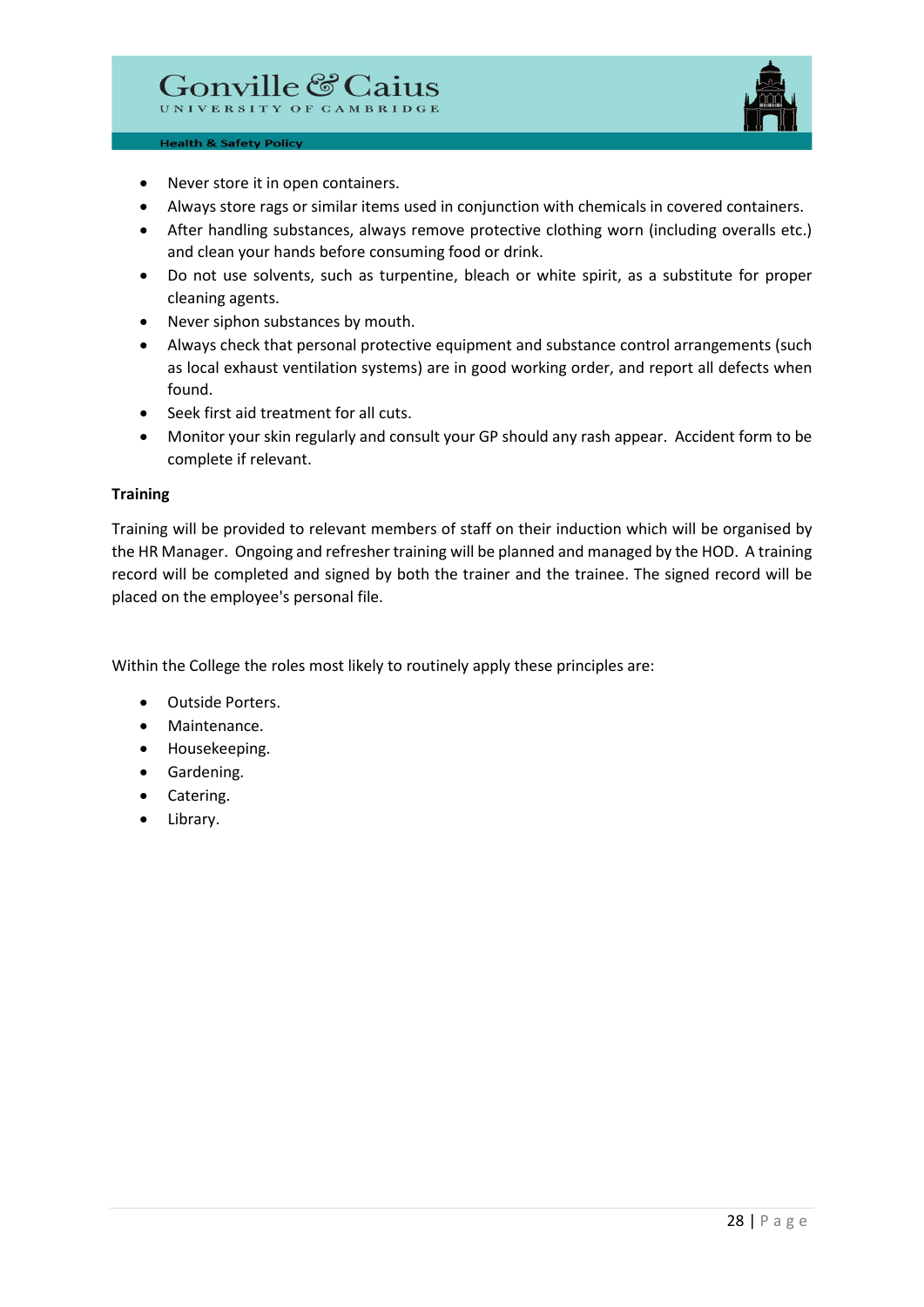- Never store it in open containers.
- Always store rags or similar items used in conjunction with chemicals in covered containers.
- After handling substances, always remove protective clothing worn (including overalls etc.) and clean your hands before consuming food or drink.
- Do not use solvents, such as turpentine, bleach or white spirit, as a substitute for proper cleaning agents.
- Never siphon substances by mouth.
- Always check that personal protective equipment and substance control arrangements (such as local exhaust ventilation systems) are in good working order, and report all defects when found.
- Seek first aid treatment for all cuts.
- Monitor your skin regularly and consult your GP should any rash appear. Accident form to be complete if relevant.

**Training**

Training will be provided to relevant members of staff on their induction which will be organised by the HR Manager. Ongoing and refresher training will be planned and managed by the HOD. A training record will be completed and signed by both the trainer and the trainee. The signed record will be placed on the employee's personal file.

Within the College the roles most likely to routinely apply these principles are:

- Outside Porters.
- Maintenance.
- Housekeeping.
- Gardening.
- Catering.
- Library.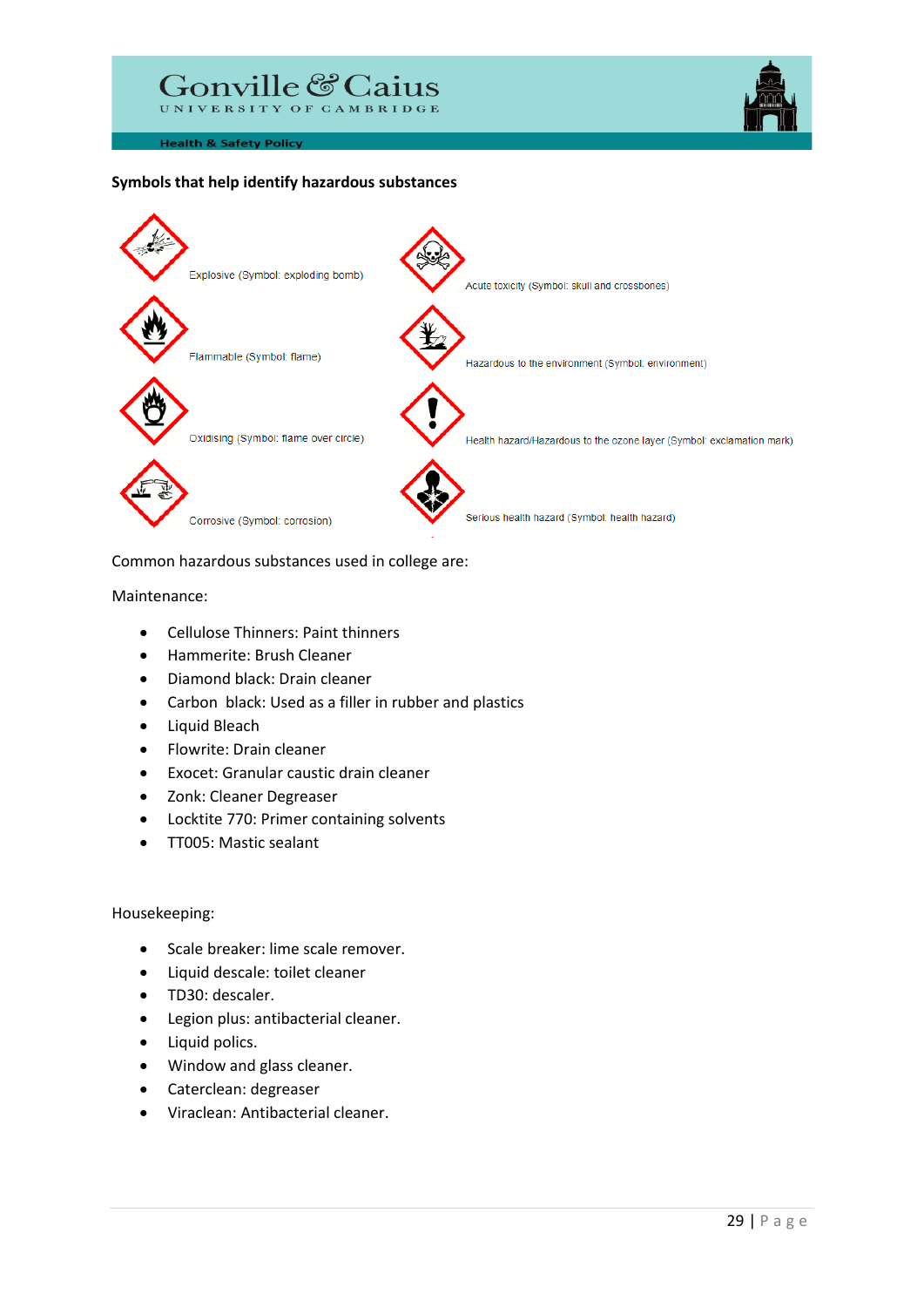**Symbols that help identify hazardous substances**

Explosive (Symbol: exploding bomb)

Flammable (Symbol: flame)

Oxidising (Symbol: flame over circle)

Corrosive (Symbol: corrosion)

Acute toxicity (Symbol: skull and crossbones)

Hazardous to the environment (Symbol: environment)

Health hazard/Hazardous to the ozone layer (Symbol: exclamation mark)

Serious health hazard (Symbol: health hazard)

Common hazardous substances used in college are:

Maintenance:

- Cellulose Thinners: Paint thinners
- Hammerite: Brush Cleaner
- Diamond black: Drain cleaner
- Carbon black: Used as a filler in rubber and plastics
- Liquid Bleach
- Flowrite: Drain cleaner
- Exocet: Granular caustic drain cleaner
- Zonk: Cleaner Degreaser
- Locktite 770: Primer containing solvents
- TT005: Mastic sealant

Housekeeping:

- Scale breaker: lime scale remover.
- Liquid descale: toilet cleaner
- TD30: descaler.
- Legion plus: antibacterial cleaner.
- Liquid polics.
- Window and glass cleaner.
- Caterclean: degreaser
- Viraclean: Antibacterial cleaner.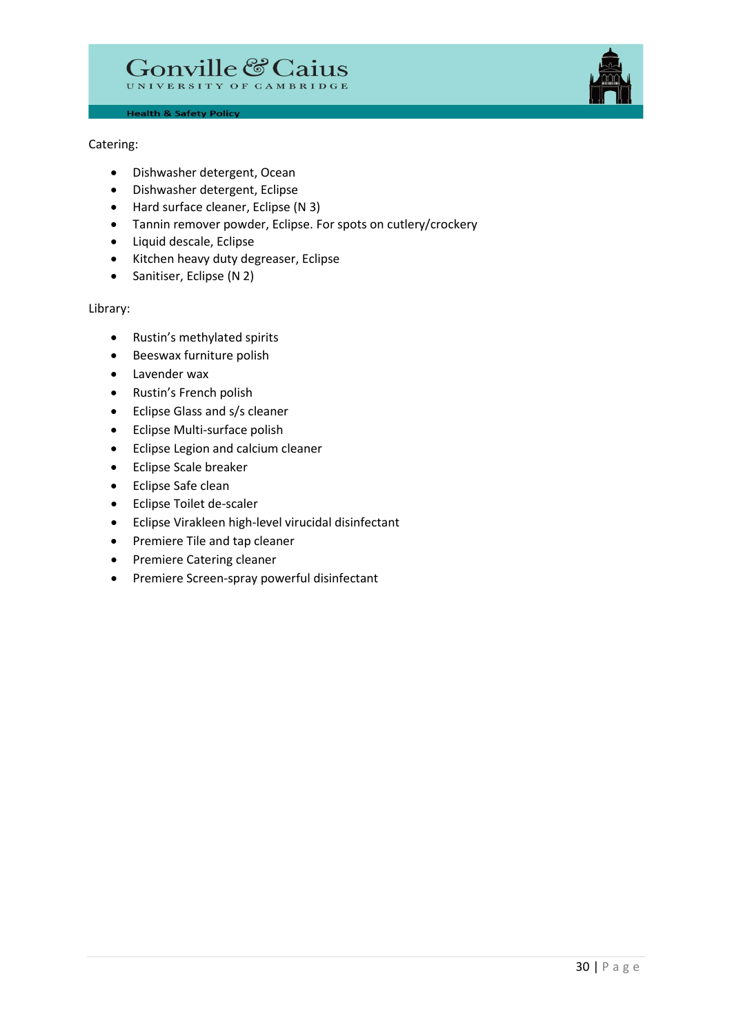Catering:

- Dishwasher detergent, Ocean
- Dishwasher detergent, Eclipse
- Hard surface cleaner, Eclipse (N 3)
- Tannin remover powder, Eclipse. For spots on cutlery/crockery
- Liquid descale, Eclipse
- Kitchen heavy duty degreaser, Eclipse
- Sanitiser, Eclipse (N 2)

Library:

- Rustin's methylated spirits
- Beeswax furniture polish
- Lavender wax
- Rustin's French polish
- Eclipse Glass and s/s cleaner
- Eclipse Multi-surface polish
- Eclipse Legion and calcium cleaner
- Eclipse Scale breaker
- Eclipse Safe clean
- Eclipse Toilet de-scaler
- Eclipse Virakleen high-level virucidal disinfectant
- Premiere Tile and tap cleaner
- Premiere Catering cleaner
- Premiere Screen-spray powerful disinfectant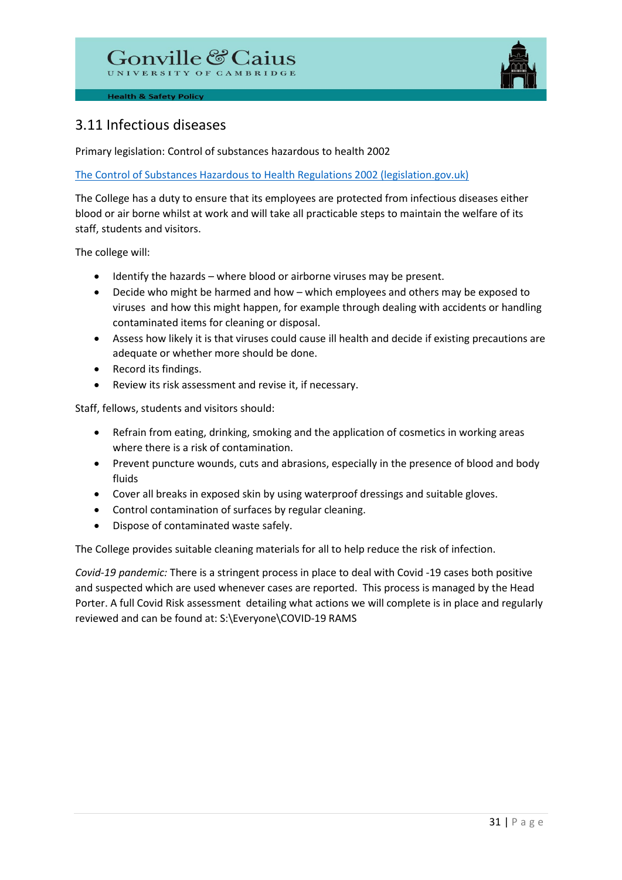## 3.11 Infectious diseases

Primary legislation: Control of substances hazardous to health 2002

[The Control of Substances Hazardous to Health Regulations 2002 (legislation.gov.uk)](https://www.legislation.gov.uk)

The College has a duty to ensure that its employees are protected from infectious diseases either blood or air borne whilst at work and will take all practicable steps to maintain the welfare of its staff, students and visitors.

The college will:

- Identify the hazards – where blood or airborne viruses may be present.
- Decide who might be harmed and how – which employees and others may be exposed to viruses and how this might happen, for example through dealing with accidents or handling contaminated items for cleaning or disposal.
- Assess how likely it is that viruses could cause ill health and decide if existing precautions are adequate or whether more should be done.
- Record its findings.
- Review its risk assessment and revise it, if necessary.

Staff, fellows, students and visitors should:

- Refrain from eating, drinking, smoking and the application of cosmetics in working areas where there is a risk of contamination.
- Prevent puncture wounds, cuts and abrasions, especially in the presence of blood and body fluids
- Cover all breaks in exposed skin by using waterproof dressings and suitable gloves.
- Control contamination of surfaces by regular cleaning.
- Dispose of contaminated waste safely.

The College provides suitable cleaning materials for all to help reduce the risk of infection.

*Covid-19 pandemic:* There is a stringent process in place to deal with Covid -19 cases both positive and suspected which are used whenever cases are reported. This process is managed by the Head Porter. A full Covid Risk assessment detailing what actions we will complete is in place and regularly reviewed and can be found at: S:\Everyone\COVID-19 RAMS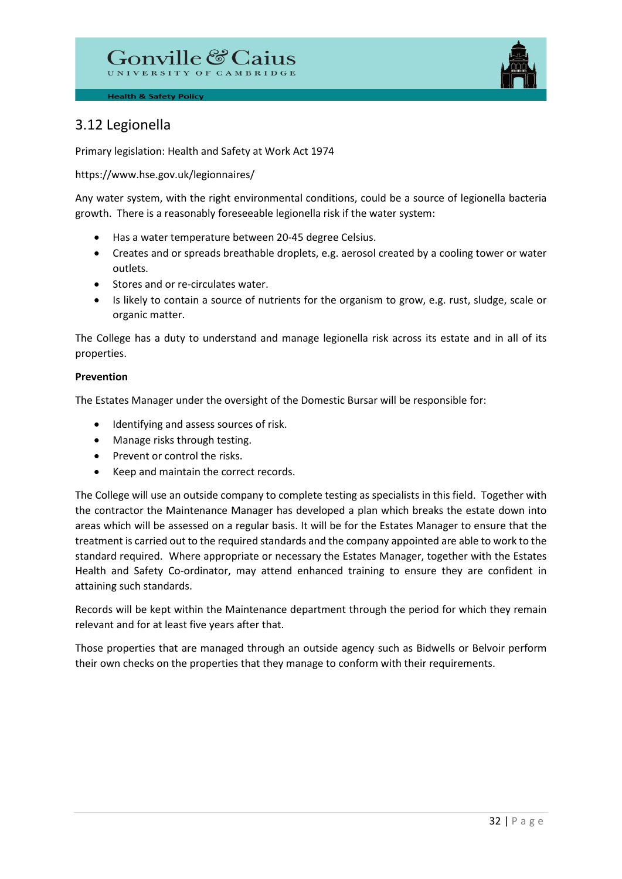## 3.12 Legionella

Primary legislation: Health and Safety at Work Act 1974

https://www.hse.gov.uk/legionnaires/

Any water system, with the right environmental conditions, could be a source of legionella bacteria growth. There is a reasonably foreseeable legionella risk if the water system:

- Has a water temperature between 20-45 degree Celsius.
- Creates and or spreads breathable droplets, e.g. aerosol created by a cooling tower or water outlets.
- Stores and or re-circulates water.
- Is likely to contain a source of nutrients for the organism to grow, e.g. rust, sludge, scale or organic matter.

The College has a duty to understand and manage legionella risk across its estate and in all of its properties.

**Prevention**

The Estates Manager under the oversight of the Domestic Bursar will be responsible for:

- Identifying and assess sources of risk.
- Manage risks through testing.
- Prevent or control the risks.
- Keep and maintain the correct records.

The College will use an outside company to complete testing as specialists in this field. Together with the contractor the Maintenance Manager has developed a plan which breaks the estate down into areas which will be assessed on a regular basis. It will be for the Estates Manager to ensure that the treatment is carried out to the required standards and the company appointed are able to work to the standard required. Where appropriate or necessary the Estates Manager, together with the Estates Health and Safety Co-ordinator, may attend enhanced training to ensure they are confident in attaining such standards.

Records will be kept within the Maintenance department through the period for which they remain relevant and for at least five years after that.

Those properties that are managed through an outside agency such as Bidwells or Belvoir perform their own checks on the properties that they manage to conform with their requirements.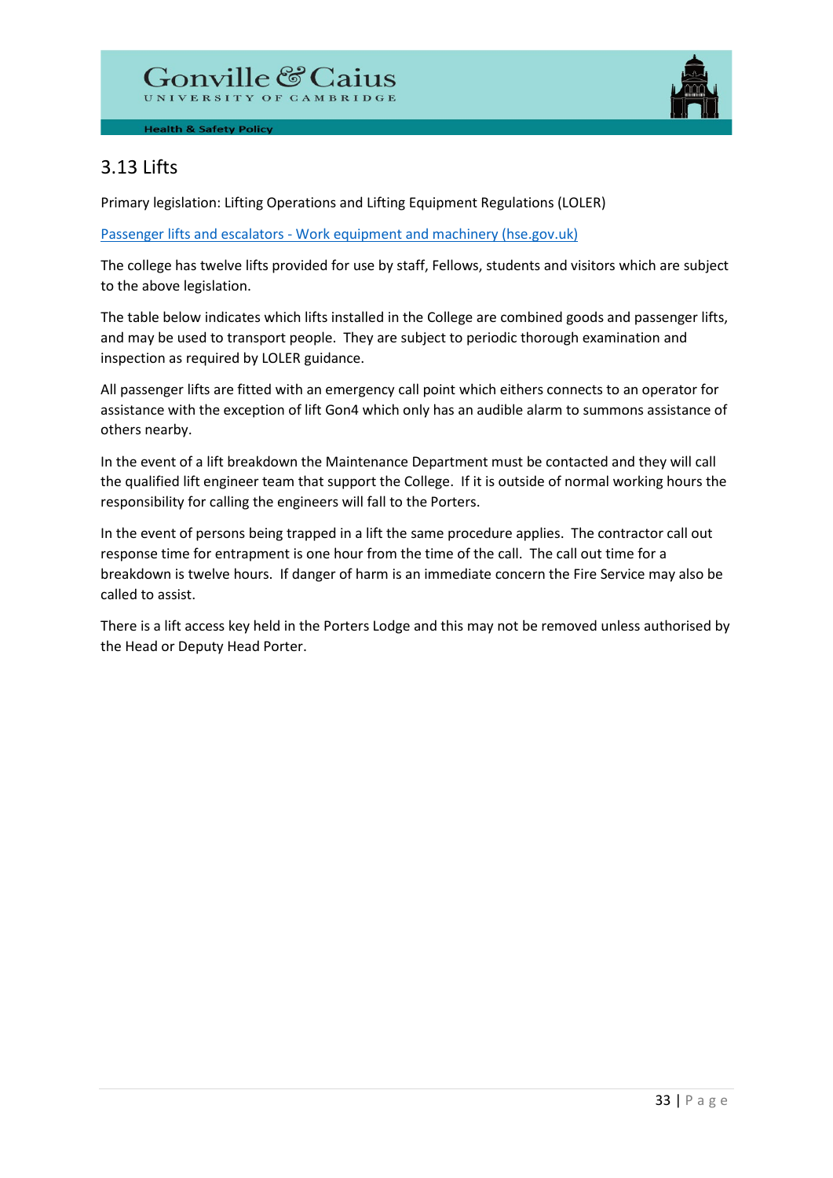## 3.13 Lifts

Primary legislation: Lifting Operations and Lifting Equipment Regulations (LOLER)

[Passenger lifts and escalators - Work equipment and machinery (hse.gov.uk)](https://www.hse.gov.uk)

The college has twelve lifts provided for use by staff, Fellows, students and visitors which are subject to the above legislation.

The table below indicates which lifts installed in the College are combined goods and passenger lifts, and may be used to transport people. They are subject to periodic thorough examination and inspection as required by LOLER guidance.

All passenger lifts are fitted with an emergency call point which eithers connects to an operator for assistance with the exception of lift Gon4 which only has an audible alarm to summons assistance of others nearby.

In the event of a lift breakdown the Maintenance Department must be contacted and they will call the qualified lift engineer team that support the College. If it is outside of normal working hours the responsibility for calling the engineers will fall to the Porters.

In the event of persons being trapped in a lift the same procedure applies. The contractor call out response time for entrapment is one hour from the time of the call. The call out time for a breakdown is twelve hours. If danger of harm is an immediate concern the Fire Service may also be called to assist.

There is a lift access key held in the Porters Lodge and this may not be removed unless authorised by the Head or Deputy Head Porter.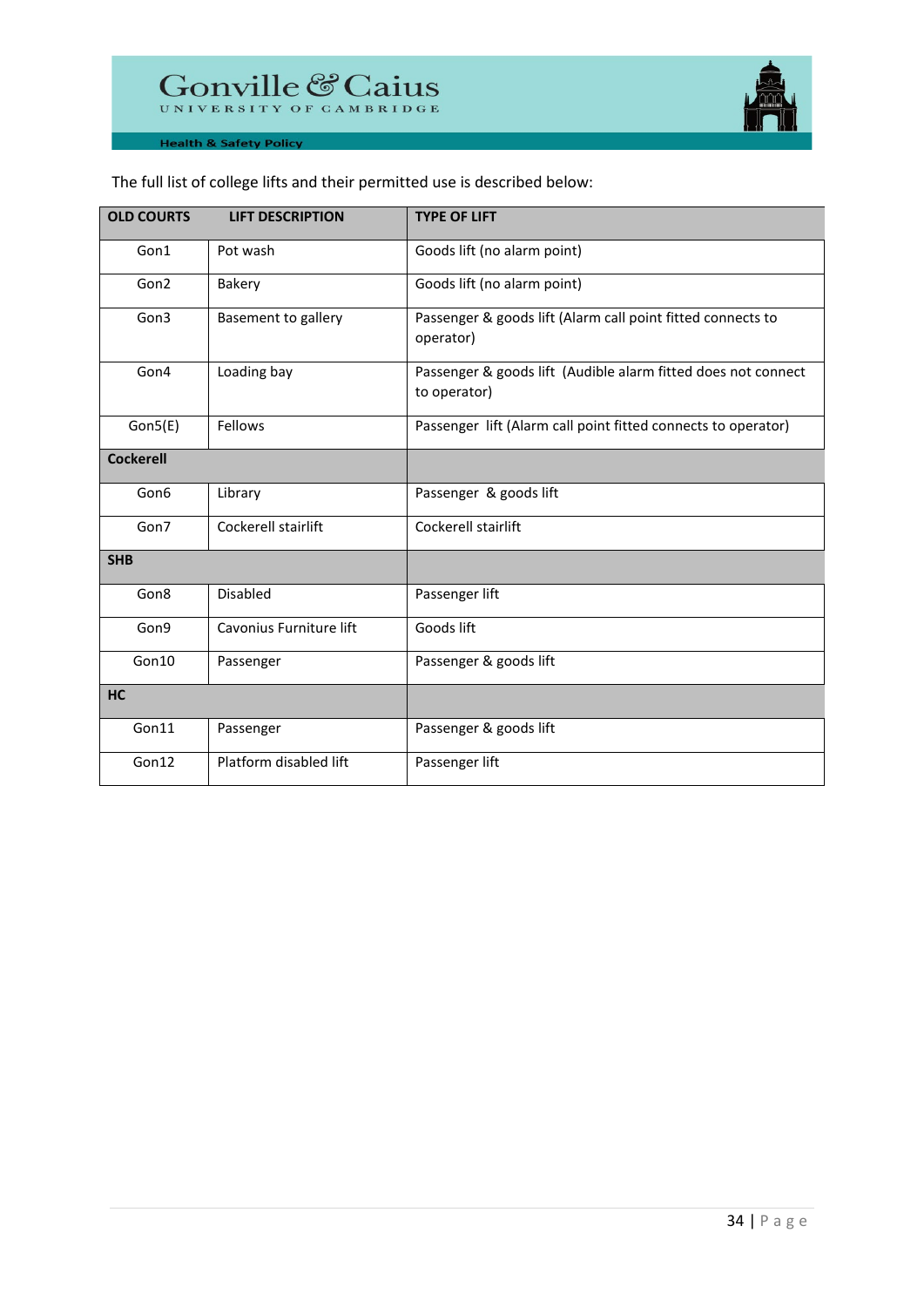The full list of college lifts and their permitted use is described below:

| OLD COURTS | LIFT DESCRIPTION | TYPE OF LIFT |
|---|---|---|
| Gon1 | Pot wash | Goods lift (no alarm point) |
| Gon2 | Bakery | Goods lift (no alarm point) |
| Gon3 | Basement to gallery | Passenger & goods lift (Alarm call point fitted connects to operator) |
| Gon4 | Loading bay | Passenger & goods lift (Audible alarm fitted does not connect to operator) |
| Gon5(E) | Fellows | Passenger lift (Alarm call point fitted connects to operator) |
| **Cockerell** | | |
| Gon6 | Library | Passenger & goods lift |
| Gon7 | Cockerell stairlift | Cockerell stairlift |
| **SHB** | | |
| Gon8 | Disabled | Passenger lift |
| Gon9 | Cavonius Furniture lift | Goods lift |
| Gon10 | Passenger | Passenger & goods lift |
| **HC** | | |
| Gon11 | Passenger | Passenger & goods lift |
| Gon12 | Platform disabled lift | Passenger lift |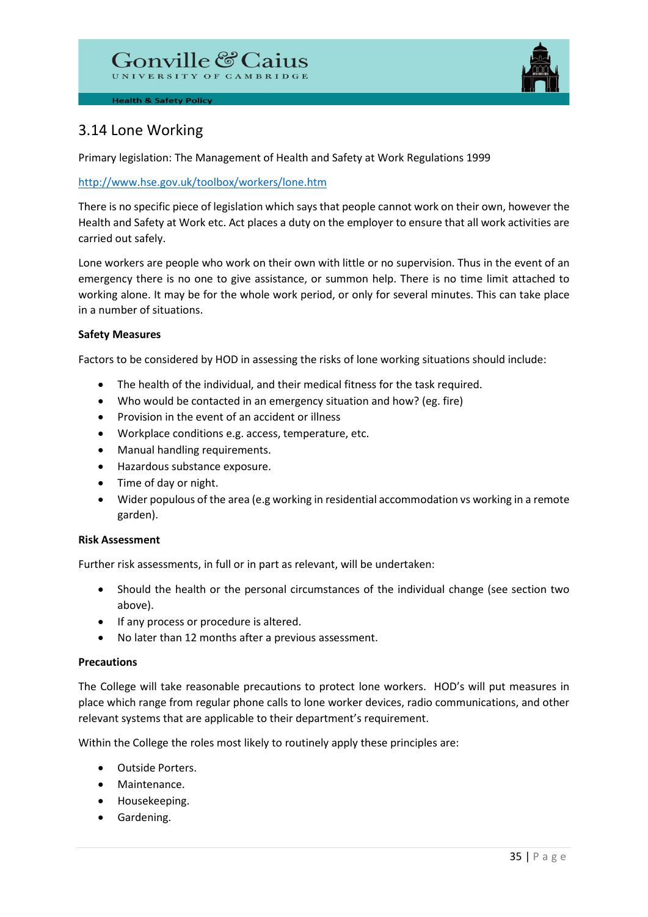## 3.14 Lone Working

Primary legislation: The Management of Health and Safety at Work Regulations 1999

http://www.hse.gov.uk/toolbox/workers/lone.htm

There is no specific piece of legislation which says that people cannot work on their own, however the Health and Safety at Work etc. Act places a duty on the employer to ensure that all work activities are carried out safely.

Lone workers are people who work on their own with little or no supervision. Thus in the event of an emergency there is no one to give assistance, or summon help. There is no time limit attached to working alone. It may be for the whole work period, or only for several minutes. This can take place in a number of situations.

**Safety Measures**

Factors to be considered by HOD in assessing the risks of lone working situations should include:

- The health of the individual, and their medical fitness for the task required.
- Who would be contacted in an emergency situation and how? (eg. fire)
- Provision in the event of an accident or illness
- Workplace conditions e.g. access, temperature, etc.
- Manual handling requirements.
- Hazardous substance exposure.
- Time of day or night.
- Wider populous of the area (e.g working in residential accommodation vs working in a remote garden).

**Risk Assessment**

Further risk assessments, in full or in part as relevant, will be undertaken:

- Should the health or the personal circumstances of the individual change (see section two above).
- If any process or procedure is altered.
- No later than 12 months after a previous assessment.

**Precautions**

The College will take reasonable precautions to protect lone workers. HOD's will put measures in place which range from regular phone calls to lone worker devices, radio communications, and other relevant systems that are applicable to their department's requirement.

Within the College the roles most likely to routinely apply these principles are:

- Outside Porters.
- Maintenance.
- Housekeeping.
- Gardening.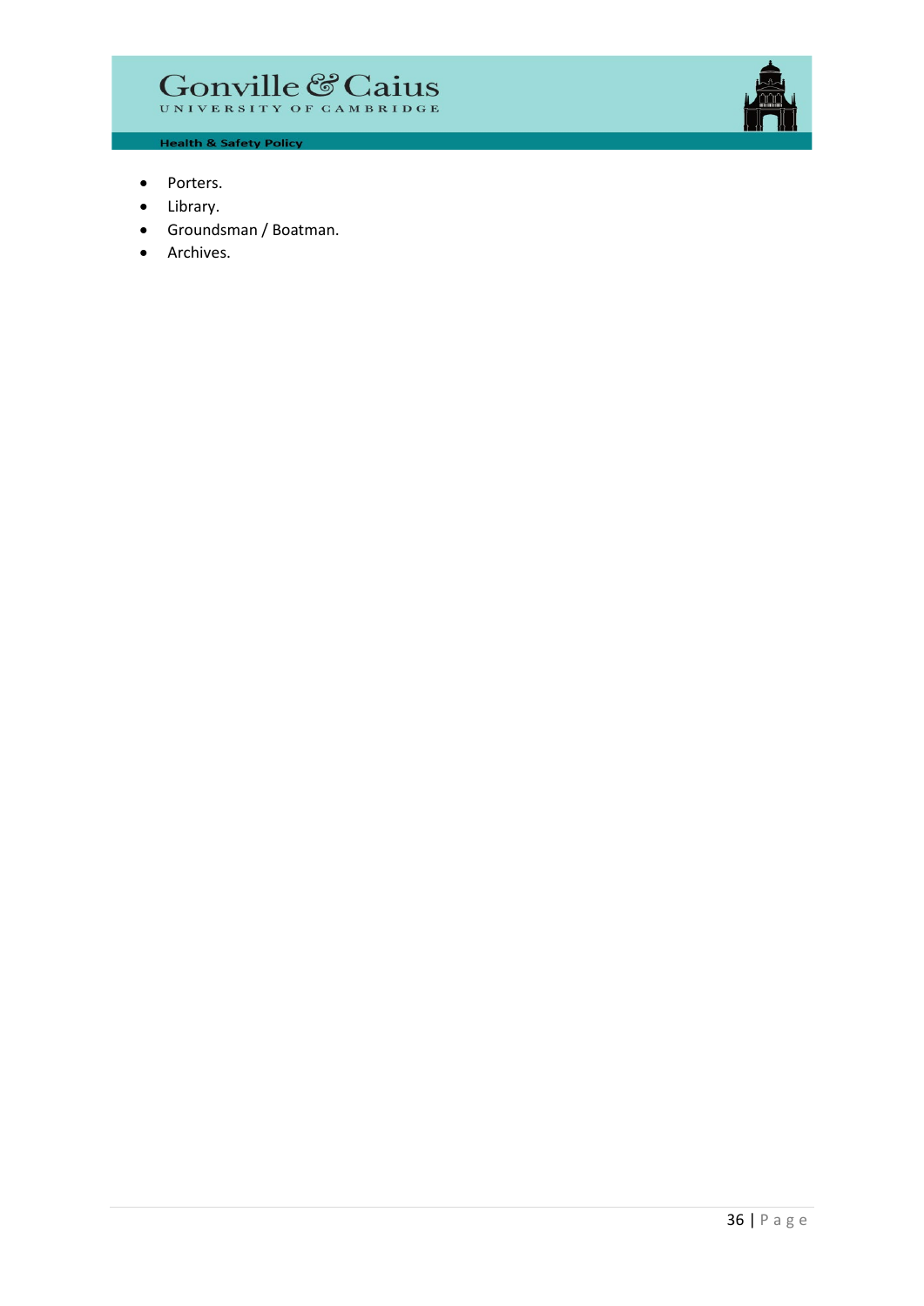- Porters.
- Library.
- Groundsman / Boatman.
- Archives.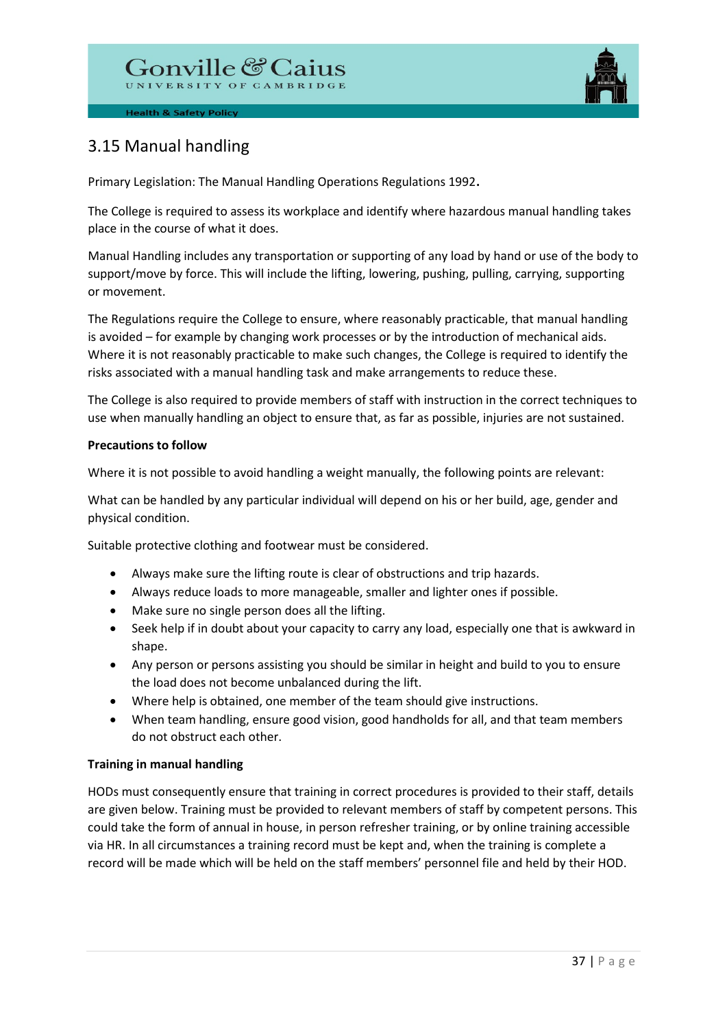## 3.15 Manual handling

Primary Legislation: The Manual Handling Operations Regulations 1992.

The College is required to assess its workplace and identify where hazardous manual handling takes place in the course of what it does.

Manual Handling includes any transportation or supporting of any load by hand or use of the body to support/move by force. This will include the lifting, lowering, pushing, pulling, carrying, supporting or movement.

The Regulations require the College to ensure, where reasonably practicable, that manual handling is avoided – for example by changing work processes or by the introduction of mechanical aids. Where it is not reasonably practicable to make such changes, the College is required to identify the risks associated with a manual handling task and make arrangements to reduce these.

The College is also required to provide members of staff with instruction in the correct techniques to use when manually handling an object to ensure that, as far as possible, injuries are not sustained.

**Precautions to follow**

Where it is not possible to avoid handling a weight manually, the following points are relevant:

What can be handled by any particular individual will depend on his or her build, age, gender and physical condition.

Suitable protective clothing and footwear must be considered.

- Always make sure the lifting route is clear of obstructions and trip hazards.
- Always reduce loads to more manageable, smaller and lighter ones if possible.
- Make sure no single person does all the lifting.
- Seek help if in doubt about your capacity to carry any load, especially one that is awkward in shape.
- Any person or persons assisting you should be similar in height and build to you to ensure the load does not become unbalanced during the lift.
- Where help is obtained, one member of the team should give instructions.
- When team handling, ensure good vision, good handholds for all, and that team members do not obstruct each other.

**Training in manual handling**

HODs must consequently ensure that training in correct procedures is provided to their staff, details are given below. Training must be provided to relevant members of staff by competent persons. This could take the form of annual in house, in person refresher training, or by online training accessible via HR. In all circumstances a training record must be kept and, when the training is complete a record will be made which will be held on the staff members' personnel file and held by their HOD.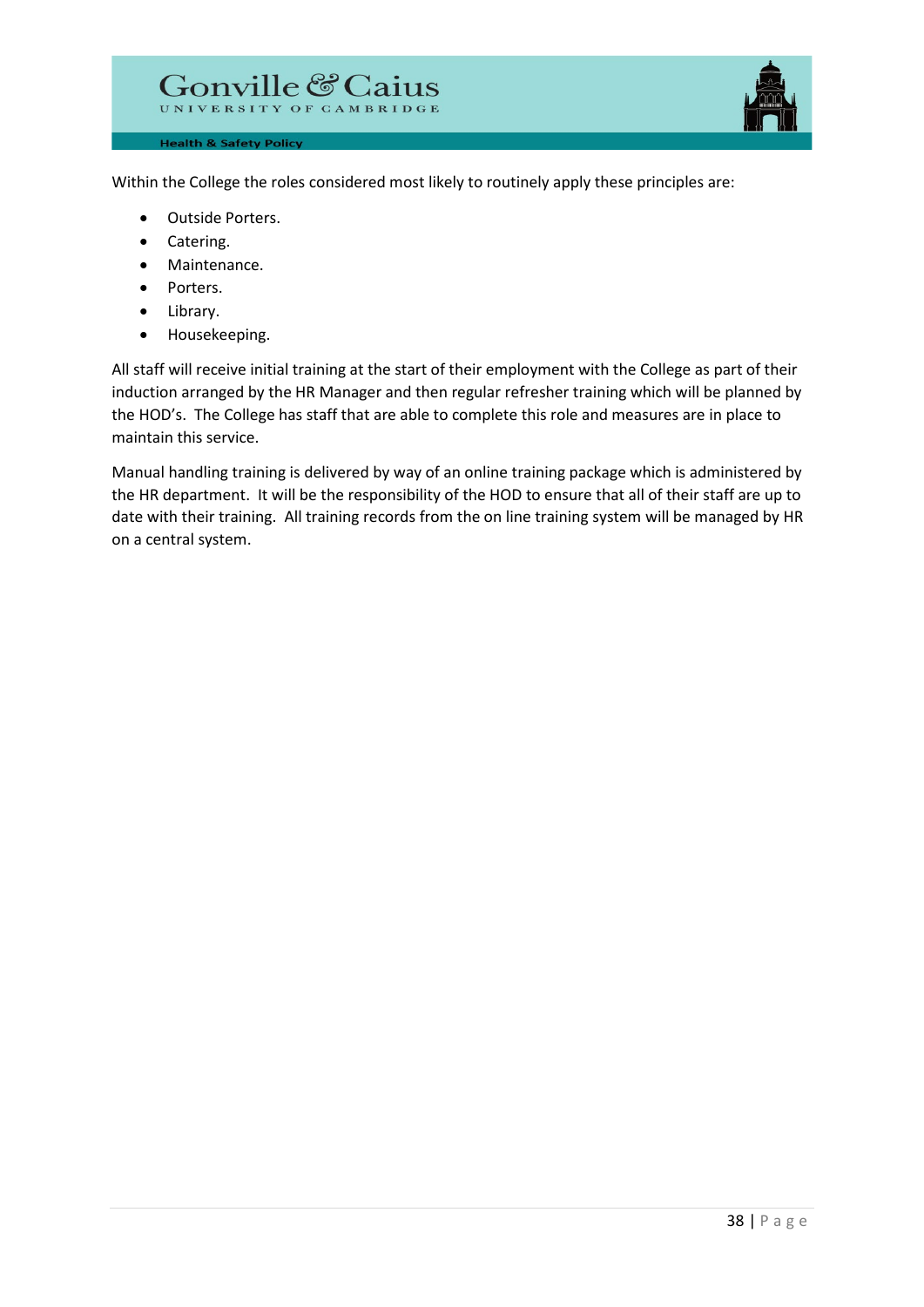Within the College the roles considered most likely to routinely apply these principles are:

- Outside Porters.
- Catering.
- Maintenance.
- Porters.
- Library.
- Housekeeping.

All staff will receive initial training at the start of their employment with the College as part of their induction arranged by the HR Manager and then regular refresher training which will be planned by the HOD's. The College has staff that are able to complete this role and measures are in place to maintain this service.

Manual handling training is delivered by way of an online training package which is administered by the HR department. It will be the responsibility of the HOD to ensure that all of their staff are up to date with their training. All training records from the on line training system will be managed by HR on a central system.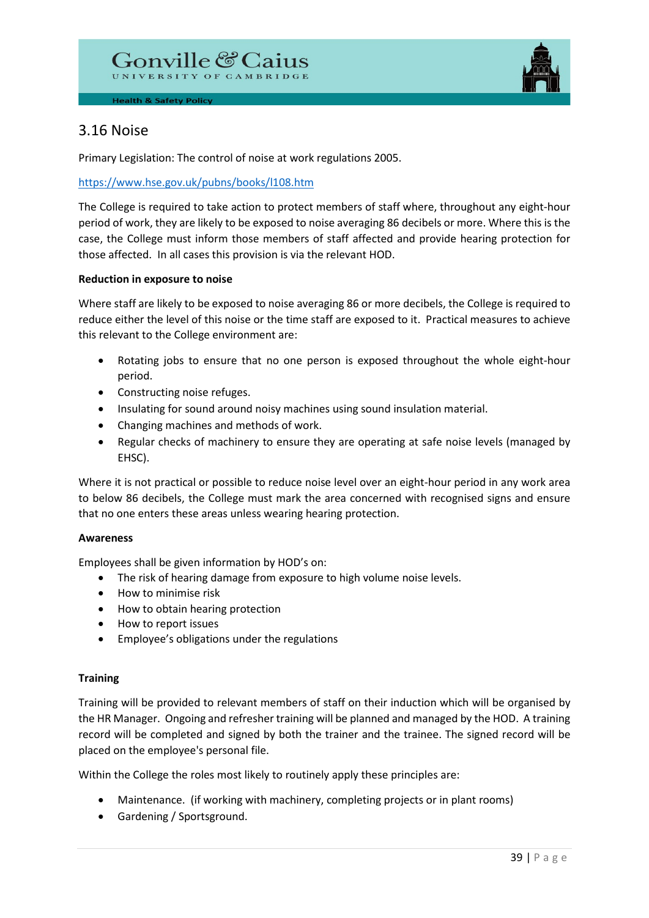## 3.16 Noise

Primary Legislation: The control of noise at work regulations 2005.

https://www.hse.gov.uk/pubns/books/l108.htm

The College is required to take action to protect members of staff where, throughout any eight-hour period of work, they are likely to be exposed to noise averaging 86 decibels or more. Where this is the case, the College must inform those members of staff affected and provide hearing protection for those affected. In all cases this provision is via the relevant HOD.

**Reduction in exposure to noise**

Where staff are likely to be exposed to noise averaging 86 or more decibels, the College is required to reduce either the level of this noise or the time staff are exposed to it. Practical measures to achieve this relevant to the College environment are:

- Rotating jobs to ensure that no one person is exposed throughout the whole eight-hour period.
- Constructing noise refuges.
- Insulating for sound around noisy machines using sound insulation material.
- Changing machines and methods of work.
- Regular checks of machinery to ensure they are operating at safe noise levels (managed by EHSC).

Where it is not practical or possible to reduce noise level over an eight-hour period in any work area to below 86 decibels, the College must mark the area concerned with recognised signs and ensure that no one enters these areas unless wearing hearing protection.

**Awareness**

Employees shall be given information by HOD's on:

- The risk of hearing damage from exposure to high volume noise levels.
- How to minimise risk
- How to obtain hearing protection
- How to report issues
- Employee's obligations under the regulations

**Training**

Training will be provided to relevant members of staff on their induction which will be organised by the HR Manager. Ongoing and refresher training will be planned and managed by the HOD. A training record will be completed and signed by both the trainer and the trainee. The signed record will be placed on the employee's personal file.

Within the College the roles most likely to routinely apply these principles are:

- Maintenance. (if working with machinery, completing projects or in plant rooms)
- Gardening / Sportsground.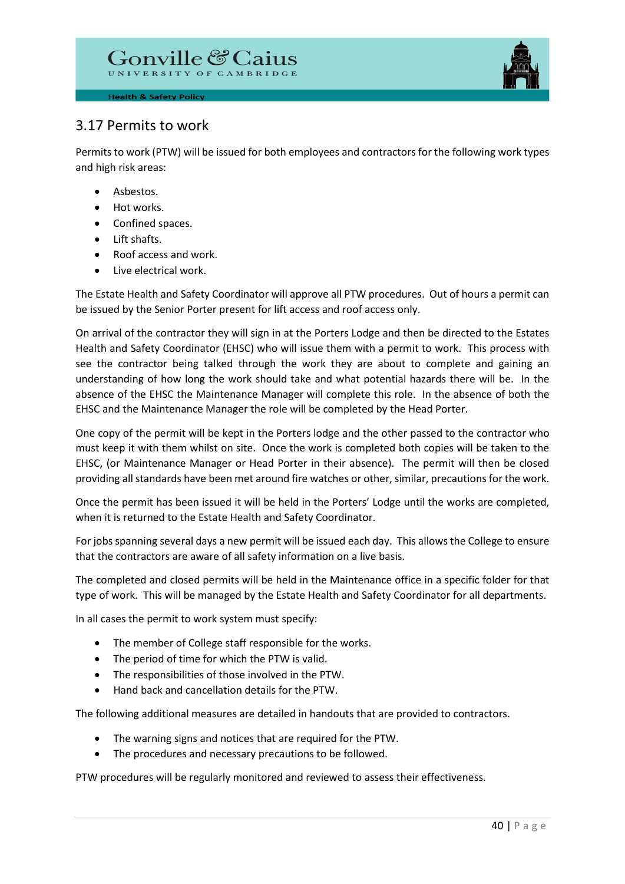## 3.17 Permits to work

Permits to work (PTW) will be issued for both employees and contractors for the following work types and high risk areas:

- Asbestos.
- Hot works.
- Confined spaces.
- Lift shafts.
- Roof access and work.
- Live electrical work.

The Estate Health and Safety Coordinator will approve all PTW procedures. Out of hours a permit can be issued by the Senior Porter present for lift access and roof access only.

On arrival of the contractor they will sign in at the Porters Lodge and then be directed to the Estates Health and Safety Coordinator (EHSC) who will issue them with a permit to work. This process with see the contractor being talked through the work they are about to complete and gaining an understanding of how long the work should take and what potential hazards there will be. In the absence of the EHSC the Maintenance Manager will complete this role. In the absence of both the EHSC and the Maintenance Manager the role will be completed by the Head Porter.

One copy of the permit will be kept in the Porters lodge and the other passed to the contractor who must keep it with them whilst on site. Once the work is completed both copies will be taken to the EHSC, (or Maintenance Manager or Head Porter in their absence). The permit will then be closed providing all standards have been met around fire watches or other, similar, precautions for the work.

Once the permit has been issued it will be held in the Porters' Lodge until the works are completed, when it is returned to the Estate Health and Safety Coordinator.

For jobs spanning several days a new permit will be issued each day. This allows the College to ensure that the contractors are aware of all safety information on a live basis.

The completed and closed permits will be held in the Maintenance office in a specific folder for that type of work. This will be managed by the Estate Health and Safety Coordinator for all departments.

In all cases the permit to work system must specify:

- The member of College staff responsible for the works.
- The period of time for which the PTW is valid.
- The responsibilities of those involved in the PTW.
- Hand back and cancellation details for the PTW.

The following additional measures are detailed in handouts that are provided to contractors.

- The warning signs and notices that are required for the PTW.
- The procedures and necessary precautions to be followed.

PTW procedures will be regularly monitored and reviewed to assess their effectiveness.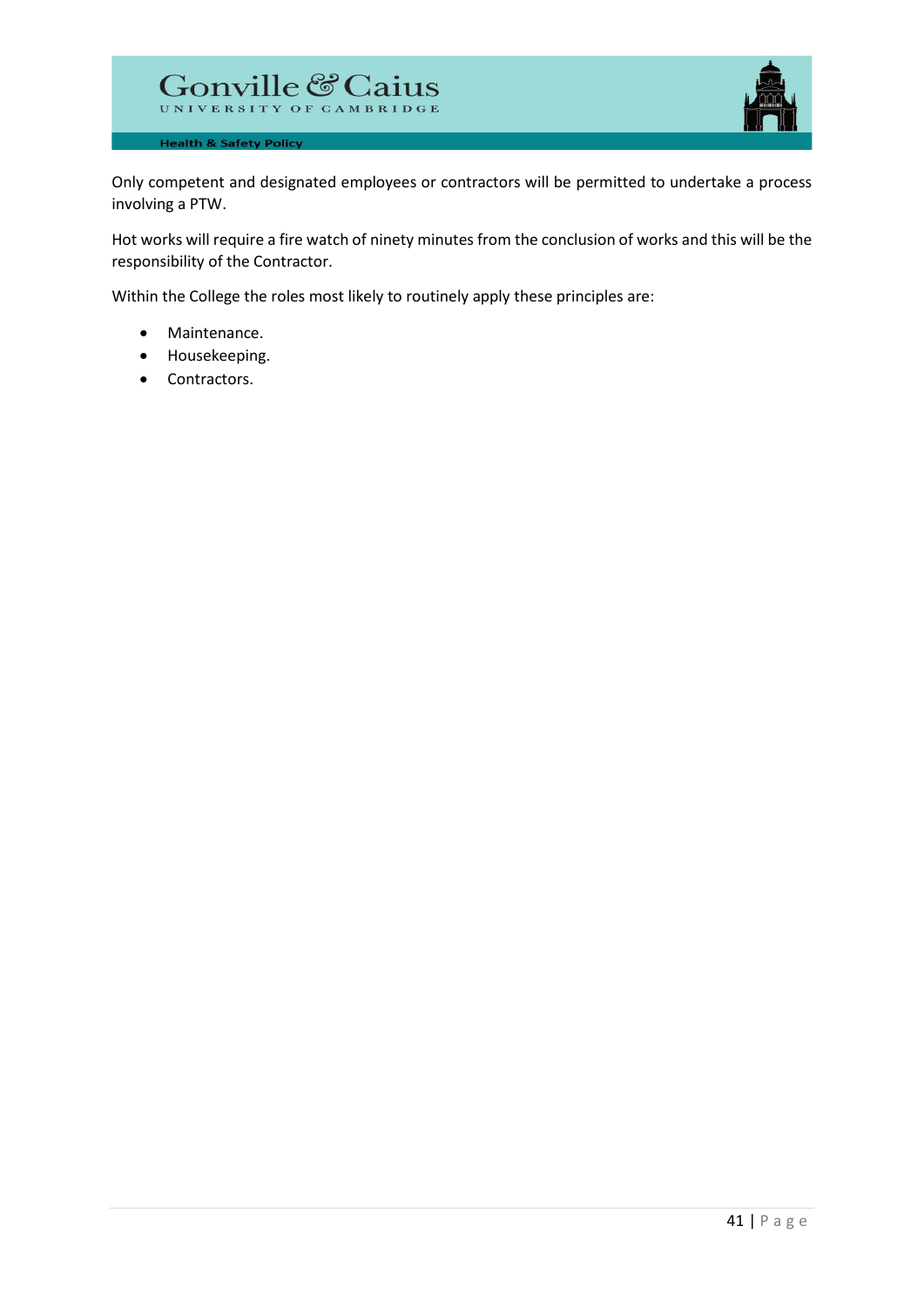Only competent and designated employees or contractors will be permitted to undertake a process involving a PTW.

Hot works will require a fire watch of ninety minutes from the conclusion of works and this will be the responsibility of the Contractor.

Within the College the roles most likely to routinely apply these principles are:

- Maintenance.
- Housekeeping.
- Contractors.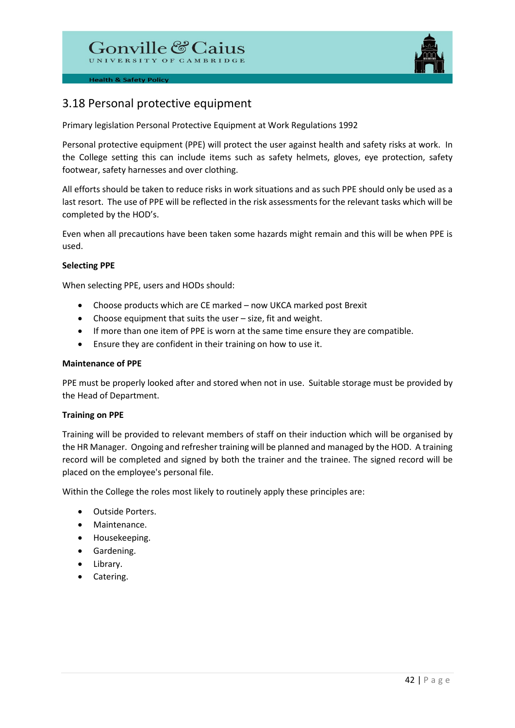## 3.18 Personal protective equipment

Primary legislation Personal Protective Equipment at Work Regulations 1992

Personal protective equipment (PPE) will protect the user against health and safety risks at work. In the College setting this can include items such as safety helmets, gloves, eye protection, safety footwear, safety harnesses and over clothing.

All efforts should be taken to reduce risks in work situations and as such PPE should only be used as a last resort. The use of PPE will be reflected in the risk assessments for the relevant tasks which will be completed by the HOD's.

Even when all precautions have been taken some hazards might remain and this will be when PPE is used.

**Selecting PPE**

When selecting PPE, users and HODs should:

- Choose products which are CE marked – now UKCA marked post Brexit
- Choose equipment that suits the user – size, fit and weight.
- If more than one item of PPE is worn at the same time ensure they are compatible.
- Ensure they are confident in their training on how to use it.

**Maintenance of PPE**

PPE must be properly looked after and stored when not in use. Suitable storage must be provided by the Head of Department.

**Training on PPE**

Training will be provided to relevant members of staff on their induction which will be organised by the HR Manager. Ongoing and refresher training will be planned and managed by the HOD. A training record will be completed and signed by both the trainer and the trainee. The signed record will be placed on the employee's personal file.

Within the College the roles most likely to routinely apply these principles are:

- Outside Porters.
- Maintenance.
- Housekeeping.
- Gardening.
- Library.
- Catering.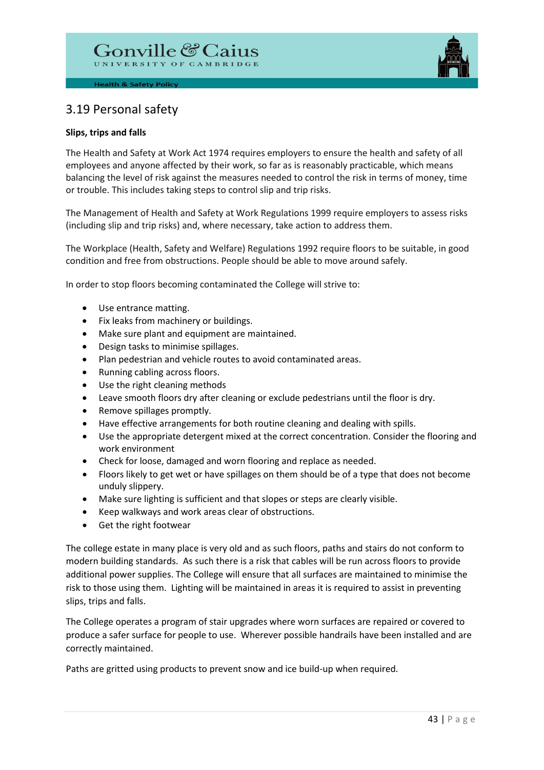## 3.19 Personal safety

**Slips, trips and falls**

The Health and Safety at Work Act 1974 requires employers to ensure the health and safety of all employees and anyone affected by their work, so far as is reasonably practicable, which means balancing the level of risk against the measures needed to control the risk in terms of money, time or trouble. This includes taking steps to control slip and trip risks.

The Management of Health and Safety at Work Regulations 1999 require employers to assess risks (including slip and trip risks) and, where necessary, take action to address them.

The Workplace (Health, Safety and Welfare) Regulations 1992 require floors to be suitable, in good condition and free from obstructions. People should be able to move around safely.

In order to stop floors becoming contaminated the College will strive to:

- Use entrance matting.
- Fix leaks from machinery or buildings.
- Make sure plant and equipment are maintained.
- Design tasks to minimise spillages.
- Plan pedestrian and vehicle routes to avoid contaminated areas.
- Running cabling across floors.
- Use the right cleaning methods
- Leave smooth floors dry after cleaning or exclude pedestrians until the floor is dry.
- Remove spillages promptly.
- Have effective arrangements for both routine cleaning and dealing with spills.
- Use the appropriate detergent mixed at the correct concentration. Consider the flooring and work environment
- Check for loose, damaged and worn flooring and replace as needed.
- Floors likely to get wet or have spillages on them should be of a type that does not become unduly slippery.
- Make sure lighting is sufficient and that slopes or steps are clearly visible.
- Keep walkways and work areas clear of obstructions.
- Get the right footwear

The college estate in many place is very old and as such floors, paths and stairs do not conform to modern building standards. As such there is a risk that cables will be run across floors to provide additional power supplies. The College will ensure that all surfaces are maintained to minimise the risk to those using them. Lighting will be maintained in areas it is required to assist in preventing slips, trips and falls.

The College operates a program of stair upgrades where worn surfaces are repaired or covered to produce a safer surface for people to use. Wherever possible handrails have been installed and are correctly maintained.

Paths are gritted using products to prevent snow and ice build-up when required.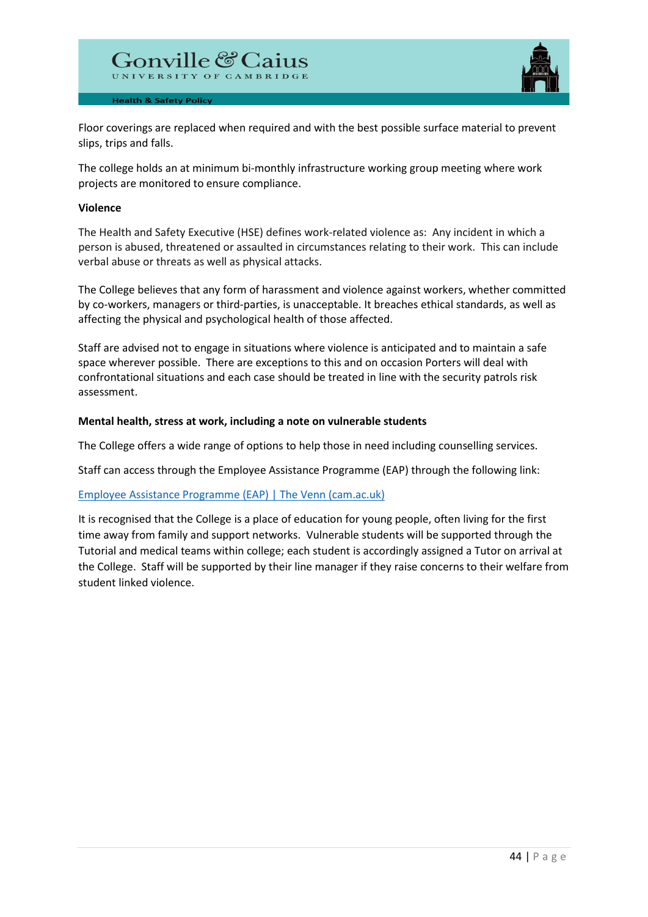Floor coverings are replaced when required and with the best possible surface material to prevent slips, trips and falls.

The college holds an at minimum bi-monthly infrastructure working group meeting where work projects are monitored to ensure compliance.

**Violence**

The Health and Safety Executive (HSE) defines work-related violence as: Any incident in which a person is abused, threatened or assaulted in circumstances relating to their work. This can include verbal abuse or threats as well as physical attacks.

The College believes that any form of harassment and violence against workers, whether committed by co-workers, managers or third-parties, is unacceptable. It breaches ethical standards, as well as affecting the physical and psychological health of those affected.

Staff are advised not to engage in situations where violence is anticipated and to maintain a safe space wherever possible. There are exceptions to this and on occasion Porters will deal with confrontational situations and each case should be treated in line with the security patrols risk assessment.

**Mental health, stress at work, including a note on vulnerable students**

The College offers a wide range of options to help those in need including counselling services.

Staff can access through the Employee Assistance Programme (EAP) through the following link:

[Employee Assistance Programme (EAP) | The Venn (cam.ac.uk)]

It is recognised that the College is a place of education for young people, often living for the first time away from family and support networks. Vulnerable students will be supported through the Tutorial and medical teams within college; each student is accordingly assigned a Tutor on arrival at the College. Staff will be supported by their line manager if they raise concerns to their welfare from student linked violence.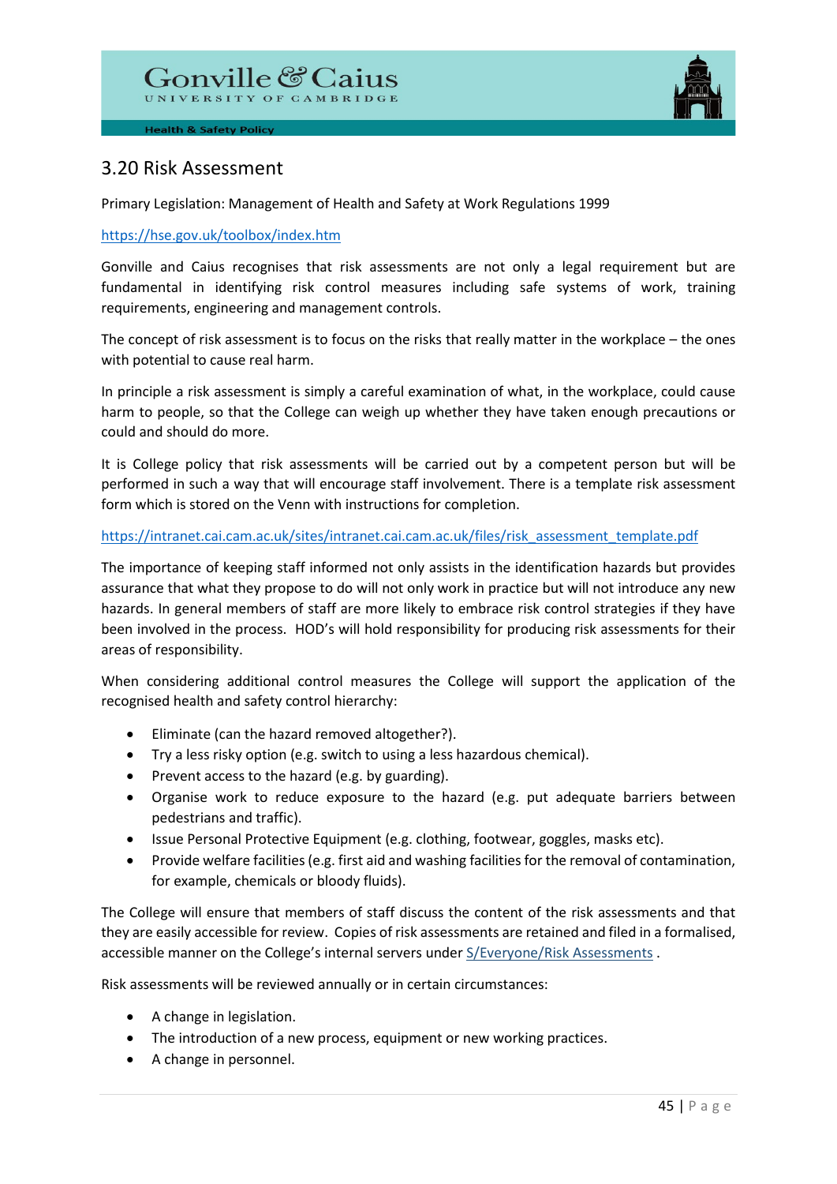## 3.20 Risk Assessment

Primary Legislation: Management of Health and Safety at Work Regulations 1999

https://hse.gov.uk/toolbox/index.htm

Gonville and Caius recognises that risk assessments are not only a legal requirement but are fundamental in identifying risk control measures including safe systems of work, training requirements, engineering and management controls.

The concept of risk assessment is to focus on the risks that really matter in the workplace – the ones with potential to cause real harm.

In principle a risk assessment is simply a careful examination of what, in the workplace, could cause harm to people, so that the College can weigh up whether they have taken enough precautions or could and should do more.

It is College policy that risk assessments will be carried out by a competent person but will be performed in such a way that will encourage staff involvement. There is a template risk assessment form which is stored on the Venn with instructions for completion.

https://intranet.cai.cam.ac.uk/sites/intranet.cai.cam.ac.uk/files/risk_assessment_template.pdf

The importance of keeping staff informed not only assists in the identification hazards but provides assurance that what they propose to do will not only work in practice but will not introduce any new hazards. In general members of staff are more likely to embrace risk control strategies if they have been involved in the process. HOD's will hold responsibility for producing risk assessments for their areas of responsibility.

When considering additional control measures the College will support the application of the recognised health and safety control hierarchy:

- Eliminate (can the hazard removed altogether?).
- Try a less risky option (e.g. switch to using a less hazardous chemical).
- Prevent access to the hazard (e.g. by guarding).
- Organise work to reduce exposure to the hazard (e.g. put adequate barriers between pedestrians and traffic).
- Issue Personal Protective Equipment (e.g. clothing, footwear, goggles, masks etc).
- Provide welfare facilities (e.g. first aid and washing facilities for the removal of contamination, for example, chemicals or bloody fluids).

The College will ensure that members of staff discuss the content of the risk assessments and that they are easily accessible for review. Copies of risk assessments are retained and filed in a formalised, accessible manner on the College's internal servers under S/Everyone/Risk Assessments .

Risk assessments will be reviewed annually or in certain circumstances:

- A change in legislation.
- The introduction of a new process, equipment or new working practices.
- A change in personnel.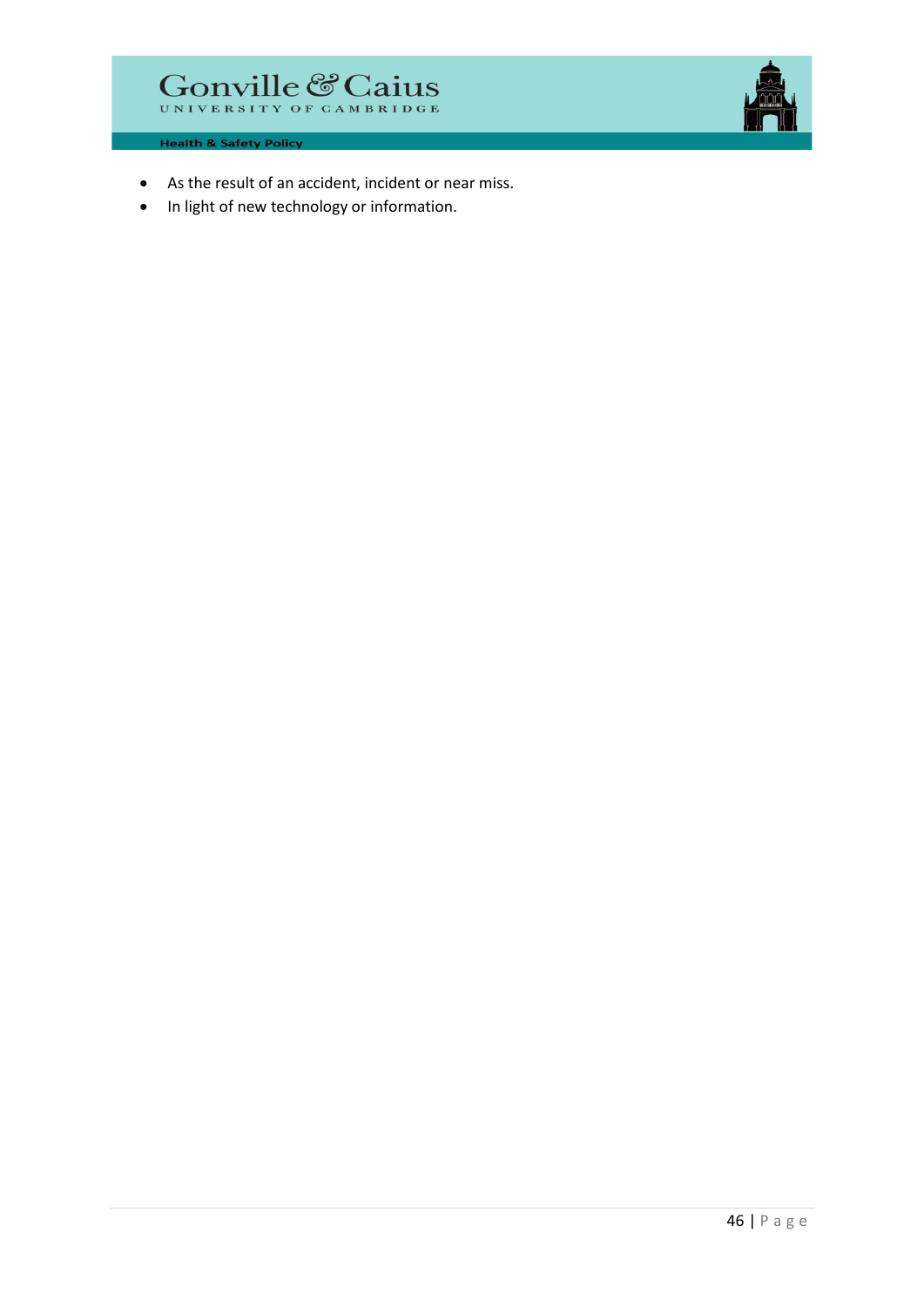- As the result of an accident, incident or near miss.
- In light of new technology or information.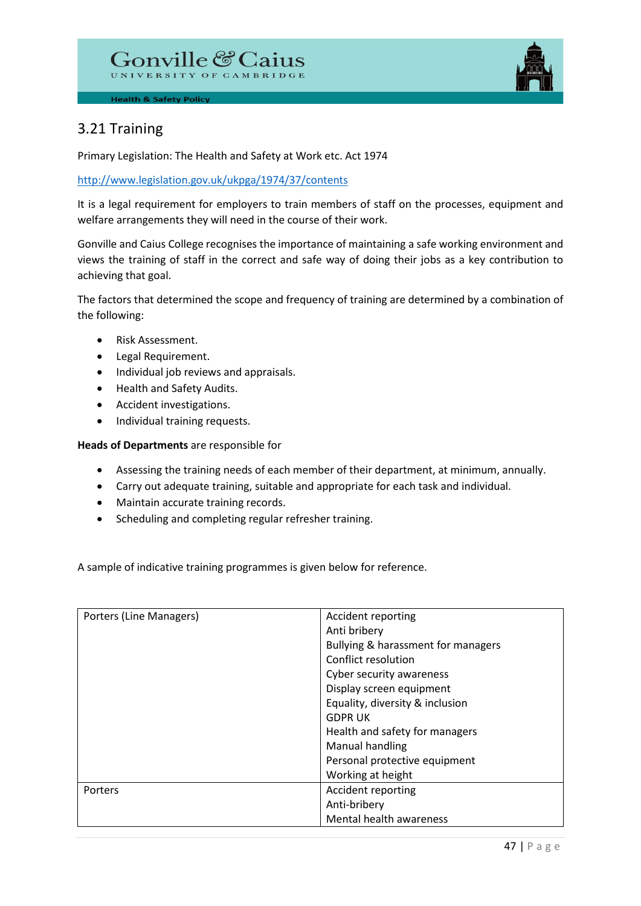## 3.21 Training

Primary Legislation: The Health and Safety at Work etc. Act 1974

http://www.legislation.gov.uk/ukpga/1974/37/contents

It is a legal requirement for employers to train members of staff on the processes, equipment and welfare arrangements they will need in the course of their work.

Gonville and Caius College recognises the importance of maintaining a safe working environment and views the training of staff in the correct and safe way of doing their jobs as a key contribution to achieving that goal.

The factors that determined the scope and frequency of training are determined by a combination of the following:

- Risk Assessment.
- Legal Requirement.
- Individual job reviews and appraisals.
- Health and Safety Audits.
- Accident investigations.
- Individual training requests.

**Heads of Departments** are responsible for

- Assessing the training needs of each member of their department, at minimum, annually.
- Carry out adequate training, suitable and appropriate for each task and individual.
- Maintain accurate training records.
- Scheduling and completing regular refresher training.

A sample of indicative training programmes is given below for reference.

| | |
|---|---|
| Porters (Line Managers) | Accident reporting<br>Anti bribery<br>Bullying & harassment for managers<br>Conflict resolution<br>Cyber security awareness<br>Display screen equipment<br>Equality, diversity & inclusion<br>GDPR UK<br>Health and safety for managers<br>Manual handling<br>Personal protective equipment<br>Working at height |
| Porters | Accident reporting<br>Anti-bribery<br>Mental health awareness |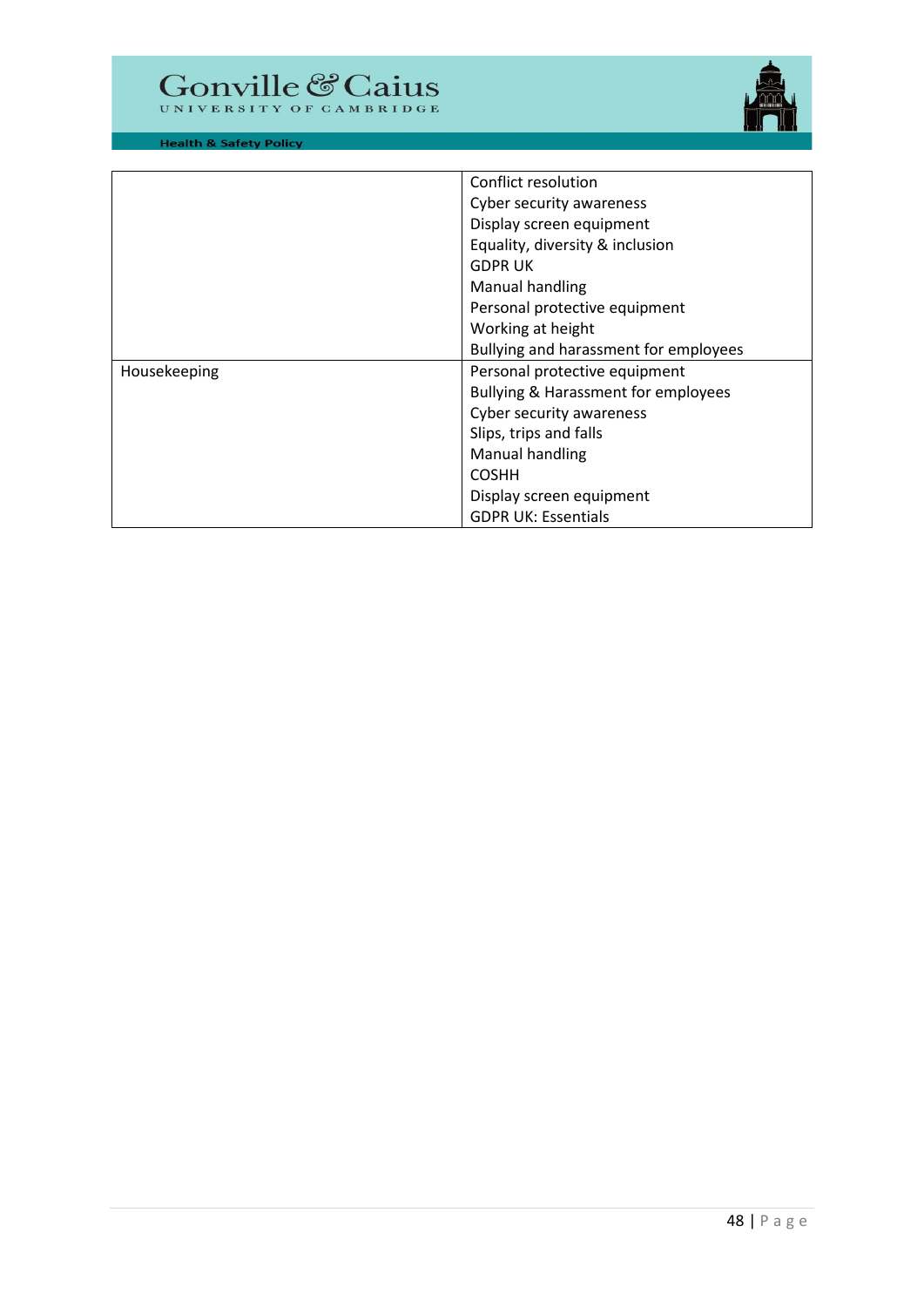| | |
|---|---|
| | Conflict resolution<br>Cyber security awareness<br>Display screen equipment<br>Equality, diversity & inclusion<br>GDPR UK<br>Manual handling<br>Personal protective equipment<br>Working at height<br>Bullying and harassment for employees |
| Housekeeping | Personal protective equipment<br>Bullying & Harassment for employees<br>Cyber security awareness<br>Slips, trips and falls<br>Manual handling<br>COSHH<br>Display screen equipment<br>GDPR UK: Essentials |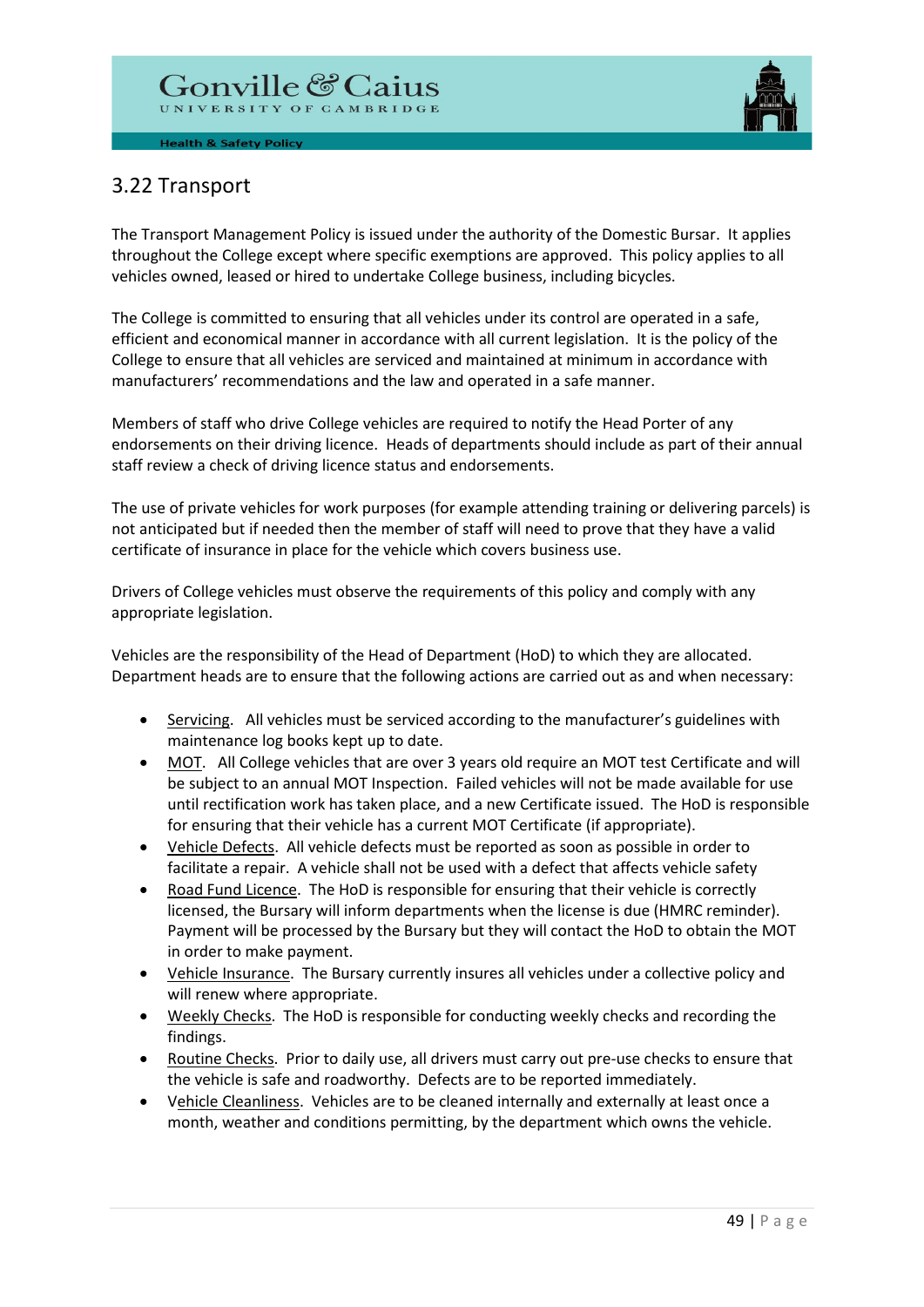## 3.22 Transport

The Transport Management Policy is issued under the authority of the Domestic Bursar. It applies throughout the College except where specific exemptions are approved. This policy applies to all vehicles owned, leased or hired to undertake College business, including bicycles.

The College is committed to ensuring that all vehicles under its control are operated in a safe, efficient and economical manner in accordance with all current legislation. It is the policy of the College to ensure that all vehicles are serviced and maintained at minimum in accordance with manufacturers' recommendations and the law and operated in a safe manner.

Members of staff who drive College vehicles are required to notify the Head Porter of any endorsements on their driving licence. Heads of departments should include as part of their annual staff review a check of driving licence status and endorsements.

The use of private vehicles for work purposes (for example attending training or delivering parcels) is not anticipated but if needed then the member of staff will need to prove that they have a valid certificate of insurance in place for the vehicle which covers business use.

Drivers of College vehicles must observe the requirements of this policy and comply with any appropriate legislation.

Vehicles are the responsibility of the Head of Department (HoD) to which they are allocated. Department heads are to ensure that the following actions are carried out as and when necessary:

- Servicing. All vehicles must be serviced according to the manufacturer's guidelines with maintenance log books kept up to date.
- MOT. All College vehicles that are over 3 years old require an MOT test Certificate and will be subject to an annual MOT Inspection. Failed vehicles will not be made available for use until rectification work has taken place, and a new Certificate issued. The HoD is responsible for ensuring that their vehicle has a current MOT Certificate (if appropriate).
- Vehicle Defects. All vehicle defects must be reported as soon as possible in order to facilitate a repair. A vehicle shall not be used with a defect that affects vehicle safety
- Road Fund Licence. The HoD is responsible for ensuring that their vehicle is correctly licensed, the Bursary will inform departments when the license is due (HMRC reminder). Payment will be processed by the Bursary but they will contact the HoD to obtain the MOT in order to make payment.
- Vehicle Insurance. The Bursary currently insures all vehicles under a collective policy and will renew where appropriate.
- Weekly Checks. The HoD is responsible for conducting weekly checks and recording the findings.
- Routine Checks. Prior to daily use, all drivers must carry out pre-use checks to ensure that the vehicle is safe and roadworthy. Defects are to be reported immediately.
- Vehicle Cleanliness. Vehicles are to be cleaned internally and externally at least once a month, weather and conditions permitting, by the department which owns the vehicle.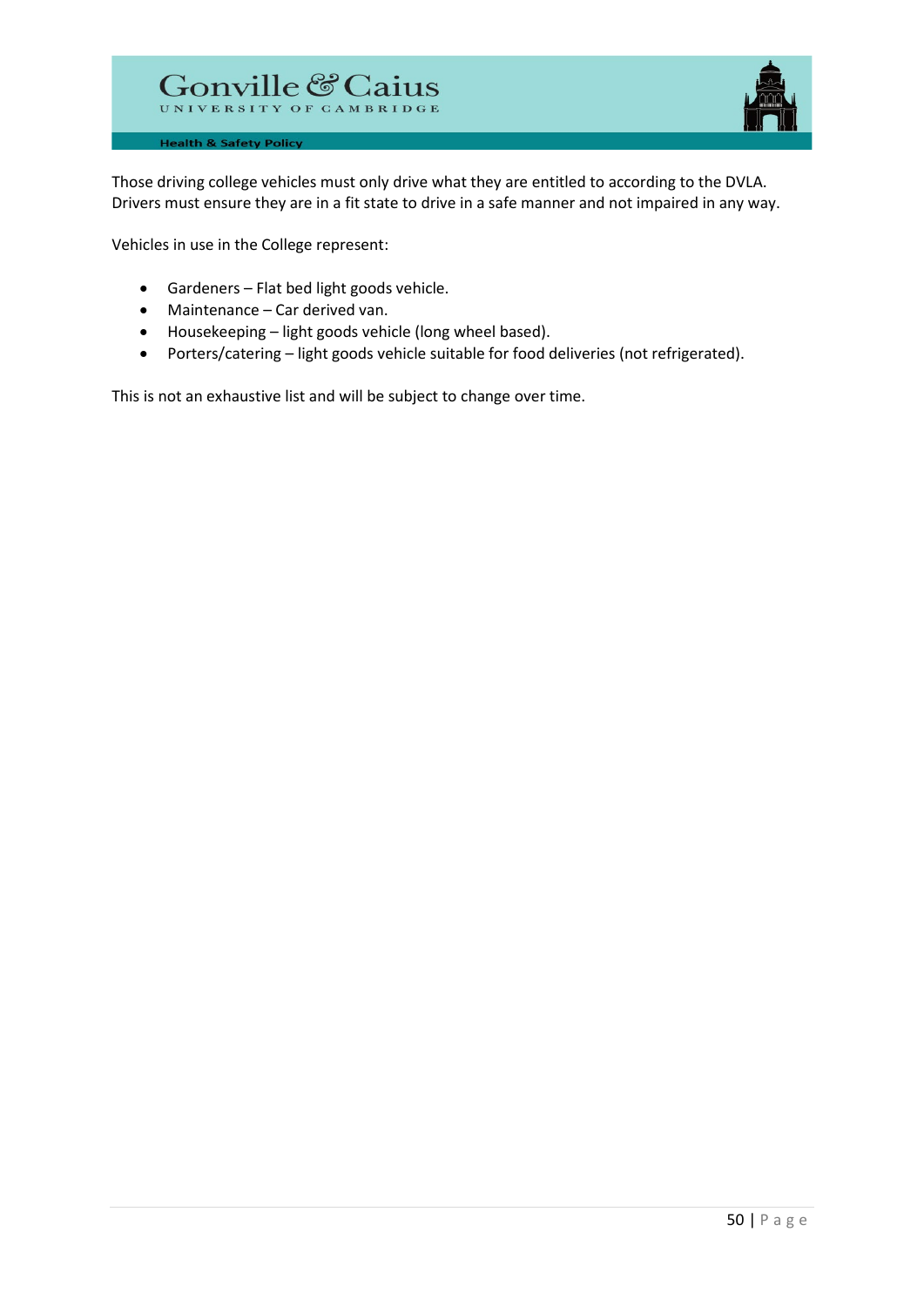Those driving college vehicles must only drive what they are entitled to according to the DVLA. Drivers must ensure they are in a fit state to drive in a safe manner and not impaired in any way.

Vehicles in use in the College represent:

- Gardeners – Flat bed light goods vehicle.
- Maintenance – Car derived van.
- Housekeeping – light goods vehicle (long wheel based).
- Porters/catering – light goods vehicle suitable for food deliveries (not refrigerated).

This is not an exhaustive list and will be subject to change over time.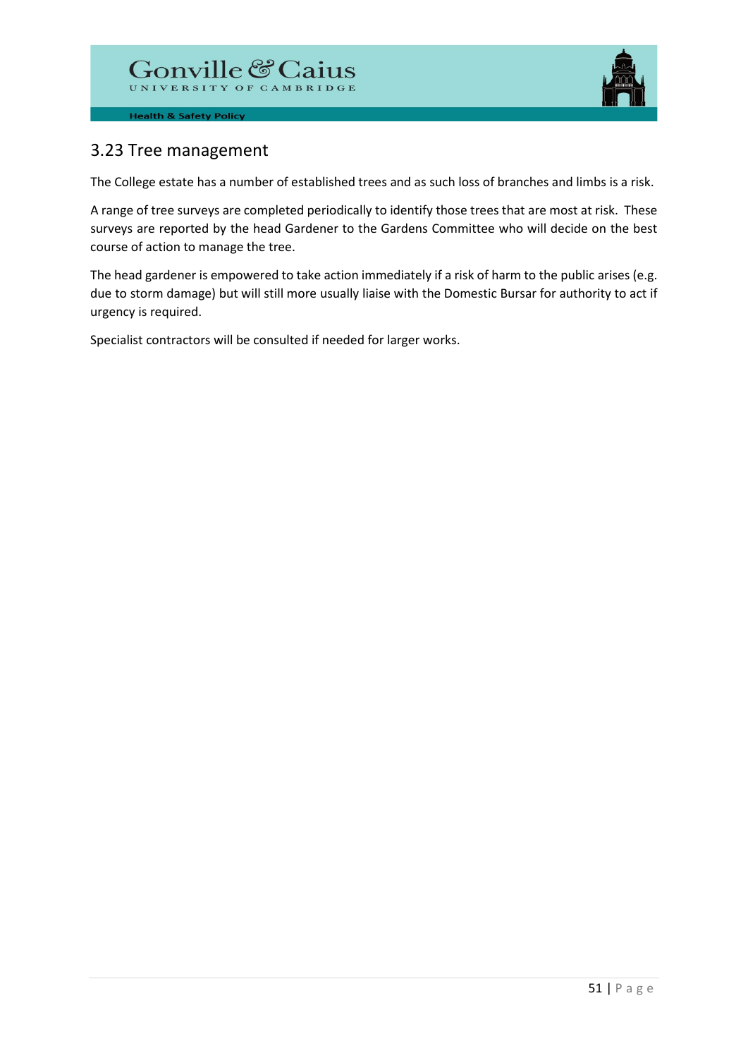## 3.23 Tree management

The College estate has a number of established trees and as such loss of branches and limbs is a risk.

A range of tree surveys are completed periodically to identify those trees that are most at risk. These surveys are reported by the head Gardener to the Gardens Committee who will decide on the best course of action to manage the tree.

The head gardener is empowered to take action immediately if a risk of harm to the public arises (e.g. due to storm damage) but will still more usually liaise with the Domestic Bursar for authority to act if urgency is required.

Specialist contractors will be consulted if needed for larger works.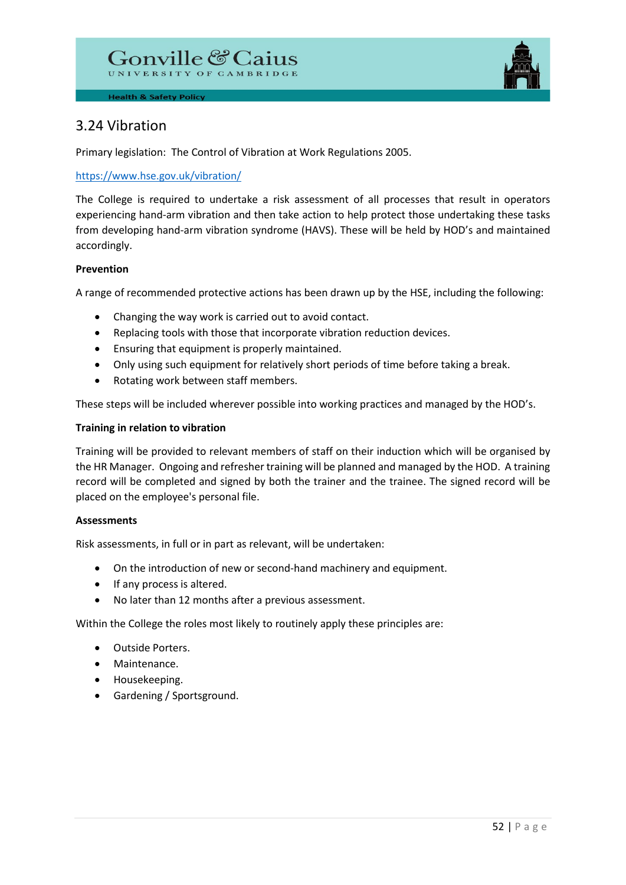## 3.24 Vibration

Primary legislation: The Control of Vibration at Work Regulations 2005.

https://www.hse.gov.uk/vibration/

The College is required to undertake a risk assessment of all processes that result in operators experiencing hand-arm vibration and then take action to help protect those undertaking these tasks from developing hand-arm vibration syndrome (HAVS). These will be held by HOD's and maintained accordingly.

**Prevention**

A range of recommended protective actions has been drawn up by the HSE, including the following:

- Changing the way work is carried out to avoid contact.
- Replacing tools with those that incorporate vibration reduction devices.
- Ensuring that equipment is properly maintained.
- Only using such equipment for relatively short periods of time before taking a break.
- Rotating work between staff members.

These steps will be included wherever possible into working practices and managed by the HOD's.

**Training in relation to vibration**

Training will be provided to relevant members of staff on their induction which will be organised by the HR Manager. Ongoing and refresher training will be planned and managed by the HOD. A training record will be completed and signed by both the trainer and the trainee. The signed record will be placed on the employee's personal file.

**Assessments**

Risk assessments, in full or in part as relevant, will be undertaken:

- On the introduction of new or second-hand machinery and equipment.
- If any process is altered.
- No later than 12 months after a previous assessment.

Within the College the roles most likely to routinely apply these principles are:

- Outside Porters.
- Maintenance.
- Housekeeping.
- Gardening / Sportsground.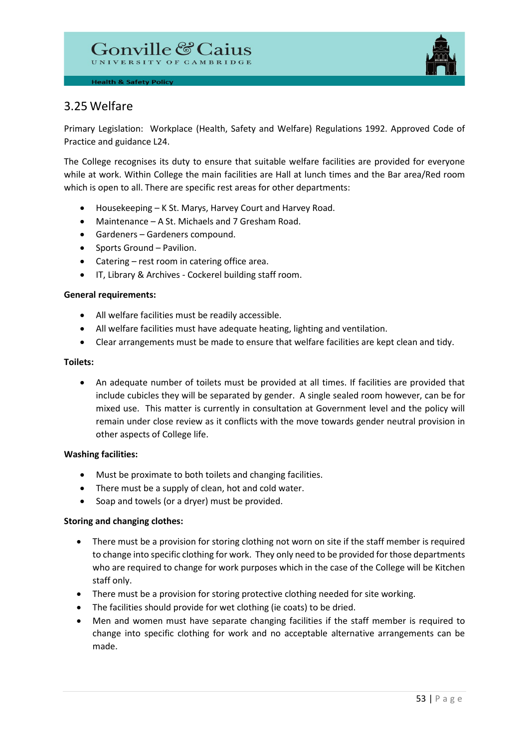## 3.25 Welfare

Primary Legislation: Workplace (Health, Safety and Welfare) Regulations 1992. Approved Code of Practice and guidance L24.

The College recognises its duty to ensure that suitable welfare facilities are provided for everyone while at work. Within College the main facilities are Hall at lunch times and the Bar area/Red room which is open to all. There are specific rest areas for other departments:

- Housekeeping – K St. Marys, Harvey Court and Harvey Road.
- Maintenance – A St. Michaels and 7 Gresham Road.
- Gardeners – Gardeners compound.
- Sports Ground – Pavilion.
- Catering – rest room in catering office area.
- IT, Library & Archives - Cockerel building staff room.

**General requirements:**

- All welfare facilities must be readily accessible.
- All welfare facilities must have adequate heating, lighting and ventilation.
- Clear arrangements must be made to ensure that welfare facilities are kept clean and tidy.

**Toilets:**

- An adequate number of toilets must be provided at all times. If facilities are provided that include cubicles they will be separated by gender. A single sealed room however, can be for mixed use. This matter is currently in consultation at Government level and the policy will remain under close review as it conflicts with the move towards gender neutral provision in other aspects of College life.

**Washing facilities:**

- Must be proximate to both toilets and changing facilities.
- There must be a supply of clean, hot and cold water.
- Soap and towels (or a dryer) must be provided.

**Storing and changing clothes:**

- There must be a provision for storing clothing not worn on site if the staff member is required to change into specific clothing for work. They only need to be provided for those departments who are required to change for work purposes which in the case of the College will be Kitchen staff only.
- There must be a provision for storing protective clothing needed for site working.
- The facilities should provide for wet clothing (ie coats) to be dried.
- Men and women must have separate changing facilities if the staff member is required to change into specific clothing for work and no acceptable alternative arrangements can be made.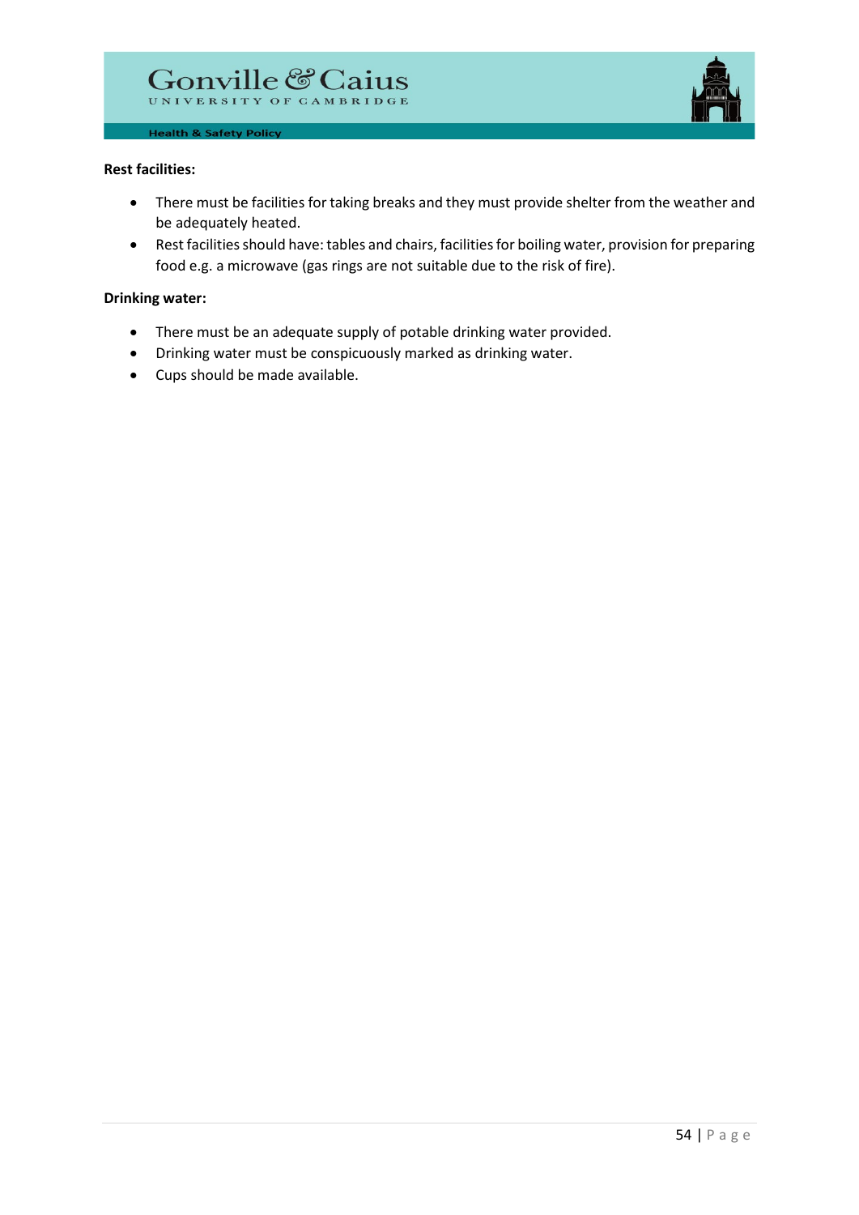**Rest facilities:**

- There must be facilities for taking breaks and they must provide shelter from the weather and be adequately heated.
- Rest facilities should have: tables and chairs, facilities for boiling water, provision for preparing food e.g. a microwave (gas rings are not suitable due to the risk of fire).

**Drinking water:**

- There must be an adequate supply of potable drinking water provided.
- Drinking water must be conspicuously marked as drinking water.
- Cups should be made available.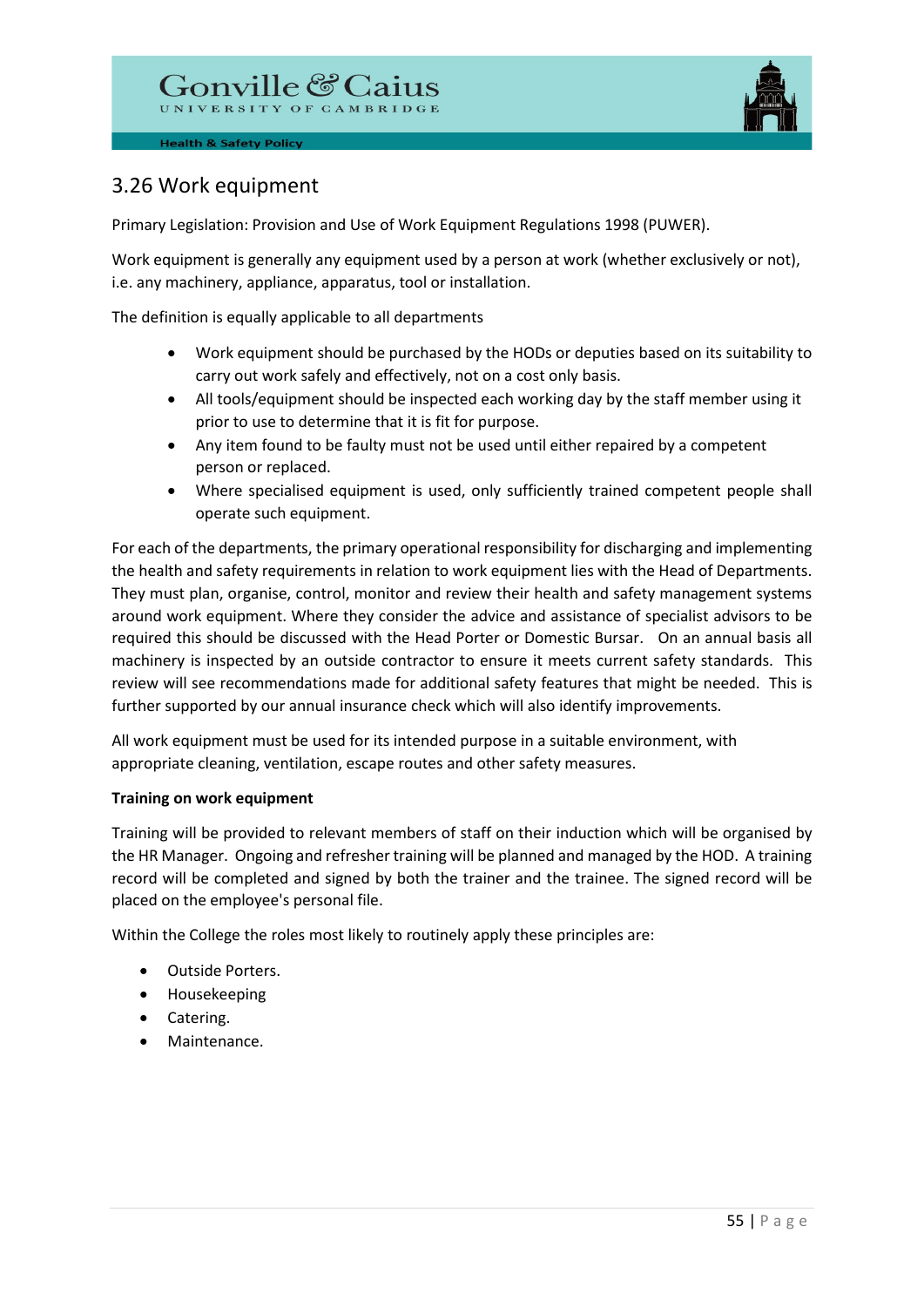## 3.26 Work equipment

Primary Legislation: Provision and Use of Work Equipment Regulations 1998 (PUWER).

Work equipment is generally any equipment used by a person at work (whether exclusively or not), i.e. any machinery, appliance, apparatus, tool or installation.

The definition is equally applicable to all departments

- Work equipment should be purchased by the HODs or deputies based on its suitability to carry out work safely and effectively, not on a cost only basis.
- All tools/equipment should be inspected each working day by the staff member using it prior to use to determine that it is fit for purpose.
- Any item found to be faulty must not be used until either repaired by a competent person or replaced.
- Where specialised equipment is used, only sufficiently trained competent people shall operate such equipment.

For each of the departments, the primary operational responsibility for discharging and implementing the health and safety requirements in relation to work equipment lies with the Head of Departments. They must plan, organise, control, monitor and review their health and safety management systems around work equipment. Where they consider the advice and assistance of specialist advisors to be required this should be discussed with the Head Porter or Domestic Bursar. On an annual basis all machinery is inspected by an outside contractor to ensure it meets current safety standards. This review will see recommendations made for additional safety features that might be needed. This is further supported by our annual insurance check which will also identify improvements.

All work equipment must be used for its intended purpose in a suitable environment, with appropriate cleaning, ventilation, escape routes and other safety measures.

**Training on work equipment**

Training will be provided to relevant members of staff on their induction which will be organised by the HR Manager. Ongoing and refresher training will be planned and managed by the HOD. A training record will be completed and signed by both the trainer and the trainee. The signed record will be placed on the employee's personal file.

Within the College the roles most likely to routinely apply these principles are:

- Outside Porters.
- Housekeeping
- Catering.
- Maintenance.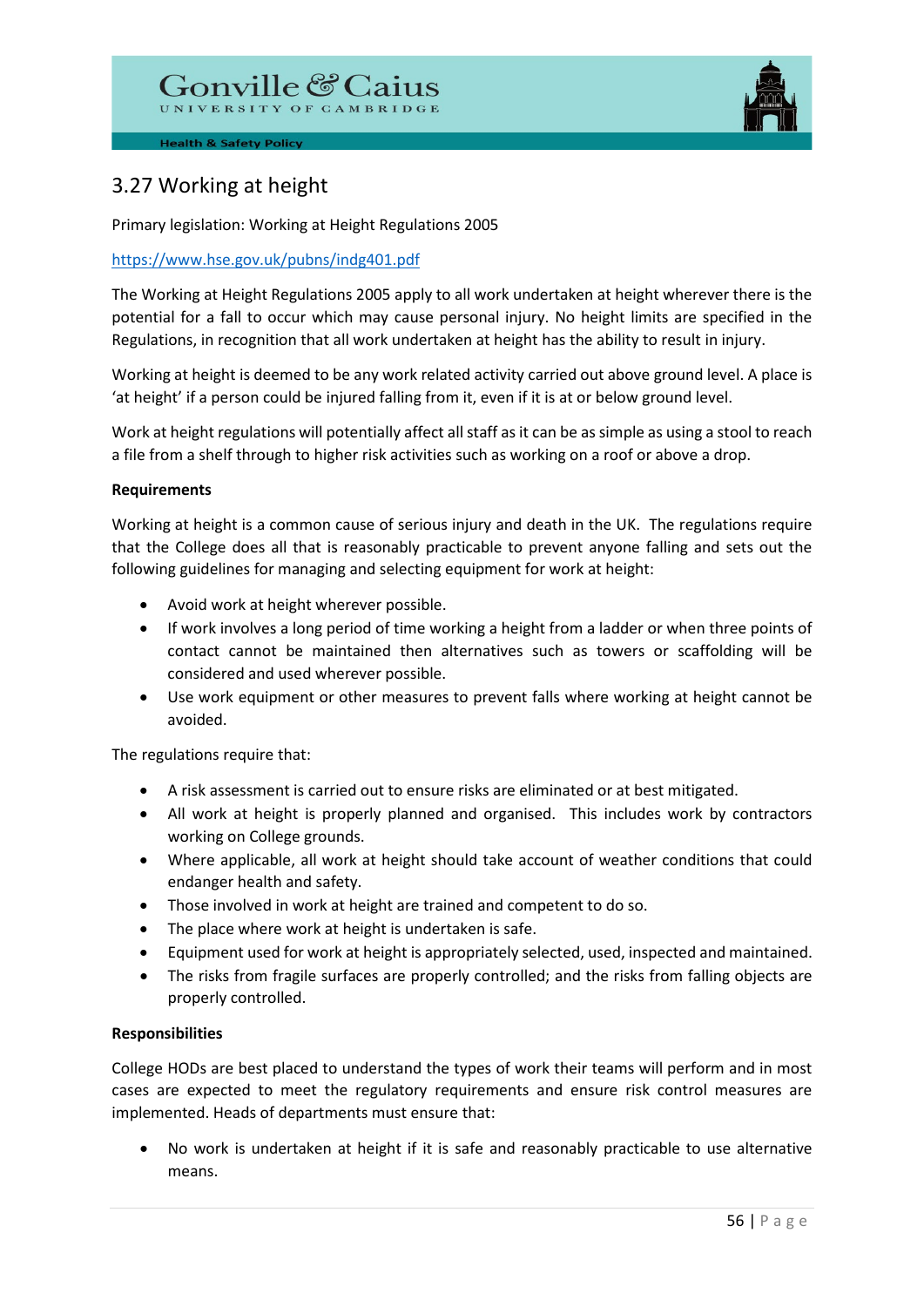## 3.27 Working at height

Primary legislation: Working at Height Regulations 2005

https://www.hse.gov.uk/pubns/indg401.pdf

The Working at Height Regulations 2005 apply to all work undertaken at height wherever there is the potential for a fall to occur which may cause personal injury. No height limits are specified in the Regulations, in recognition that all work undertaken at height has the ability to result in injury.

Working at height is deemed to be any work related activity carried out above ground level. A place is 'at height' if a person could be injured falling from it, even if it is at or below ground level.

Work at height regulations will potentially affect all staff as it can be as simple as using a stool to reach a file from a shelf through to higher risk activities such as working on a roof or above a drop.

**Requirements**

Working at height is a common cause of serious injury and death in the UK. The regulations require that the College does all that is reasonably practicable to prevent anyone falling and sets out the following guidelines for managing and selecting equipment for work at height:

- Avoid work at height wherever possible.
- If work involves a long period of time working a height from a ladder or when three points of contact cannot be maintained then alternatives such as towers or scaffolding will be considered and used wherever possible.
- Use work equipment or other measures to prevent falls where working at height cannot be avoided.

The regulations require that:

- A risk assessment is carried out to ensure risks are eliminated or at best mitigated.
- All work at height is properly planned and organised. This includes work by contractors working on College grounds.
- Where applicable, all work at height should take account of weather conditions that could endanger health and safety.
- Those involved in work at height are trained and competent to do so.
- The place where work at height is undertaken is safe.
- Equipment used for work at height is appropriately selected, used, inspected and maintained.
- The risks from fragile surfaces are properly controlled; and the risks from falling objects are properly controlled.

**Responsibilities**

College HODs are best placed to understand the types of work their teams will perform and in most cases are expected to meet the regulatory requirements and ensure risk control measures are implemented. Heads of departments must ensure that:

- No work is undertaken at height if it is safe and reasonably practicable to use alternative means.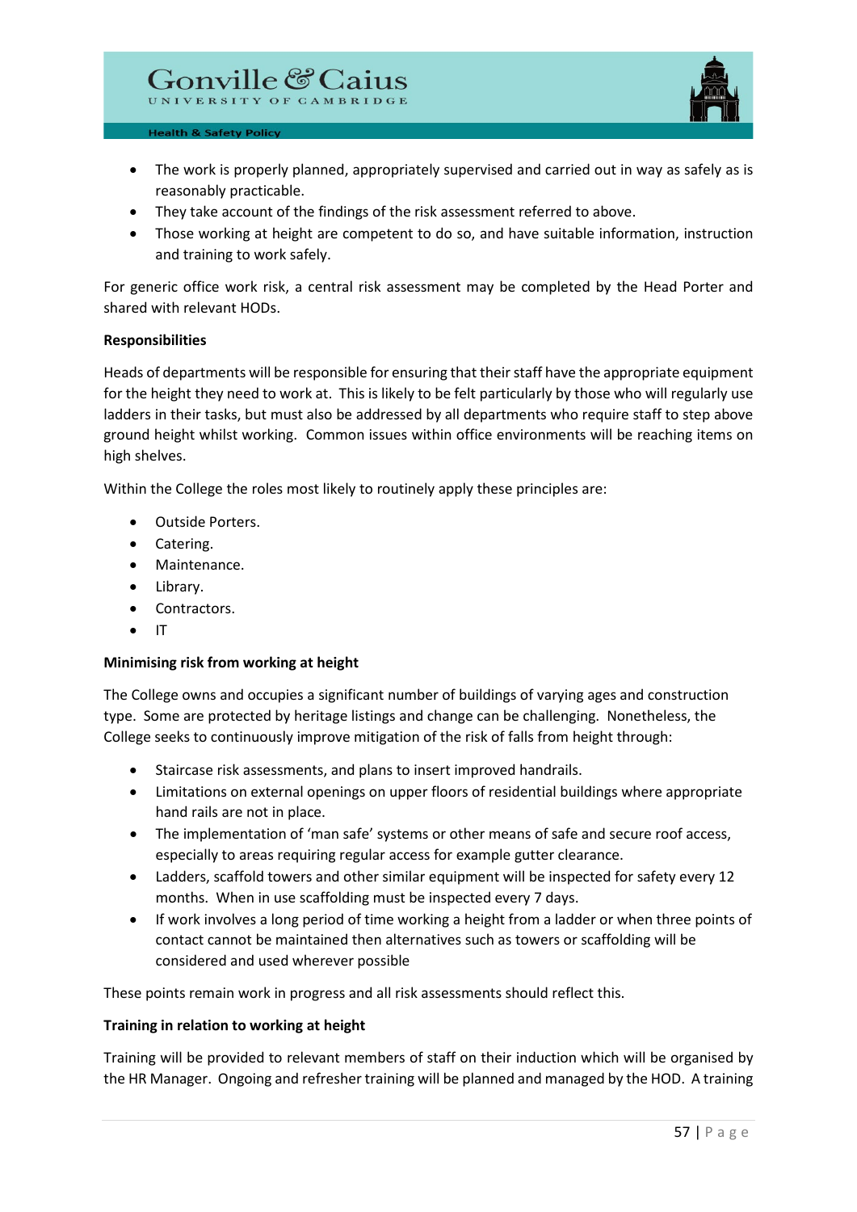- The work is properly planned, appropriately supervised and carried out in way as safely as is reasonably practicable.
- They take account of the findings of the risk assessment referred to above.
- Those working at height are competent to do so, and have suitable information, instruction and training to work safely.

For generic office work risk, a central risk assessment may be completed by the Head Porter and shared with relevant HODs.

**Responsibilities**

Heads of departments will be responsible for ensuring that their staff have the appropriate equipment for the height they need to work at. This is likely to be felt particularly by those who will regularly use ladders in their tasks, but must also be addressed by all departments who require staff to step above ground height whilst working. Common issues within office environments will be reaching items on high shelves.

Within the College the roles most likely to routinely apply these principles are:

- Outside Porters.
- Catering.
- Maintenance.
- Library.
- Contractors.
- IT

**Minimising risk from working at height**

The College owns and occupies a significant number of buildings of varying ages and construction type. Some are protected by heritage listings and change can be challenging. Nonetheless, the College seeks to continuously improve mitigation of the risk of falls from height through:

- Staircase risk assessments, and plans to insert improved handrails.
- Limitations on external openings on upper floors of residential buildings where appropriate hand rails are not in place.
- The implementation of 'man safe' systems or other means of safe and secure roof access, especially to areas requiring regular access for example gutter clearance.
- Ladders, scaffold towers and other similar equipment will be inspected for safety every 12 months. When in use scaffolding must be inspected every 7 days.
- If work involves a long period of time working a height from a ladder or when three points of contact cannot be maintained then alternatives such as towers or scaffolding will be considered and used wherever possible

These points remain work in progress and all risk assessments should reflect this.

**Training in relation to working at height**

Training will be provided to relevant members of staff on their induction which will be organised by the HR Manager. Ongoing and refresher training will be planned and managed by the HOD. A training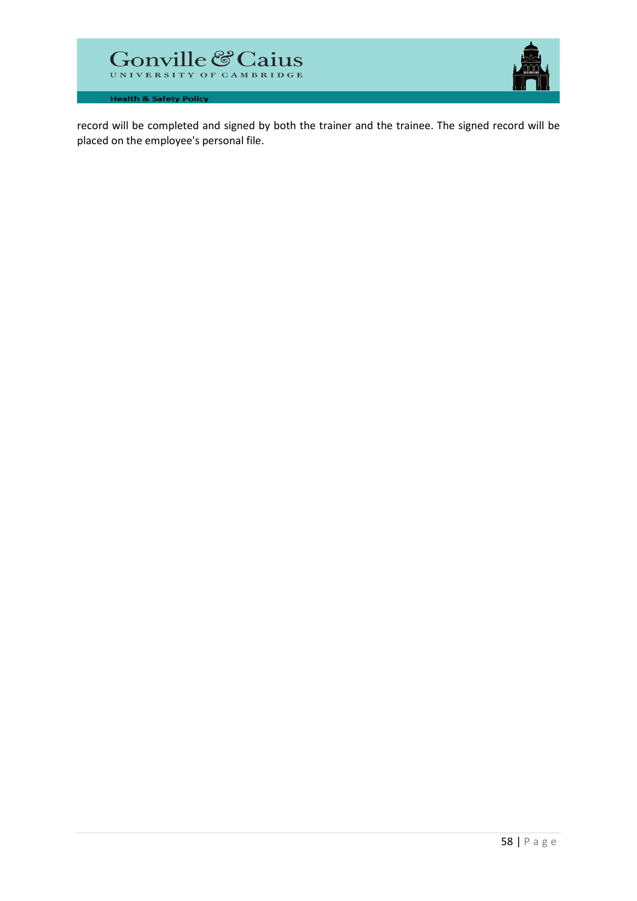record will be completed and signed by both the trainer and the trainee. The signed record will be placed on the employee's personal file.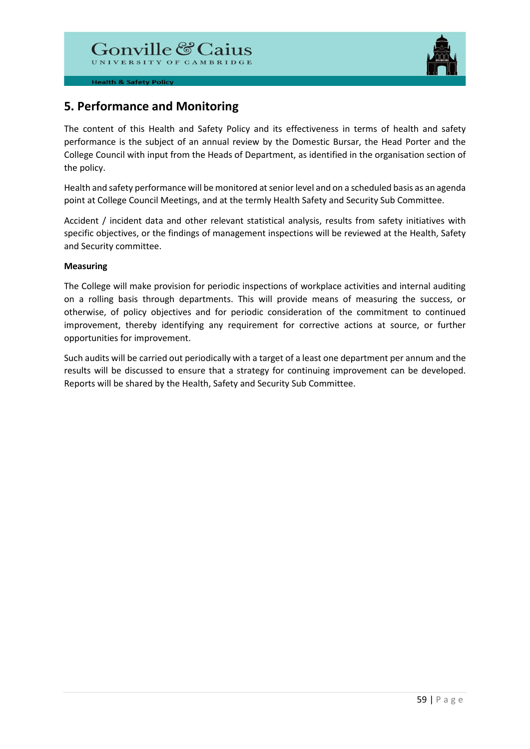## 5. Performance and Monitoring

The content of this Health and Safety Policy and its effectiveness in terms of health and safety performance is the subject of an annual review by the Domestic Bursar, the Head Porter and the College Council with input from the Heads of Department, as identified in the organisation section of the policy.

Health and safety performance will be monitored at senior level and on a scheduled basis as an agenda point at College Council Meetings, and at the termly Health Safety and Security Sub Committee.

Accident / incident data and other relevant statistical analysis, results from safety initiatives with specific objectives, or the findings of management inspections will be reviewed at the Health, Safety and Security committee.

**Measuring**

The College will make provision for periodic inspections of workplace activities and internal auditing on a rolling basis through departments. This will provide means of measuring the success, or otherwise, of policy objectives and for periodic consideration of the commitment to continued improvement, thereby identifying any requirement for corrective actions at source, or further opportunities for improvement.

Such audits will be carried out periodically with a target of a least one department per annum and the results will be discussed to ensure that a strategy for continuing improvement can be developed. Reports will be shared by the Health, Safety and Security Sub Committee.